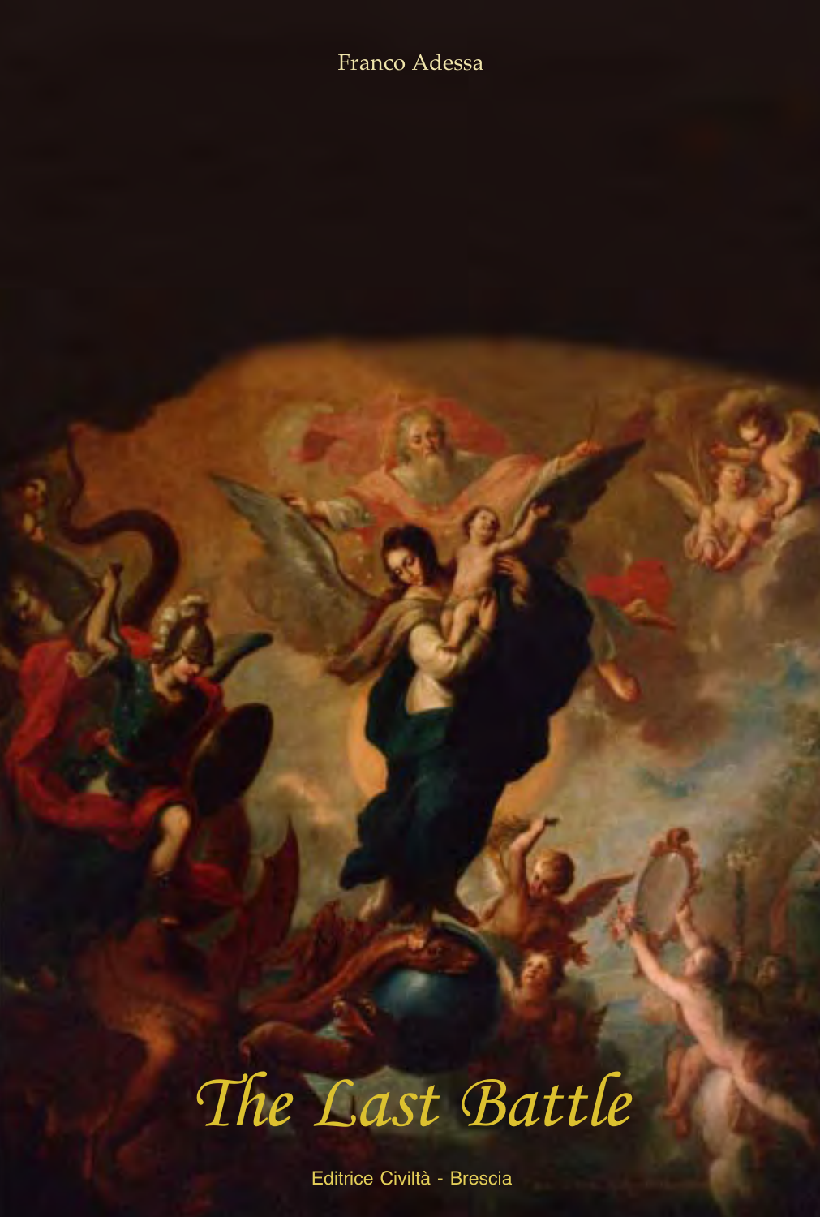Franco Adessa

# The Last Battle

Editrice Civiltà - Brescia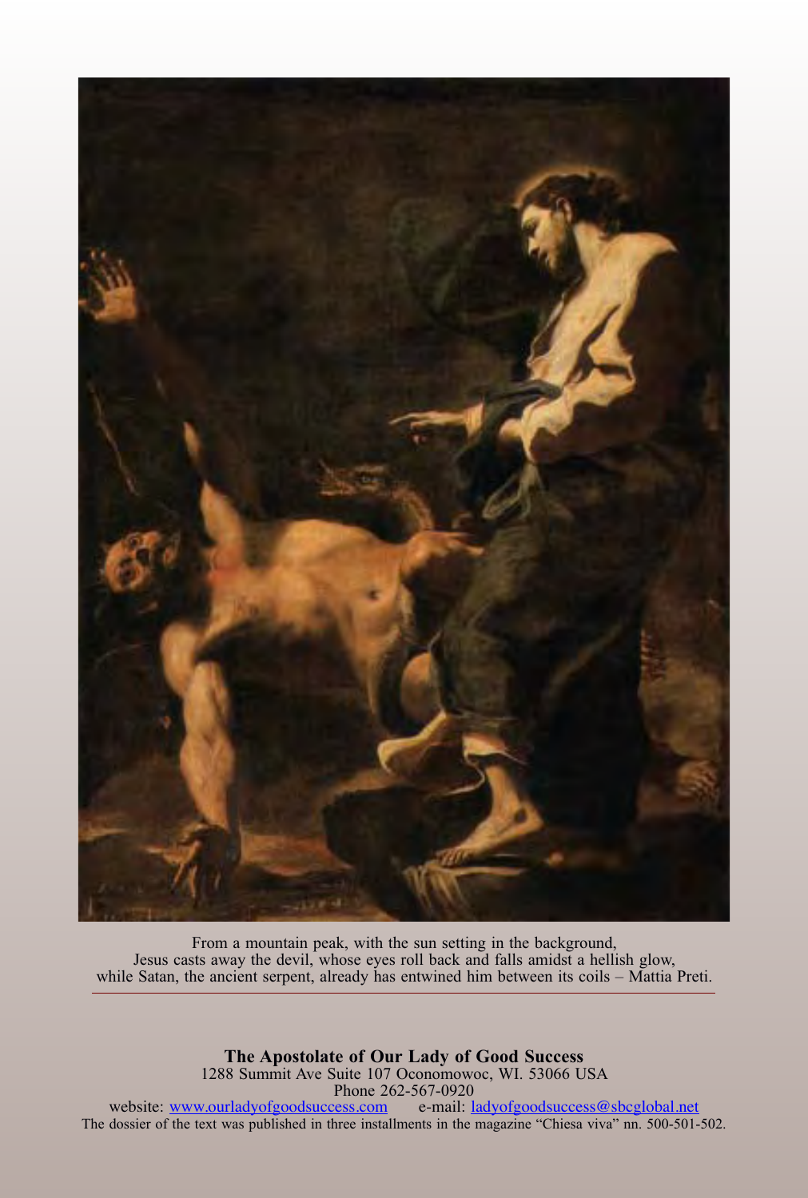From a mountain peak, with the sun setting in the background,
Jesus casts away the devil, whose eyes roll back and falls amidst a hellish glow,
while Satan, the ancient serpent, already has entwined him between its coils – Mattia Preti.

**The Apostolate of Our Lady of Good Success**
1288 Summit Ave Suite 107 Oconomowoc, WI. 53066 USA
Phone 262-567-0920
website: www.ourladyofgoodsuccess.com e-mail: ladyofgoodsuccess@sbcglobal.net
The dossier of the text was published in three installments in the magazine "Chiesa viva" nn. 500-501-502.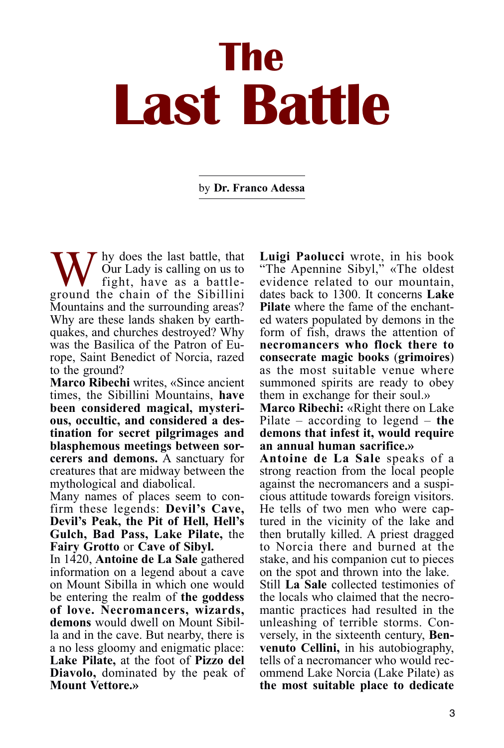# The Last Battle

by **Dr. Franco Adessa**

Why does the last battle, that Our Lady is calling on us to fight, have as a battleground the chain of the Sibillini Mountains and the surrounding areas? Why are these lands shaken by earthquakes, and churches destroyed? Why was the Basilica of the Patron of Europe, Saint Benedict of Norcia, razed to the ground?

**Marco Ribechi** writes, «Since ancient times, the Sibillini Mountains, **have been considered magical, mysterious, occultic, and considered a destination for secret pilgrimages and blasphemous meetings between sorcerers and demons.** A sanctuary for creatures that are midway between the mythological and diabolical.

Many names of places seem to confirm these legends: **Devil's Cave, Devil's Peak, the Pit of Hell, Hell's Gulch, Bad Pass, Lake Pilate,** the **Fairy Grotto** or **Cave of Sibyl.**

In 1420, **Antoine de La Sale** gathered information on a legend about a cave on Mount Sibilla in which one would be entering the realm of **the goddess of love. Necromancers, wizards, demons** would dwell on Mount Sibilla and in the cave. But nearby, there is a no less gloomy and enigmatic place: **Lake Pilate,** at the foot of **Pizzo del Diavolo,** dominated by the peak of **Mount Vettore.**»

**Luigi Paolucci** wrote, in his book "The Apennine Sibyl," «The oldest evidence related to our mountain, dates back to 1300. It concerns **Lake Pilate** where the fame of the enchanted waters populated by demons in the form of fish, draws the attention of **necromancers who flock there to consecrate magic books** (**grimoires**) as the most suitable venue where summoned spirits are ready to obey them in exchange for their soul.»

**Marco Ribechi:** «Right there on Lake Pilate – according to legend – **the demons that infest it, would require an annual human sacrifice.»**

**Antoine de La Sale** speaks of a strong reaction from the local people against the necromancers and a suspicious attitude towards foreign visitors. He tells of two men who were captured in the vicinity of the lake and then brutally killed. A priest dragged to Norcia there and burned at the stake, and his companion cut to pieces on the spot and thrown into the lake.

Still **La Sale** collected testimonies of the locals who claimed that the necromantic practices had resulted in the unleashing of terrible storms. Conversely, in the sixteenth century, **Benvenuto Cellini,** in his autobiography, tells of a necromancer who would recommend Lake Norcia (Lake Pilate) as **the most suitable place to dedicate**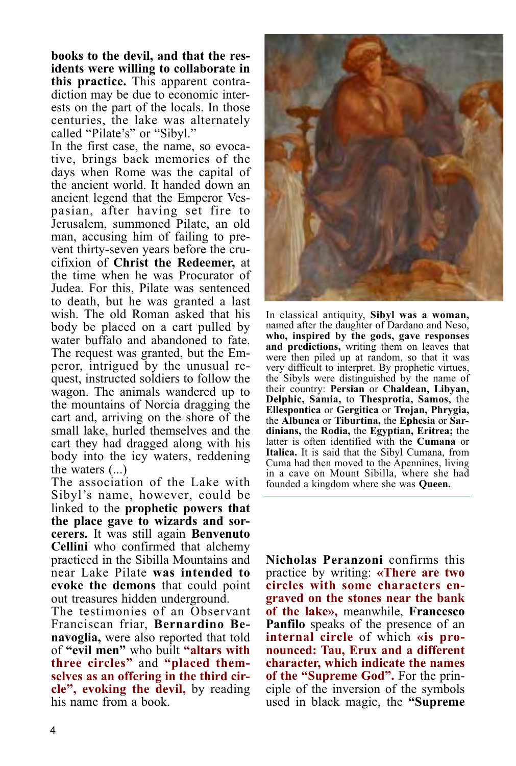**books to the devil, and that the residents were willing to collaborate in this practice.** This apparent contradiction may be due to economic interests on the part of the locals. In those centuries, the lake was alternately called "Pilate's" or "Sibyl."

In the first case, the name, so evocative, brings back memories of the days when Rome was the capital of the ancient world. It handed down an ancient legend that the Emperor Vespasian, after having set fire to Jerusalem, summoned Pilate, an old man, accusing him of failing to prevent thirty-seven years before the crucifixion of **Christ the Redeemer,** at the time when he was Procurator of Judea. For this, Pilate was sentenced to death, but he was granted a last wish. The old Roman asked that his body be placed on a cart pulled by water buffalo and abandoned to fate. The request was granted, but the Emperor, intrigued by the unusual request, instructed soldiers to follow the wagon. The animals wandered up to the mountains of Norcia dragging the cart and, arriving on the shore of the small lake, hurled themselves and the cart they had dragged along with his body into the icy waters, reddening the waters (...)

The association of the Lake with Sibyl's name, however, could be linked to the **prophetic powers that the place gave to wizards and sorcerers.** It was still again **Benvenuto Cellini** who confirmed that alchemy practiced in the Sibilla Mountains and near Lake Pilate **was intended to evoke the demons** that could point out treasures hidden underground.

The testimonies of an Observant Franciscan friar, **Bernardino Benavoglia,** were also reported that told of **"evil men"** who built **"altars with three circles"** and **"placed themselves as an offering in the third circle", evoking the devil,** by reading his name from a book.

In classical antiquity, **Sibyl was a woman,** named after the daughter of Dardano and Neso, **who, inspired by the gods, gave responses and predictions,** writing them on leaves that were then piled up at random, so that it was very difficult to interpret. By prophetic virtues, the Sibyls were distinguished by the name of their country: **Persian** or **Chaldean, Libyan, Delphic, Samia,** to **Thesprotia, Samos,** the **Ellespontica** or **Gergitica** or **Trojan, Phrygia,** the **Albunea** or **Tiburtina,** the **Ephesia** or **Sardinians,** the **Rodia,** the **Egyptian, Eritrea;** the latter is often identified with the **Cumana** or **Italica.** It is said that the Sibyl Cumana, from Cuma had then moved to the Apennines, living in a cave on Mount Sibilla, where she had founded a kingdom where she was **Queen.**

**Nicholas Peranzoni** confirms this practice by writing: **«There are two circles with some characters engraved on the stones near the bank of the lake»,** meanwhile, **Francesco Panfilo** speaks of the presence of an **internal circle** of which **«is pronounced: Tau, Erux and a different character, which indicate the names of the "Supreme God".** For the principle of the inversion of the symbols used in black magic, the **"Supreme**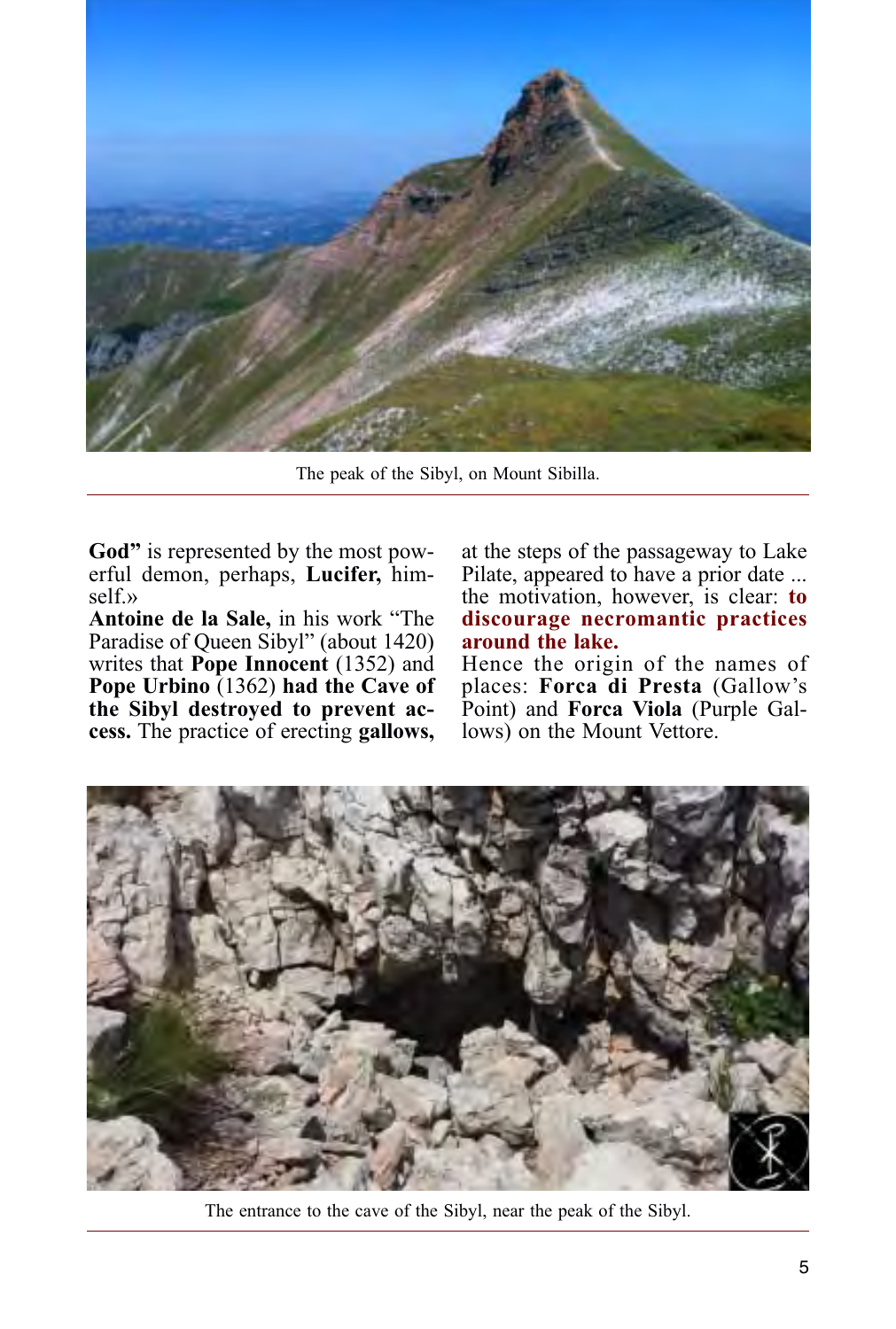The peak of the Sibyl, on Mount Sibilla.

**God"** is represented by the most powerful demon, perhaps, **Lucifer,** himself.»

**Antoine de la Sale,** in his work "The Paradise of Queen Sibyl" (about 1420) writes that **Pope Innocent** (1352) and **Pope Urbino** (1362) **had the Cave of the Sibyl destroyed to prevent access.** The practice of erecting **gallows,** at the steps of the passageway to Lake Pilate, appeared to have a prior date ... the motivation, however, is clear: **to discourage necromantic practices around the lake.**

Hence the origin of the names of places: **Forca di Presta** (Gallow's Point) and **Forca Viola** (Purple Gallows) on the Mount Vettore.

The entrance to the cave of the Sibyl, near the peak of the Sibyl.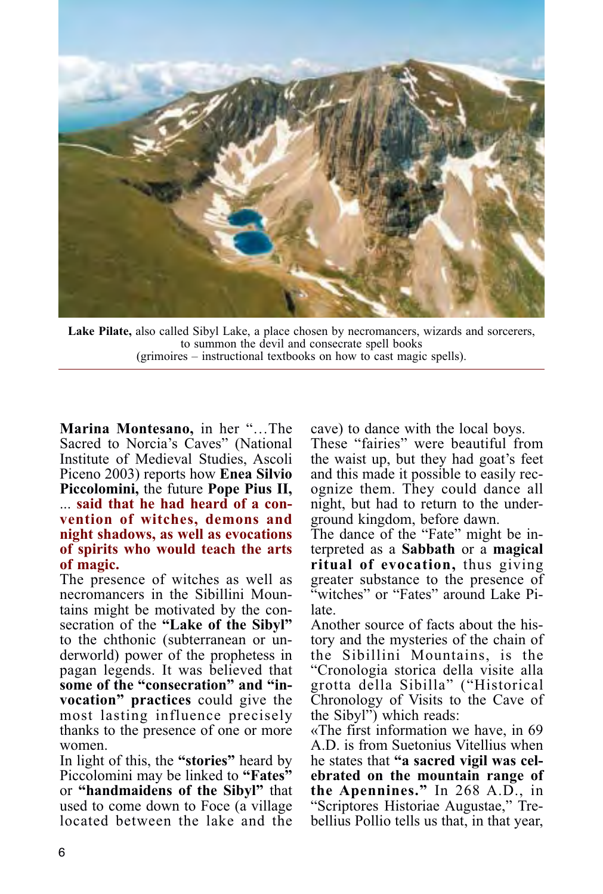**Lake Pilate,** also called Sibyl Lake, a place chosen by necromancers, wizards and sorcerers, to summon the devil and consecrate spell books (grimoires – instructional textbooks on how to cast magic spells).

**Marina Montesano,** in her "…The Sacred to Norcia's Caves" (National Institute of Medieval Studies, Ascoli Piceno 2003) reports how **Enea Silvio Piccolomini,** the future **Pope Pius II,** ... **said that he had heard of a convention of witches, demons and night shadows, as well as evocations of spirits who would teach the arts of magic.**

The presence of witches as well as necromancers in the Sibillini Mountains might be motivated by the consecration of the **"Lake of the Sibyl"** to the chthonic (subterranean or underworld) power of the prophetess in pagan legends. It was believed that **some of the "consecration" and "invocation" practices** could give the most lasting influence precisely thanks to the presence of one or more women.

In light of this, the **"stories"** heard by Piccolomini may be linked to **"Fates"** or **"handmaidens of the Sibyl"** that used to come down to Foce (a village located between the lake and the cave) to dance with the local boys.

These "fairies" were beautiful from the waist up, but they had goat's feet and this made it possible to easily recognize them. They could dance all night, but had to return to the underground kingdom, before dawn.

The dance of the "Fate" might be interpreted as a **Sabbath** or a **magical ritual of evocation,** thus giving greater substance to the presence of "witches" or "Fates" around Lake Pilate.

Another source of facts about the history and the mysteries of the chain of the Sibillini Mountains, is the "Cronologia storica della visite alla grotta della Sibilla" ("Historical Chronology of Visits to the Cave of the Sibyl") which reads:

«The first information we have, in 69 A.D. is from Suetonius Vitellius when he states that **"a sacred vigil was celebrated on the mountain range of the Apennines."** In 268 A.D., in "Scriptores Historiae Augustae," Trebellius Pollio tells us that, in that year,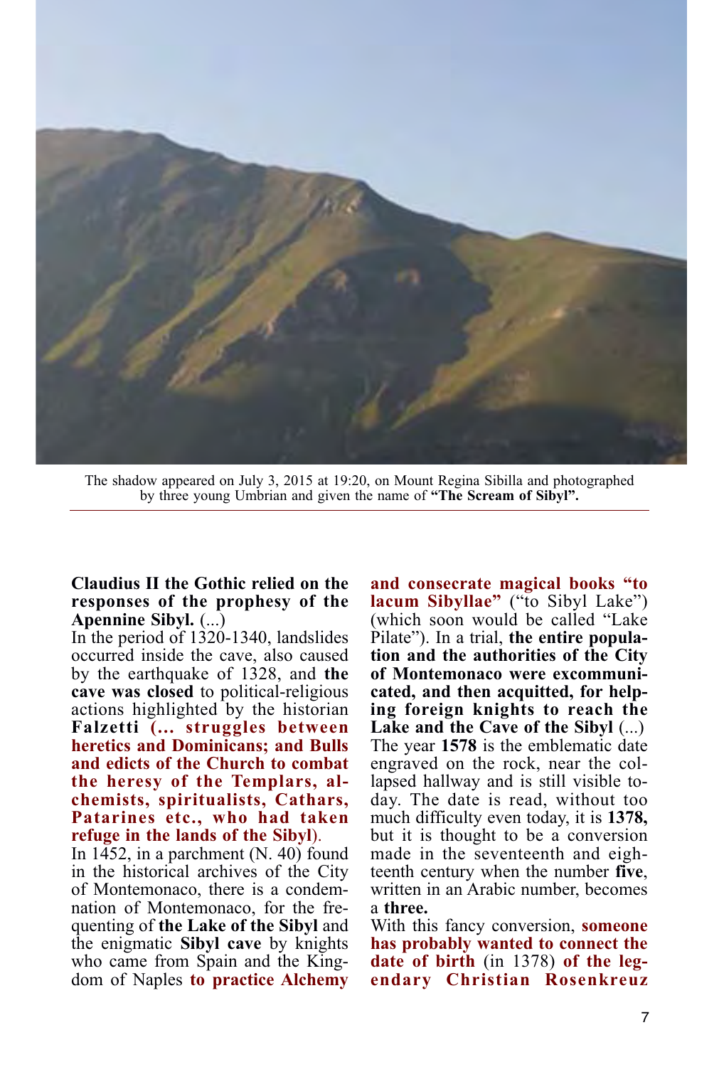The shadow appeared on July 3, 2015 at 19:20, on Mount Regina Sibilla and photographed by three young Umbrian and given the name of **"The Scream of Sibyl".**

**Claudius II the Gothic relied on the responses of the prophesy of the Apennine Sibyl.** (...)

In the period of 1320-1340, landslides occurred inside the cave, also caused by the earthquake of 1328, and **the cave was closed** to political-religious actions highlighted by the historian **Falzetti (... struggles between heretics and Dominicans; and Bulls and edicts of the Church to combat the heresy of the Templars, alchemists, spiritualists, Cathars, Patarines etc., who had taken refuge in the lands of the Sibyl)**.

In 1452, in a parchment (N. 40) found in the historical archives of the City of Montemonaco, there is a condemnation of Montemonaco, for the frequenting of **the Lake of the Sibyl** and the enigmatic **Sibyl cave** by knights who came from Spain and the Kingdom of Naples **to practice Alchemy and consecrate magical books "to lacum Sibyllae"** ("to Sibyl Lake") (which soon would be called "Lake Pilate"). In a trial, **the entire population and the authorities of the City of Montemonaco were excommunicated, and then acquitted, for helping foreign knights to reach the Lake and the Cave of the Sibyl** (...)

The year **1578** is the emblematic date engraved on the rock, near the collapsed hallway and is still visible today. The date is read, without too much difficulty even today, it is **1378,** but it is thought to be a conversion made in the seventeenth and eighteenth century when the number **five**, written in an Arabic number, becomes a **three.**

With this fancy conversion, **someone has probably wanted to connect the date of birth** (in 1378) **of the legendary Christian Rosenkreuz**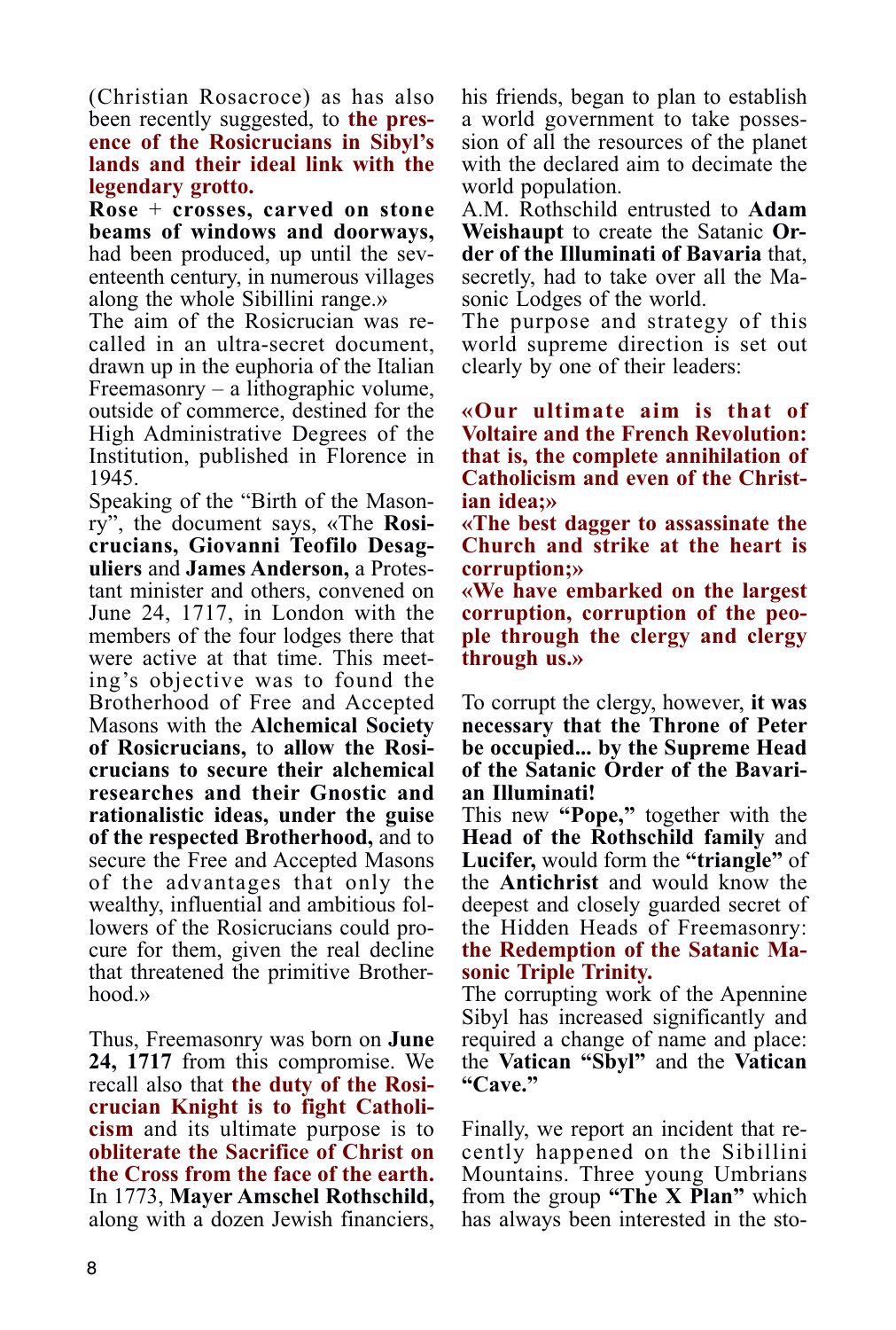(Christian Rosacroce) as has also been recently suggested, to **the presence of the Rosicrucians in Sibyl's lands and their ideal link with the legendary grotto.**

**Rose + crosses, carved on stone beams of windows and doorways,** had been produced, up until the seventeenth century, in numerous villages along the whole Sibillini range.»

The aim of the Rosicrucian was recalled in an ultra-secret document, drawn up in the euphoria of the Italian Freemasonry – a lithographic volume, outside of commerce, destined for the High Administrative Degrees of the Institution, published in Florence in 1945.

Speaking of the "Birth of the Masonry", the document says, «The **Rosicrucians, Giovanni Teofilo Desaguliers** and **James Anderson,** a Protestant minister and others, convened on June 24, 1717, in London with the members of the four lodges there that were active at that time. This meeting's objective was to found the Brotherhood of Free and Accepted Masons with the **Alchemical Society of Rosicrucians,** to **allow the Rosicrucians to secure their alchemical researches and their Gnostic and rationalistic ideas, under the guise of the respected Brotherhood,** and to secure the Free and Accepted Masons of the advantages that only the wealthy, influential and ambitious followers of the Rosicrucians could procure for them, given the real decline that threatened the primitive Brotherhood.»

Thus, Freemasonry was born on **June 24, 1717** from this compromise. We recall also that **the duty of the Rosicrucian Knight is to fight Catholicism** and its ultimate purpose is to **obliterate the Sacrifice of Christ on the Cross from the face of the earth.**

In 1773, **Mayer Amschel Rothschild,** along with a dozen Jewish financiers, his friends, began to plan to establish a world government to take possession of all the resources of the planet with the declared aim to decimate the world population.

A.M. Rothschild entrusted to **Adam Weishaupt** to create the Satanic **Order of the Illuminati of Bavaria** that, secretly, had to take over all the Masonic Lodges of the world.

The purpose and strategy of this world supreme direction is set out clearly by one of their leaders:

**«Our ultimate aim is that of Voltaire and the French Revolution: that is, the complete annihilation of Catholicism and even of the Christian idea;»**

**«The best dagger to assassinate the Church and strike at the heart is corruption;»**

**«We have embarked on the largest corruption, corruption of the people through the clergy and clergy through us.»**

To corrupt the clergy, however, **it was necessary that the Throne of Peter be occupied... by the Supreme Head of the Satanic Order of the Bavarian Illuminati!**

This new **"Pope,"** together with the **Head of the Rothschild family** and **Lucifer,** would form the **"triangle"** of the **Antichrist** and would know the deepest and closely guarded secret of the Hidden Heads of Freemasonry: **the Redemption of the Satanic Masonic Triple Trinity.**

The corrupting work of the Apennine Sibyl has increased significantly and required a change of name and place: the **Vatican "Sbyl"** and the **Vatican "Cave."**

Finally, we report an incident that recently happened on the Sibillini Mountains. Three young Umbrians from the group **"The X Plan"** which has always been interested in the sto-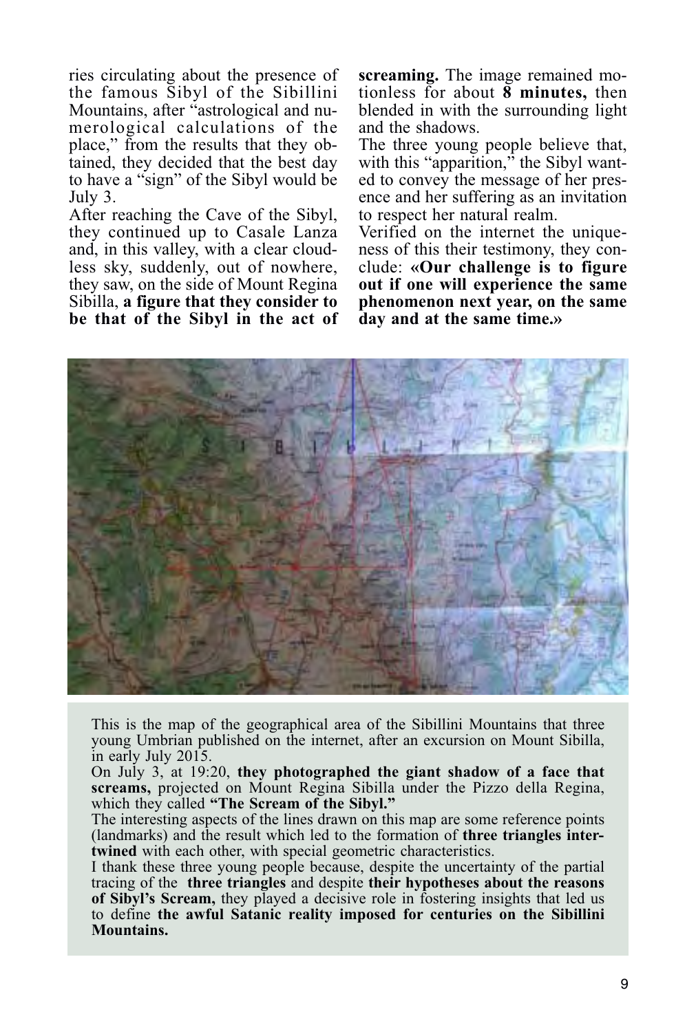ries circulating about the presence of the famous Sibyl of the Sibillini Mountains, after "astrological and numerological calculations of the place," from the results that they obtained, they decided that the best day to have a "sign" of the Sibyl would be July 3.

After reaching the Cave of the Sibyl, they continued up to Casale Lanza and, in this valley, with a clear cloudless sky, suddenly, out of nowhere, they saw, on the side of Mount Regina Sibilla, **a figure that they consider to be that of the Sibyl in the act of screaming.** The image remained motionless for about **8 minutes,** then blended in with the surrounding light and the shadows.

The three young people believe that, with this "apparition," the Sibyl wanted to convey the message of her presence and her suffering as an invitation to respect her natural realm.

Verified on the internet the uniqueness of this their testimony, they conclude: **«Our challenge is to figure out if one will experience the same phenomenon next year, on the same day and at the same time.»**

This is the map of the geographical area of the Sibillini Mountains that three young Umbrian published on the internet, after an excursion on Mount Sibilla, in early July 2015.

On July 3, at 19:20, **they photographed the giant shadow of a face that screams,** projected on Mount Regina Sibilla under the Pizzo della Regina, which they called **"The Scream of the Sibyl."**

The interesting aspects of the lines drawn on this map are some reference points (landmarks) and the result which led to the formation of **three triangles intertwined** with each other, with special geometric characteristics.

I thank these three young people because, despite the uncertainty of the partial tracing of the **three triangles** and despite **their hypotheses about the reasons of Sibyl's Scream,** they played a decisive role in fostering insights that led us to define **the awful Satanic reality imposed for centuries on the Sibillini Mountains.**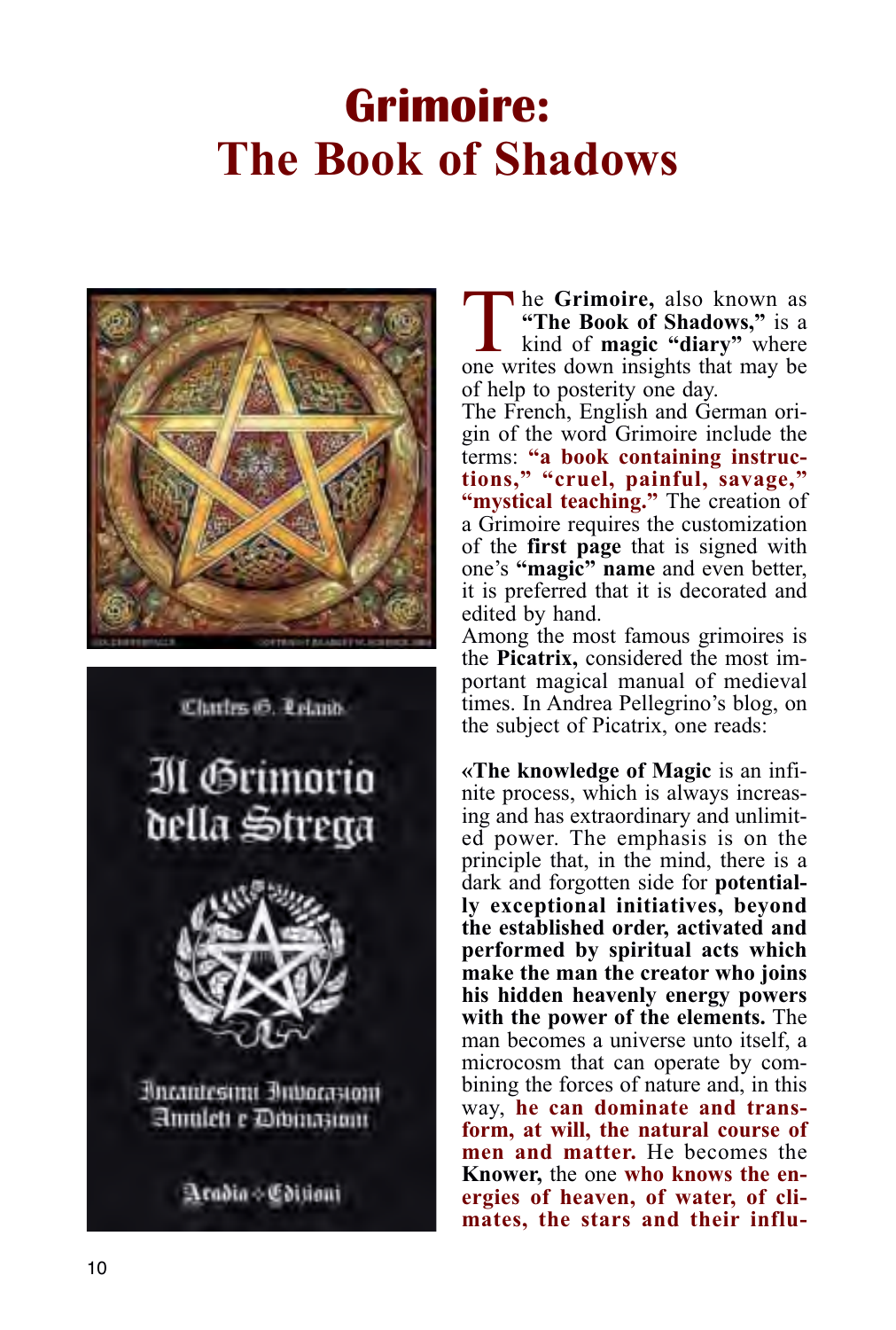# Grimoire: The Book of Shadows

The **Grimoire,** also known as **"The Book of Shadows,"** is a kind of **magic "diary"** where one writes down insights that may be of help to posterity one day.

The French, English and German origin of the word Grimoire include the terms: **"a book containing instructions," "cruel, painful, savage," "mystical teaching."** The creation of a Grimoire requires the customization of the **first page** that is signed with one's **"magic" name** and even better, it is preferred that it is decorated and edited by hand.

Among the most famous grimoires is the **Picatrix,** considered the most important magical manual of medieval times. In Andrea Pellegrino's blog, on the subject of Picatrix, one reads:

«**The knowledge of Magic** is an infinite process, which is always increasing and has extraordinary and unlimited power. The emphasis is on the principle that, in the mind, there is a dark and forgotten side for **potentially exceptional initiatives, beyond the established order, activated and performed by spiritual acts which make the man the creator who joins his hidden heavenly energy powers with the power of the elements.** The man becomes a universe unto itself, a microcosm that can operate by combining the forces of nature and, in this way, **he can dominate and transform, at will, the natural course of men and matter.** He becomes the **Knower,** the one **who knows the energies of heaven, of water, of climates, the stars and their influ-**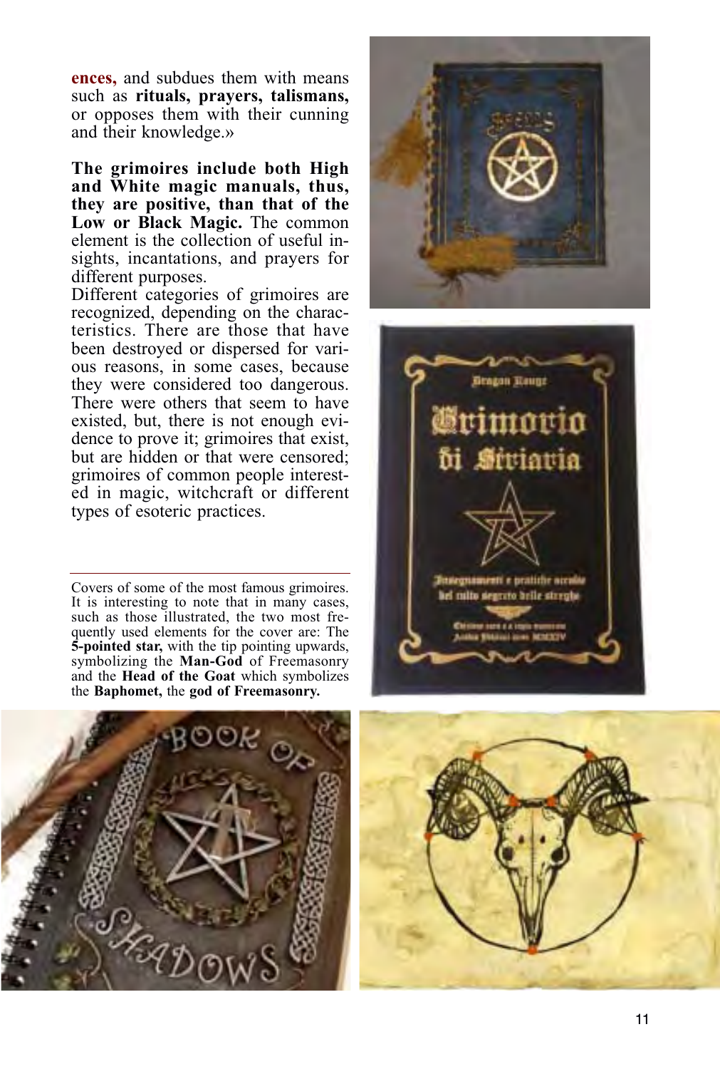**ences,** and subdues them with means such as **rituals, prayers, talismans,** or opposes them with their cunning and their knowledge.»

**The grimoires include both High and White magic manuals, thus, they are positive, than that of the Low or Black Magic.** The common element is the collection of useful insights, incantations, and prayers for different purposes.
Different categories of grimoires are recognized, depending on the characteristics. There are those that have been destroyed or dispersed for various reasons, in some cases, because they were considered too dangerous. There were others that seem to have existed, but, there is not enough evidence to prove it; grimoires that exist, but are hidden or that were censored; grimoires of common people interested in magic, witchcraft or different types of esoteric practices.

Covers of some of the most famous grimoires. It is interesting to note that in many cases, such as those illustrated, the two most frequently used elements for the cover are: The **5-pointed star,** with the tip pointing upwards, symbolizing the **Man-God** of Freemasonry and the **Head of the Goat** which symbolizes the **Baphomet,** the **god of Freemasonry.**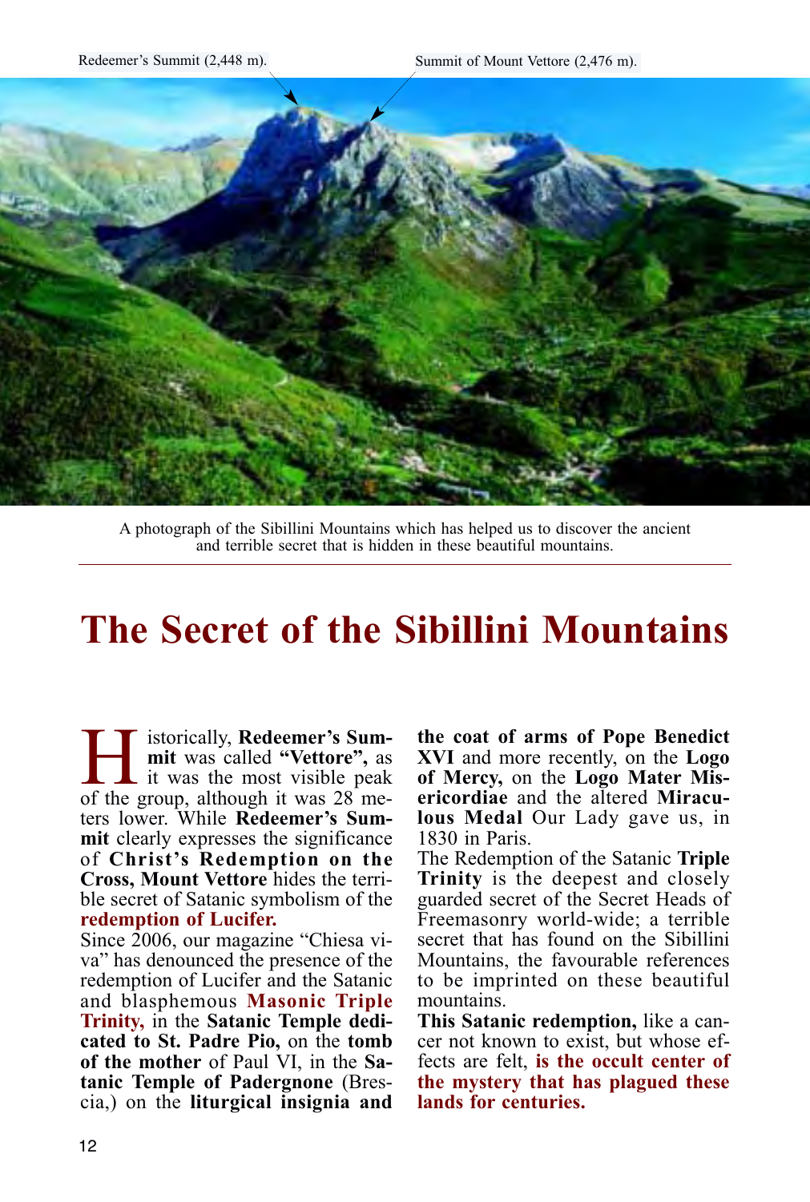Redeemer's Summit (2,448 m).

Summit of Mount Vettore (2,476 m).

A photograph of the Sibillini Mountains which has helped us to discover the ancient and terrible secret that is hidden in these beautiful mountains.

# The Secret of the Sibillini Mountains

Historically, **Redeemer's Summit** was called **"Vettore",** as it was the most visible peak of the group, although it was 28 meters lower. While **Redeemer's Summit** clearly expresses the significance of **Christ's Redemption on the Cross, Mount Vettore** hides the terrible secret of Satanic symbolism of the **redemption of Lucifer.**

Since 2006, our magazine "Chiesa viva" has denounced the presence of the redemption of Lucifer and the Satanic and blasphemous **Masonic Triple Trinity,** in the **Satanic Temple dedicated to St. Padre Pio,** on the **tomb of the mother** of Paul VI, in the **Satanic Temple of Padergnone** (Brescia,) on the **liturgical insignia and the coat of arms of Pope Benedict XVI** and more recently, on the **Logo of Mercy,** on the **Logo Mater Misericordiae** and the altered **Miraculous Medal** Our Lady gave us, in 1830 in Paris.

The Redemption of the Satanic **Triple Trinity** is the deepest and closely guarded secret of the Secret Heads of Freemasonry world-wide; a terrible secret that has found on the Sibillini Mountains, the favourable references to be imprinted on these beautiful mountains.

**This Satanic redemption,** like a cancer not known to exist, but whose effects are felt, **is the occult center of the mystery that has plagued these lands for centuries.**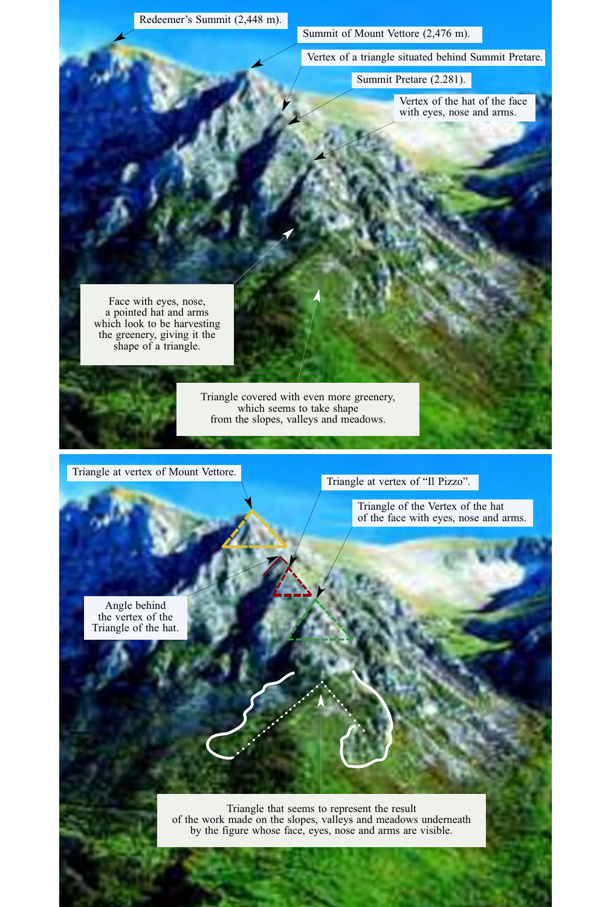Redeemer's Summit (2,448 m).

Summit of Mount Vettore (2,476 m).

Vertex of a triangle situated behind Summit Pretare.

Summit Pretare (2.281).

Vertex of the hat of the face with eyes, nose and arms.

Face with eyes, nose, a pointed hat and arms which look to be harvesting the greenery, giving it the shape of a triangle.

Triangle covered with even more greenery, which seems to take shape from the slopes, valleys and meadows.

Triangle at vertex of Mount Vettore.

Triangle at vertex of "Il Pizzo".

Triangle of the Vertex of the hat of the face with eyes, nose and arms.

Angle behind the vertex of the Triangle of the hat.

Triangle that seems to represent the result of the work made on the slopes, valleys and meadows underneath by the figure whose face, eyes, nose and arms are visible.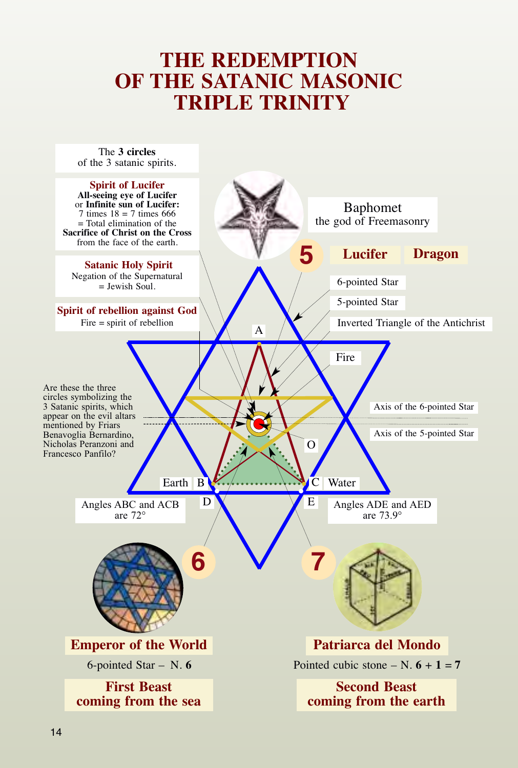# THE REDEMPTION OF THE SATANIC MASONIC TRIPLE TRINITY

The **3 circles** of the 3 satanic spirits.

**Spirit of Lucifer**
**All-seeing eye of Lucifer** or **Infinite sun of Lucifer:**
7 times 18 = 7 times 666
= Total elimination of the **Sacrifice of Christ on the Cross** from the face of the earth.

**Satanic Holy Spirit**
Negation of the Supernatural = Jewish Soul.

**Spirit of rebellion against God**
Fire = spirit of rebellion

Baphomet
the god of Freemasonry

**5** **Lucifer** **Dragon**

6-pointed Star

5-pointed Star

Inverted Triangle of the Antichrist

Fire

A

Axis of the 6-pointed Star

Axis of the 5-pointed Star

O

Are these the three circles symbolizing the 3 Satanic spirits, which appear on the evil altars mentioned by Friars Benavoglia Bernardino, Nicholas Peranzoni and Francesco Panfilo?

Earth B

C Water

D

E

Angles ABC and ACB are 72°

Angles ADE and AED are 73.9°

**6**

**7**

**Emperor of the World**

6-pointed Star – N. **6**

**First Beast coming from the sea**

**Patriarca del Mondo**

Pointed cubic stone – N. **6 + 1 = 7**

**Second Beast coming from the earth**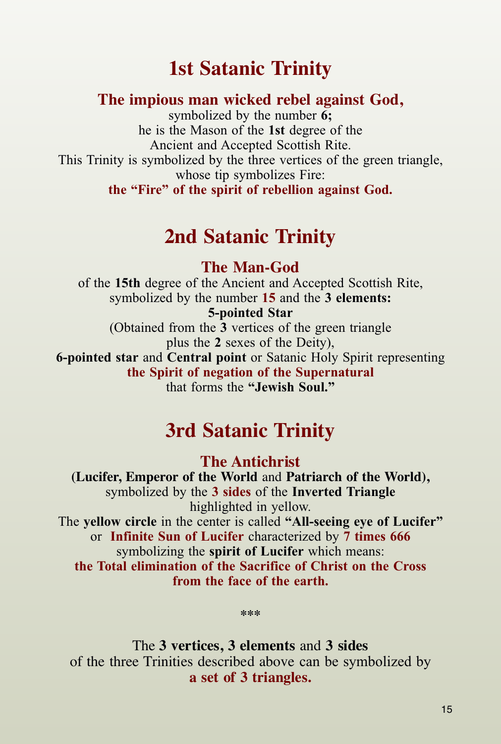## 1st Satanic Trinity

**The impious man wicked rebel against God,**
symbolized by the number **6;**
he is the Mason of the **1st** degree of the
Ancient and Accepted Scottish Rite.
This Trinity is symbolized by the three vertices of the green triangle,
whose tip symbolizes Fire:
**the "Fire" of the spirit of rebellion against God.**

## 2nd Satanic Trinity

**The Man-God**
of the **15th** degree of the Ancient and Accepted Scottish Rite,
symbolized by the number **15** and the **3 elements:**
**5-pointed Star**
(Obtained from the **3** vertices of the green triangle
plus the **2** sexes of the Deity),
**6-pointed star** and **Central point** or Satanic Holy Spirit representing
**the Spirit of negation of the Supernatural**
that forms the **"Jewish Soul."**

## 3rd Satanic Trinity

**The Antichrist**
**(Lucifer, Emperor of the World** and **Patriarch of the World),**
symbolized by the **3 sides** of the **Inverted Triangle**
highlighted in yellow.
The **yellow circle** in the center is called **"All-seeing eye of Lucifer"**
or **Infinite Sun of Lucifer** characterized by **7 times 666**
symbolizing the **spirit of Lucifer** which means:
**the Total elimination of the Sacrifice of Christ on the Cross from the face of the earth.**

***

The **3 vertices, 3 elements** and **3 sides**
of the three Trinities described above can be symbolized by
**a set of 3 triangles.**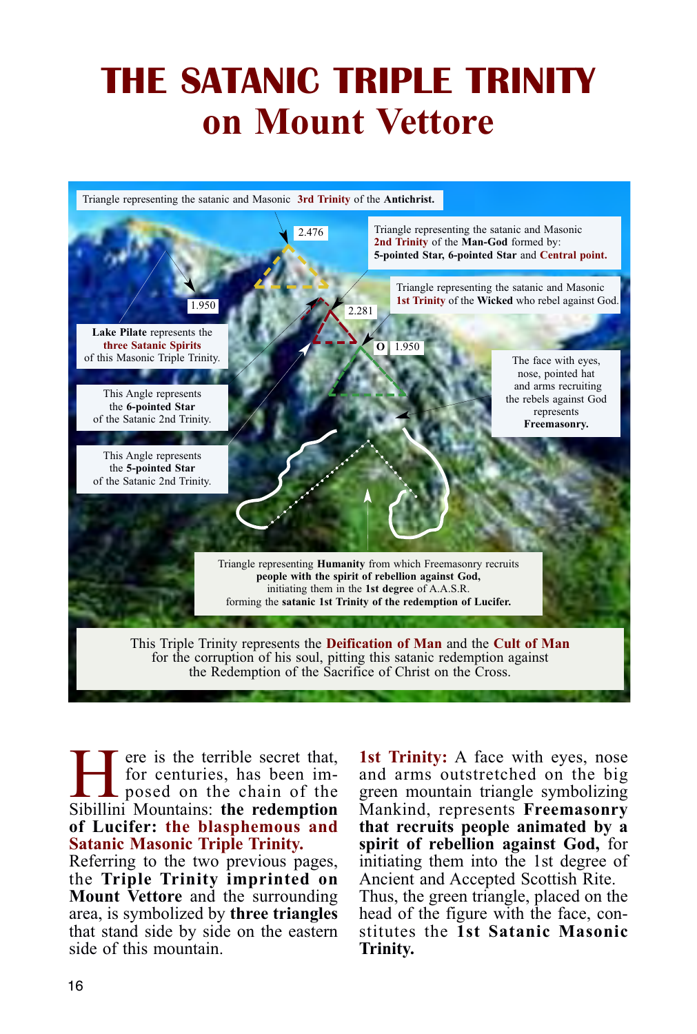# THE SATANIC TRIPLE TRINITY on Mount Vettore

Triangle representing the satanic and Masonic **3rd Trinity** of the **Antichrist.**

2.476

Triangle representing the satanic and Masonic **2nd Trinity** of the **Man-God** formed by: **5-pointed Star, 6-pointed Star** and **Central point.**

1.950

2.281

Triangle representing the satanic and Masonic **1st Trinity** of the **Wicked** who rebel against God.

**Lake Pilate** represents the **three Satanic Spirits** of this Masonic Triple Trinity.

O 1.950

The face with eyes, nose, pointed hat and arms recruiting the rebels against God represents **Freemasonry.**

This Angle represents the **6-pointed Star** of the Satanic 2nd Trinity.

This Angle represents the **5-pointed Star** of the Satanic 2nd Trinity.

Triangle representing **Humanity** from which Freemasonry recruits **people with the spirit of rebellion against God,** initiating them in the **1st degree** of A.A.S.R. forming the **satanic 1st Trinity of the redemption of Lucifer.**

This Triple Trinity represents the **Deification of Man** and the **Cult of Man** for the corruption of his soul, pitting this satanic redemption against the Redemption of the Sacrifice of Christ on the Cross.

Here is the terrible secret that, for centuries, has been imposed on the chain of the Sibillini Mountains: **the redemption of Lucifer: the blasphemous and Satanic Masonic Triple Trinity.**
Referring to the two previous pages, the **Triple Trinity imprinted on Mount Vettore** and the surrounding area, is symbolized by **three triangles** that stand side by side on the eastern side of this mountain.

**1st Trinity:** A face with eyes, nose and arms outstretched on the big green mountain triangle symbolizing Mankind, represents **Freemasonry that recruits people animated by a spirit of rebellion against God,** for initiating them into the 1st degree of Ancient and Accepted Scottish Rite.
Thus, the green triangle, placed on the head of the figure with the face, constitutes the **1st Satanic Masonic Trinity.**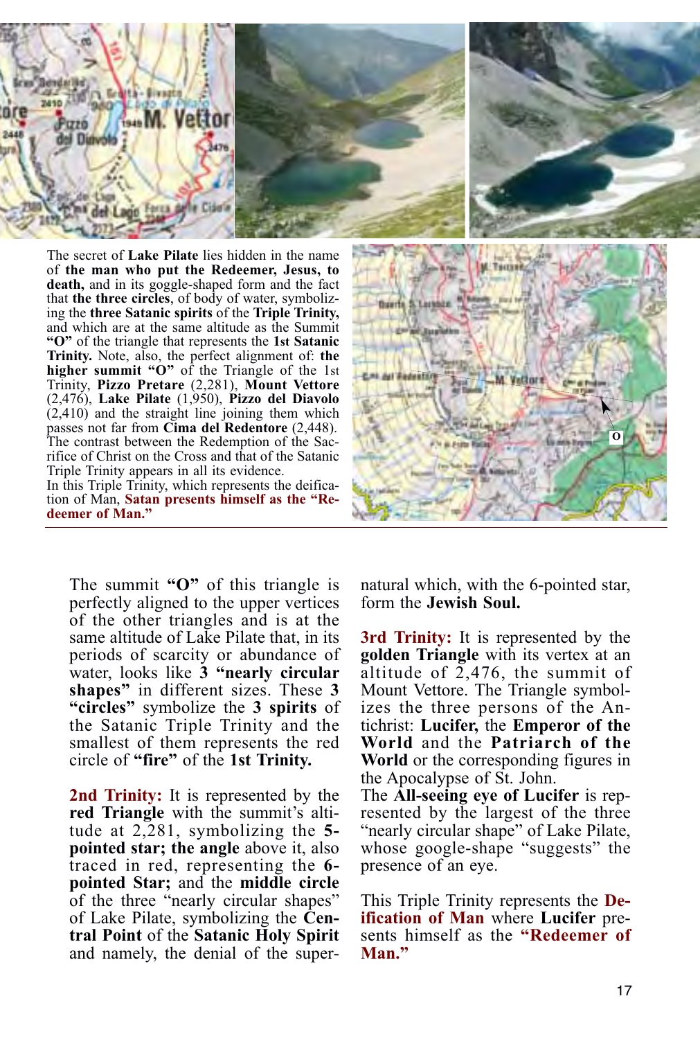The secret of **Lake Pilate** lies hidden in the name of **the man who put the Redeemer, Jesus, to death,** and in its goggle-shaped form and the fact that **the three circles**, of body of water, symbolizing the **three Satanic spirits** of the **Triple Trinity,** and which are at the same altitude as the Summit **"O"** of the triangle that represents the **1st Satanic Trinity.** Note, also, the perfect alignment of: **the higher summit "O"** of the Triangle of the 1st Trinity, **Pizzo Pretare** (2,281), **Mount Vettore** (2,476), **Lake Pilate** (1,950), **Pizzo del Diavolo** (2,410) and the straight line joining them which passes not far from **Cima del Redentore** (2,448). The contrast between the Redemption of the Sacrifice of Christ on the Cross and that of the Satanic Triple Trinity appears in all its evidence.
In this Triple Trinity, which represents the deification of Man, **Satan presents himself as the "Redeemer of Man."**

The summit **"O"** of this triangle is perfectly aligned to the upper vertices of the other triangles and is at the same altitude of Lake Pilate that, in its periods of scarcity or abundance of water, looks like **3 "nearly circular shapes"** in different sizes. These **3 "circles"** symbolize the **3 spirits** of the Satanic Triple Trinity and the smallest of them represents the red circle of **"fire"** of the **1st Trinity.**

**2nd Trinity:** It is represented by the **red Triangle** with the summit's altitude at 2,281, symbolizing the **5-pointed star; the angle** above it, also traced in red, representing the **6-pointed Star;** and the **middle circle** of the three "nearly circular shapes" of Lake Pilate, symbolizing the **Central Point** of the **Satanic Holy Spirit** and namely, the denial of the supernatural which, with the 6-pointed star, form the **Jewish Soul.**

**3rd Trinity:** It is represented by the **golden Triangle** with its vertex at an altitude of 2,476, the summit of Mount Vettore. The Triangle symbolizes the three persons of the Antichrist: **Lucifer,** the **Emperor of the World** and the **Patriarch of the World** or the corresponding figures in the Apocalypse of St. John.
The **All-seeing eye of Lucifer** is represented by the largest of the three "nearly circular shape" of Lake Pilate, whose google-shape "suggests" the presence of an eye.

This Triple Trinity represents the **Deification of Man** where **Lucifer** presents himself as the **"Redeemer of Man."**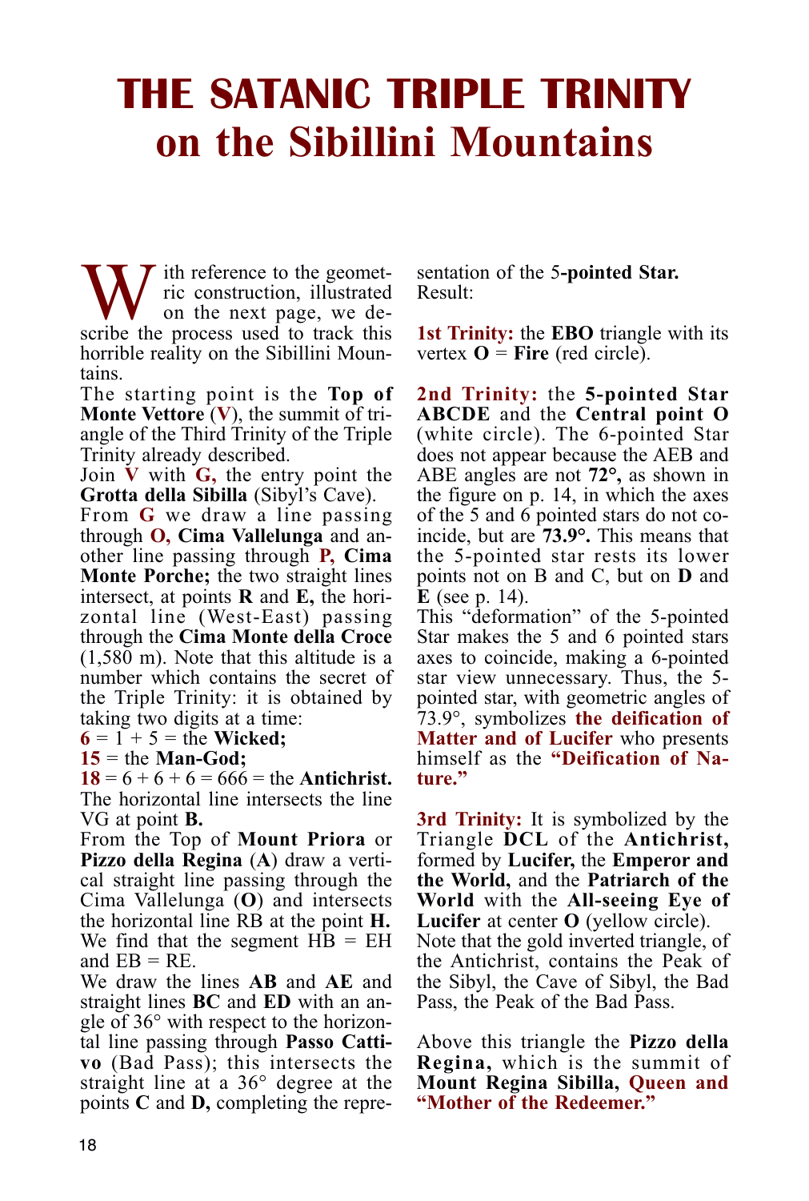# THE SATANIC TRIPLE TRINITY on the Sibillini Mountains

With reference to the geometric construction, illustrated on the next page, we describe the process used to track this horrible reality on the Sibillini Mountains.

The starting point is the **Top of Monte Vettore** (**V**), the summit of triangle of the Third Trinity of the Triple Trinity already described.

Join **V** with **G,** the entry point the **Grotta della Sibilla** (Sibyl's Cave).

From **G** we draw a line passing through **O, Cima Vallelunga** and another line passing through **P, Cima Monte Porche;** the two straight lines intersect, at points **R** and **E,** the horizontal line (West-East) passing through the **Cima Monte della Croce** (1,580 m). Note that this altitude is a number which contains the secret of the Triple Trinity: it is obtained by taking two digits at a time:

**6** = 1 + 5 = the **Wicked;**

**15** = the **Man-God;**

**18** = 6 + 6 + 6 = 666 = the **Antichrist.**

The horizontal line intersects the line VG at point **B.**

From the Top of **Mount Priora** or **Pizzo della Regina** (**A**) draw a vertical straight line passing through the Cima Vallelunga (**O**) and intersects the horizontal line RB at the point **H.** We find that the segment HB = EH and EB = RE.

We draw the lines **AB** and **AE** and straight lines **BC** and **ED** with an angle of 36° with respect to the horizontal line passing through **Passo Cattivo** (Bad Pass); this intersects the straight line at a 36° degree at the points **C** and **D,** completing the representation of the 5**-pointed Star.**

Result:

**1st Trinity:** the **EBO** triangle with its vertex **O** = **Fire** (red circle).

**2nd Trinity:** the **5-pointed Star ABCDE** and the **Central point O** (white circle). The 6-pointed Star does not appear because the AEB and ABE angles are not **72°,** as shown in the figure on p. 14, in which the axes of the 5 and 6 pointed stars do not coincide, but are **73.9°.** This means that the 5-pointed star rests its lower points not on B and C, but on **D** and **E** (see p. 14).

This "deformation" of the 5-pointed Star makes the 5 and 6 pointed stars axes to coincide, making a 6-pointed star view unnecessary. Thus, the 5-pointed star, with geometric angles of 73.9°, symbolizes **the deification of Matter and of Lucifer** who presents himself as the **"Deification of Nature."**

**3rd Trinity:** It is symbolized by the Triangle **DCL** of the **Antichrist,** formed by **Lucifer,** the **Emperor and the World,** and the **Patriarch of the World** with the **All-seeing Eye of Lucifer** at center **O** (yellow circle).

Note that the gold inverted triangle, of the Antichrist, contains the Peak of the Sibyl, the Cave of Sibyl, the Bad Pass, the Peak of the Bad Pass.

Above this triangle the **Pizzo della Regina,** which is the summit of **Mount Regina Sibilla, Queen and "Mother of the Redeemer."**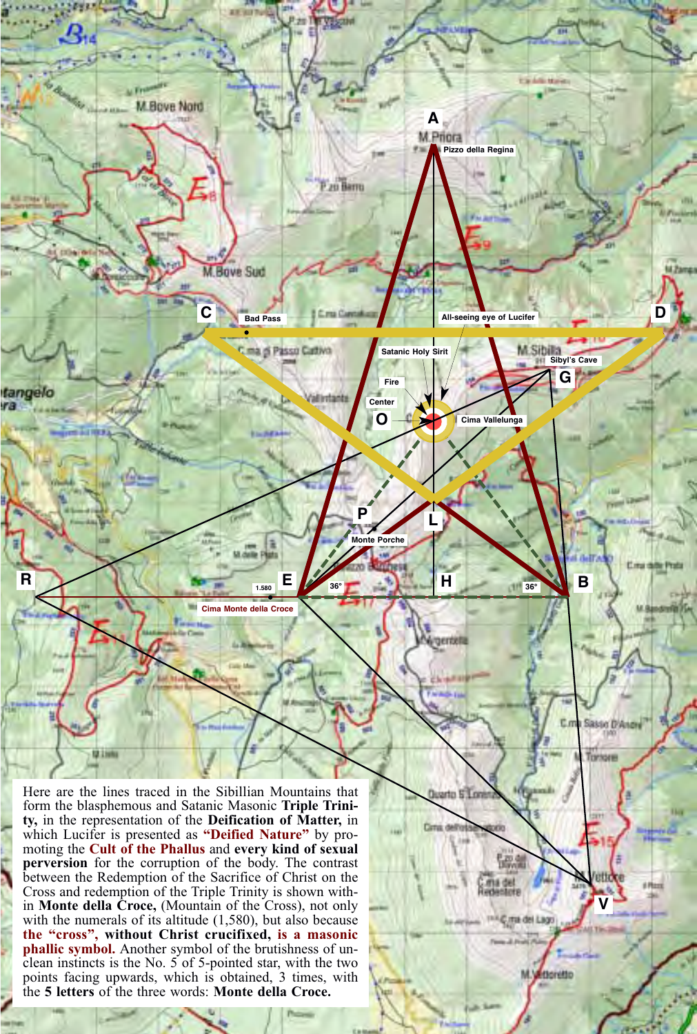Here are the lines traced in the Sibillian Mountains that form the blasphemous and Satanic Masonic **Triple Trinity,** in the representation of the **Deification of Matter,** in which Lucifer is presented as **"Deified Nature"** by promoting the **Cult of the Phallus** and **every kind of sexual perversion** for the corruption of the body. The contrast between the Redemption of the Sacrifice of Christ on the Cross and redemption of the Triple Trinity is shown within **Monte della Croce,** (Mountain of the Cross), not only with the numerals of its altitude (1,580), but also because **the "cross", without Christ crucifixed, is a masonic phallic symbol.** Another symbol of the brutishness of unclean instincts is the No. 5 of 5-pointed star, with the two points facing upwards, which is obtained, 3 times, with the **5 letters** of the three words: **Monte della Croce.**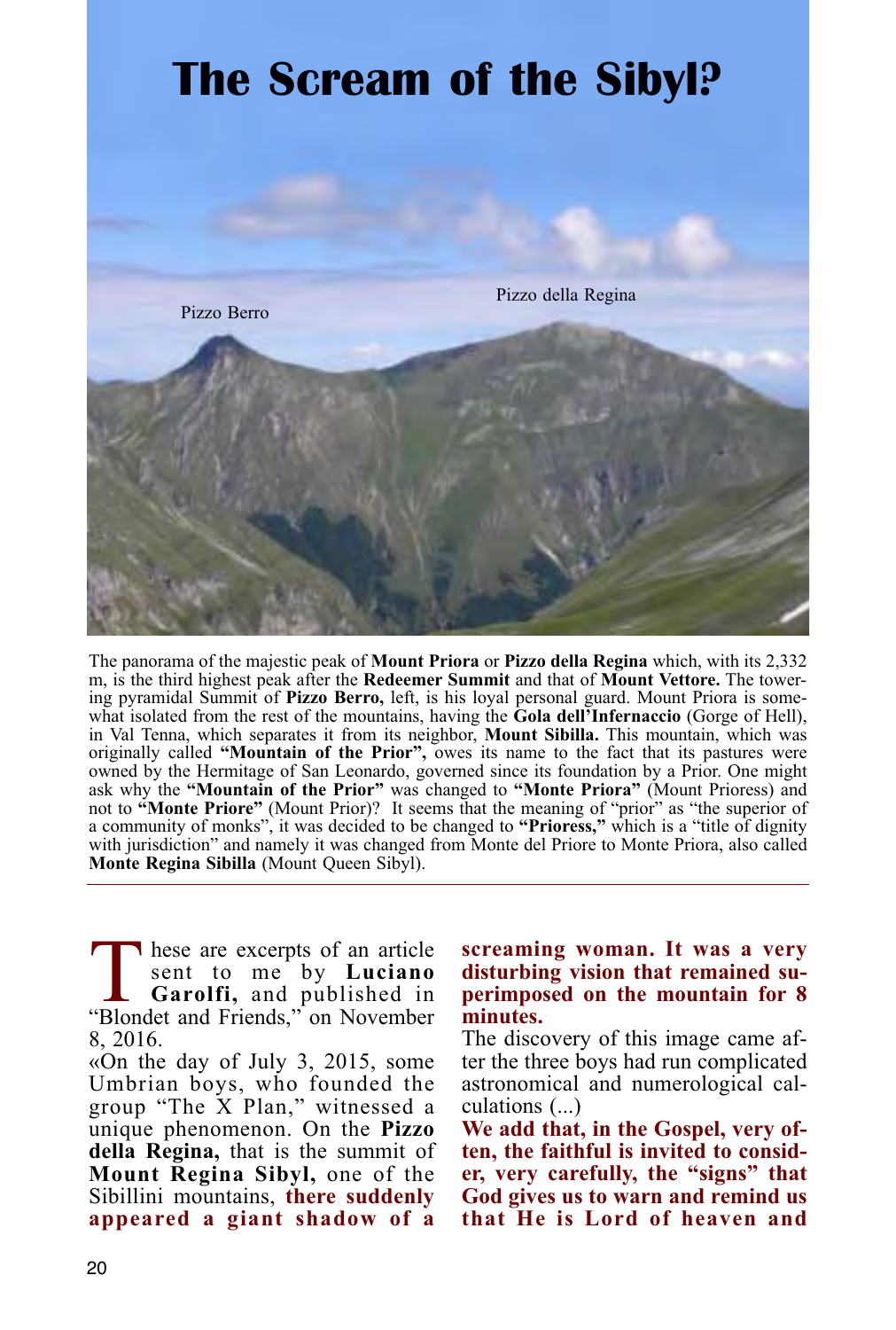# The Scream of the Sibyl?

Pizzo Berro

Pizzo della Regina

The panorama of the majestic peak of **Mount Priora** or **Pizzo della Regina** which, with its 2,332 m, is the third highest peak after the **Redeemer Summit** and that of **Mount Vettore.** The towering pyramidal Summit of **Pizzo Berro,** left, is his loyal personal guard. Mount Priora is somewhat isolated from the rest of the mountains, having the **Gola dell'Infernaccio** (Gorge of Hell), in Val Tenna, which separates it from its neighbor, **Mount Sibilla.** This mountain, which was originally called **"Mountain of the Prior",** owes its name to the fact that its pastures were owned by the Hermitage of San Leonardo, governed since its foundation by a Prior. One might ask why the **"Mountain of the Prior"** was changed to **"Monte Priora"** (Mount Prioress) and not to **"Monte Priore"** (Mount Prior)? It seems that the meaning of "prior" as "the superior of a community of monks", it was decided to be changed to **"Prioress,"** which is a "title of dignity with jurisdiction" and namely it was changed from Monte del Priore to Monte Priora, also called **Monte Regina Sibilla** (Mount Queen Sibyl).

---

These are excerpts of an article sent to me by **Luciano Garolfi,** and published in "Blondet and Friends," on November 8, 2016.

«On the day of July 3, 2015, some Umbrian boys, who founded the group "The X Plan," witnessed a unique phenomenon. On the **Pizzo della Regina,** that is the summit of **Mount Regina Sibyl,** one of the Sibillini mountains, **there suddenly appeared a giant shadow of a screaming woman. It was a very disturbing vision that remained superimposed on the mountain for 8 minutes.**

The discovery of this image came after the three boys had run complicated astronomical and numerological calculations (...)

**We add that, in the Gospel, very often, the faithful is invited to consider, very carefully, the "signs" that God gives us to warn and remind us that He is Lord of heaven and**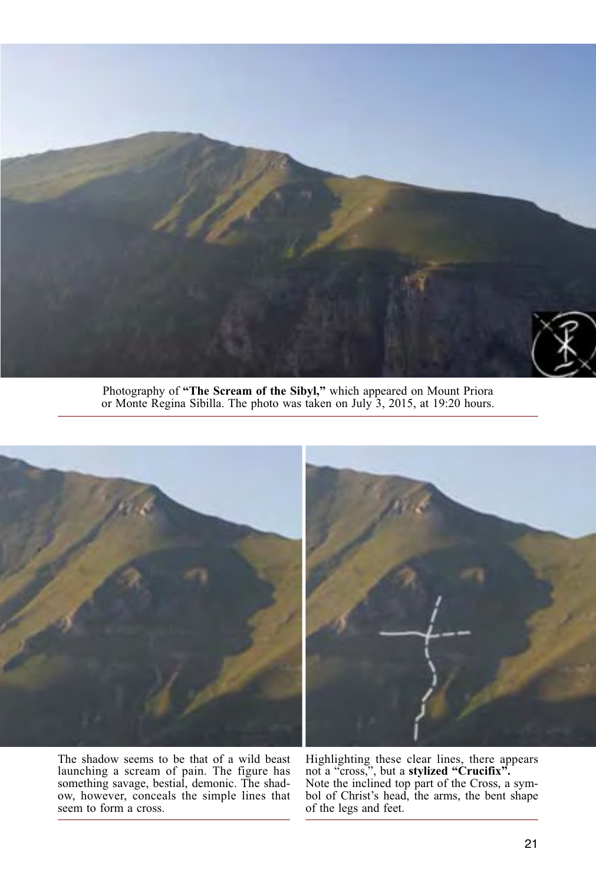Photography of **"The Scream of the Sibyl,"** which appeared on Mount Priora or Monte Regina Sibilla. The photo was taken on July 3, 2015, at 19:20 hours.

The shadow seems to be that of a wild beast launching a scream of pain. The figure has something savage, bestial, demonic. The shadow, however, conceals the simple lines that seem to form a cross.

Highlighting these clear lines, there appears not a "cross,", but a **stylized "Crucifix".** Note the inclined top part of the Cross, a symbol of Christ's head, the arms, the bent shape of the legs and feet.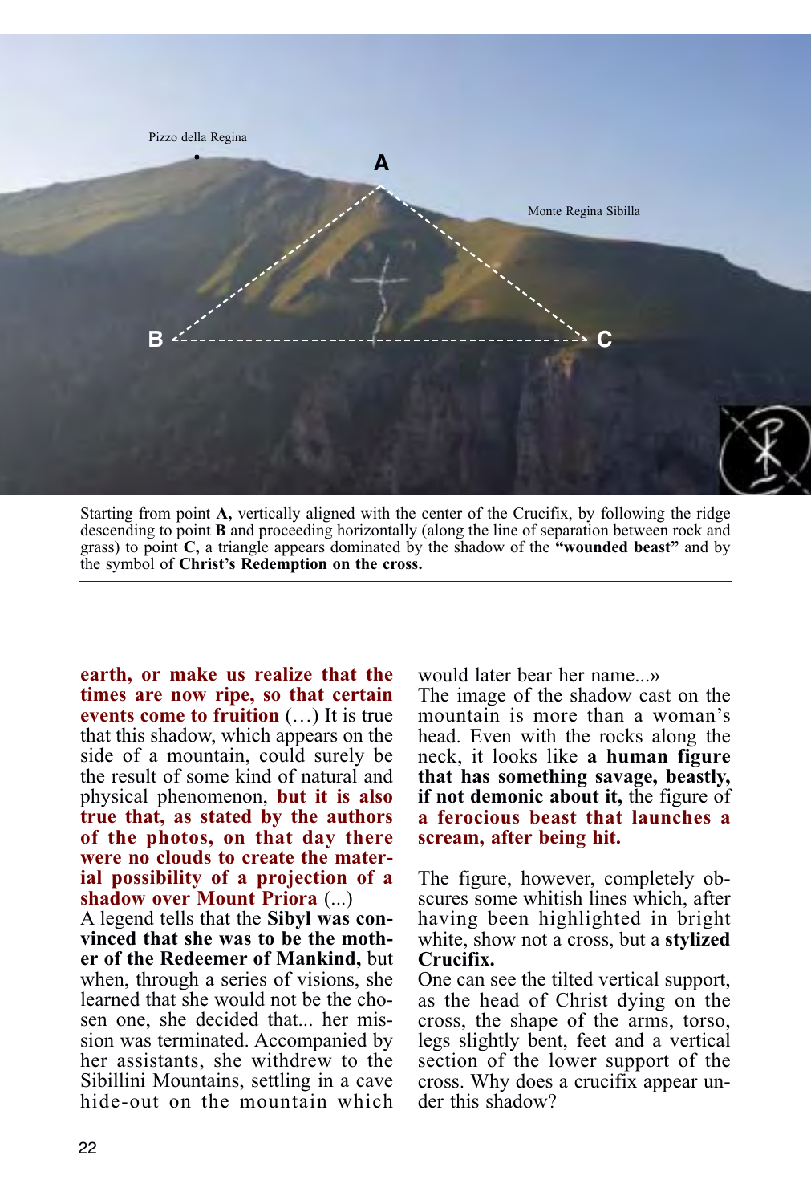Starting from point **A,** vertically aligned with the center of the Crucifix, by following the ridge descending to point **B** and proceeding horizontally (along the line of separation between rock and grass) to point **C,** a triangle appears dominated by the shadow of the **"wounded beast"** and by the symbol of **Christ's Redemption on the cross.**

**earth, or make us realize that the times are now ripe, so that certain events come to fruition** (…) It is true that this shadow, which appears on the side of a mountain, could surely be the result of some kind of natural and physical phenomenon, **but it is also true that, as stated by the authors of the photos, on that day there were no clouds to create the material possibility of a projection of a shadow over Mount Priora** (...)
A legend tells that the **Sibyl was convinced that she was to be the mother of the Redeemer of Mankind,** but when, through a series of visions, she learned that she would not be the chosen one, she decided that... her mission was terminated. Accompanied by her assistants, she withdrew to the Sibillini Mountains, settling in a cave hide-out on the mountain which would later bear her name...»
The image of the shadow cast on the mountain is more than a woman's head. Even with the rocks along the neck, it looks like **a human figure that has something savage, beastly, if not demonic about it,** the figure of **a ferocious beast that launches a scream, after being hit.**

The figure, however, completely obscures some whitish lines which, after having been highlighted in bright white, show not a cross, but a **stylized Crucifix.**
One can see the tilted vertical support, as the head of Christ dying on the cross, the shape of the arms, torso, legs slightly bent, feet and a vertical section of the lower support of the cross. Why does a crucifix appear under this shadow?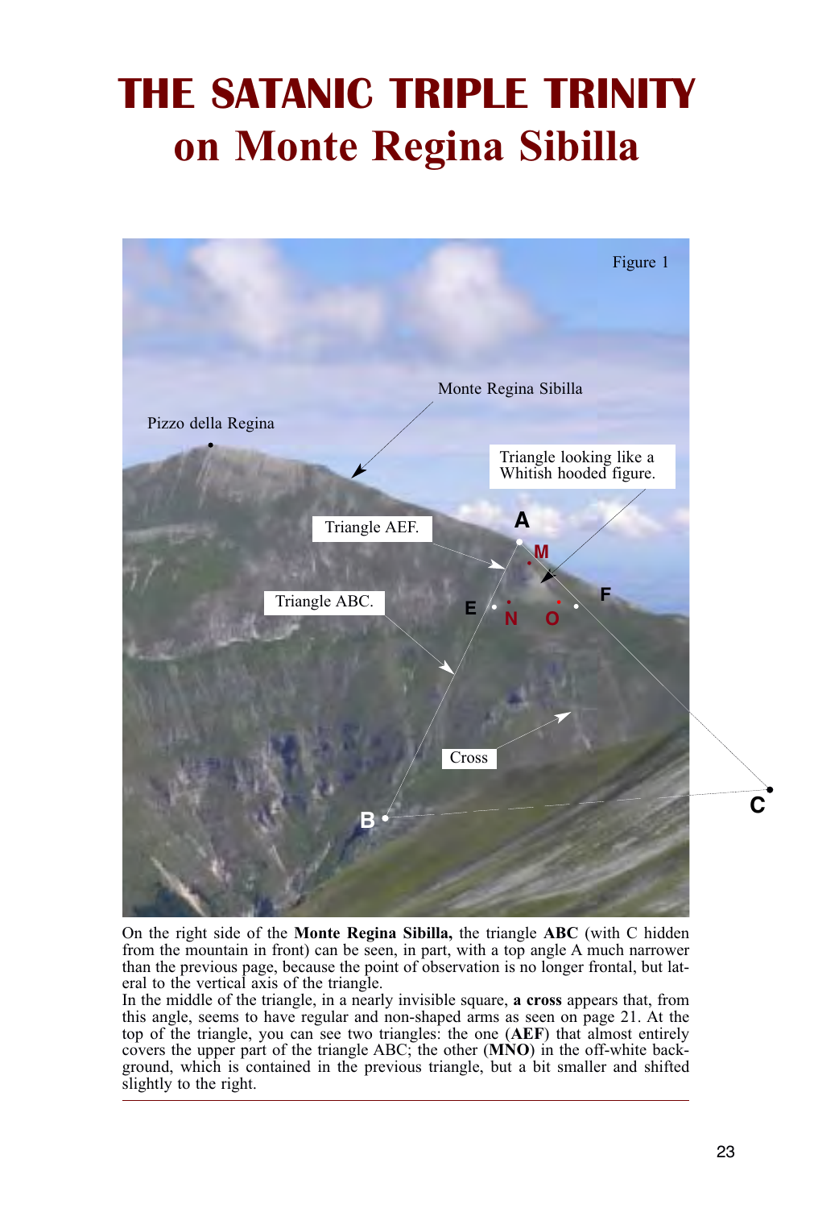# THE SATANIC TRIPLE TRINITY
# on Monte Regina Sibilla

On the right side of the **Monte Regina Sibilla,** the triangle **ABC** (with C hidden from the mountain in front) can be seen, in part, with a top angle A much narrower than the previous page, because the point of observation is no longer frontal, but lateral to the vertical axis of the triangle.

In the middle of the triangle, in a nearly invisible square, **a cross** appears that, from this angle, seems to have regular and non-shaped arms as seen on page 21. At the top of the triangle, you can see two triangles: the one (**AEF**) that almost entirely covers the upper part of the triangle ABC; the other (**MNO**) in the off-white background, which is contained in the previous triangle, but a bit smaller and shifted slightly to the right.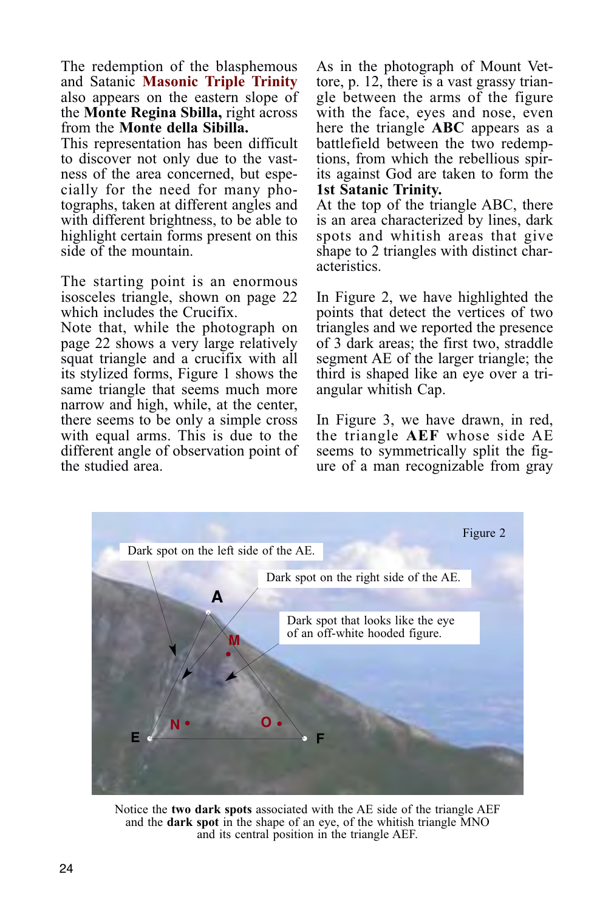The redemption of the blasphemous and Satanic **Masonic Triple Trinity** also appears on the eastern slope of the **Monte Regina Sbilla,** right across from the **Monte della Sibilla.**
This representation has been difficult to discover not only due to the vastness of the area concerned, but especially for the need for many photographs, taken at different angles and with different brightness, to be able to highlight certain forms present on this side of the mountain.

The starting point is an enormous isosceles triangle, shown on page 22 which includes the Crucifix.
Note that, while the photograph on page 22 shows a very large relatively squat triangle and a crucifix with all its stylized forms, Figure 1 shows the same triangle that seems much more narrow and high, while, at the center, there seems to be only a simple cross with equal arms. This is due to the different angle of observation point of the studied area.

As in the photograph of Mount Vettore, p. 12, there is a vast grassy triangle between the arms of the figure with the face, eyes and nose, even here the triangle **ABC** appears as a battlefield between the two redemptions, from which the rebellious spirits against God are taken to form the **1st Satanic Trinity.**
At the top of the triangle ABC, there is an area characterized by lines, dark spots and whitish areas that give shape to 2 triangles with distinct characteristics.

In Figure 2, we have highlighted the points that detect the vertices of two triangles and we reported the presence of 3 dark areas; the first two, straddle segment AE of the larger triangle; the third is shaped like an eye over a triangular whitish Cap.

In Figure 3, we have drawn, in red, the triangle **AEF** whose side AE seems to symmetrically split the figure of a man recognizable from gray

Figure 2

Dark spot on the left side of the AE.

Dark spot on the right side of the AE.

Dark spot that looks like the eye of an off-white hooded figure.

Notice the **two dark spots** associated with the AE side of the triangle AEF and the **dark spot** in the shape of an eye, of the whitish triangle MNO and its central position in the triangle AEF.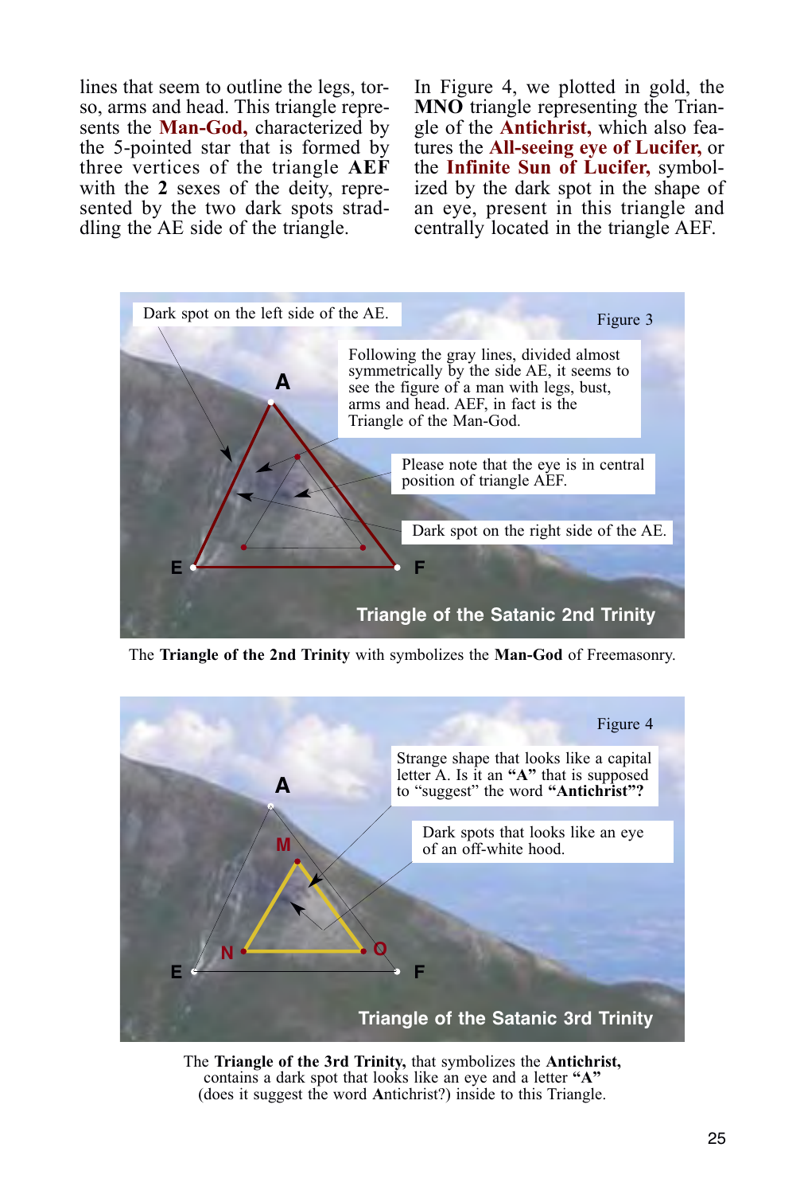lines that seem to outline the legs, torso, arms and head. This triangle represents the **Man-God,** characterized by the 5-pointed star that is formed by three vertices of the triangle **AEF** with the **2** sexes of the deity, represented by the two dark spots straddling the AE side of the triangle.

In Figure 4, we plotted in gold, the **MNO** triangle representing the Triangle of the **Antichrist,** which also features the **All-seeing eye of Lucifer,** or the **Infinite Sun of Lucifer,** symbolized by the dark spot in the shape of an eye, present in this triangle and centrally located in the triangle AEF.

Dark spot on the left side of the AE.

Figure 3

Following the gray lines, divided almost symmetrically by the side AE, it seems to see the figure of a man with legs, bust, arms and head. AEF, in fact is the Triangle of the Man-God.

Please note that the eye is in central position of triangle AEF.

Dark spot on the right side of the AE.

A

E

F

Triangle of the Satanic 2nd Trinity

The **Triangle of the 2nd Trinity** with symbolizes the **Man-God** of Freemasonry.

Figure 4

Strange shape that looks like a capital letter A. Is it an **"A"** that is supposed to "suggest" the word **"Antichrist"?**

Dark spots that looks like an eye of an off-white hood.

A

M

N

O

E

F

Triangle of the Satanic 3rd Trinity

The **Triangle of the 3rd Trinity,** that symbolizes the **Antichrist,** contains a dark spot that looks like an eye and a letter **"A"** (does it suggest the word **A**ntichrist?) inside to this Triangle.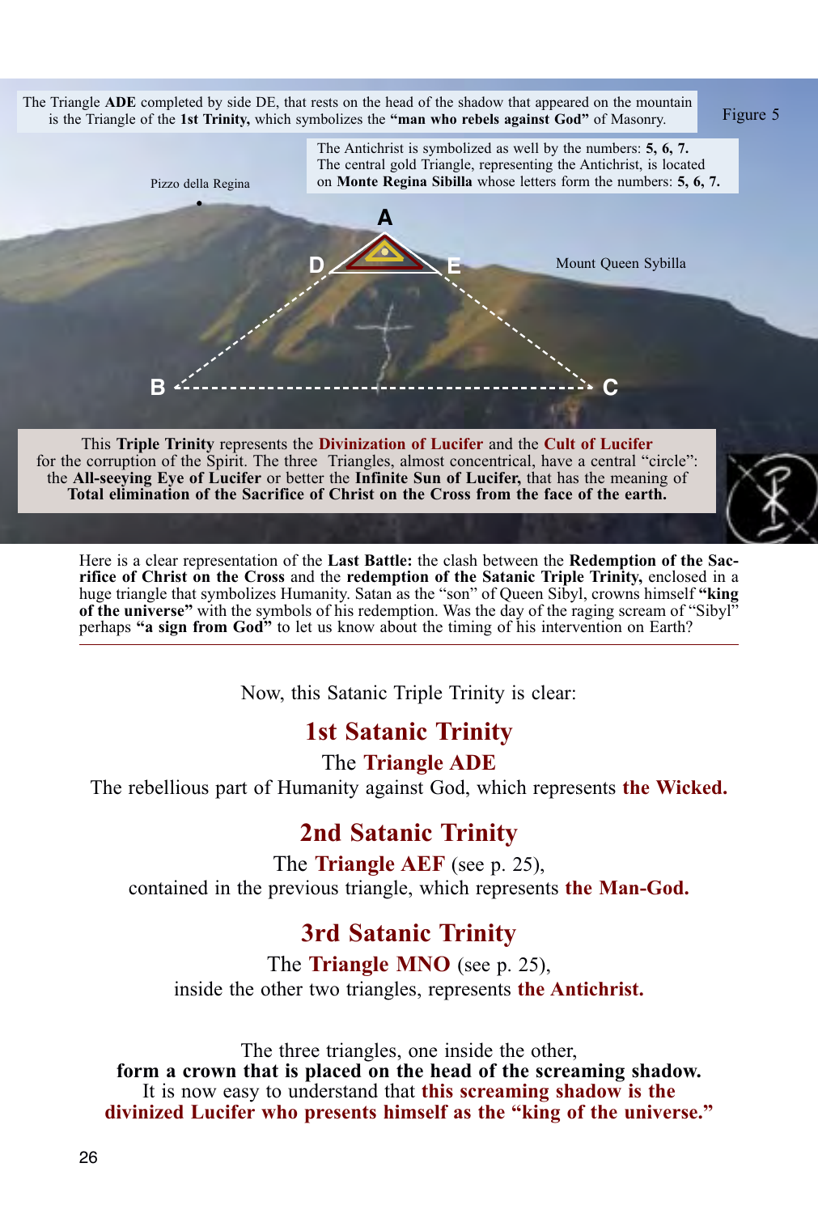The Triangle **ADE** completed by side DE, that rests on the head of the shadow that appeared on the mountain is the Triangle of the **1st Trinity,** which symbolizes the **"man who rebels against God"** of Masonry.

Figure 5

The Antichrist is symbolized as well by the numbers: **5, 6, 7.** The central gold Triangle, representing the Antichrist, is located on **Monte Regina Sibilla** whose letters form the numbers: **5, 6, 7.**

Pizzo della Regina

A

D E

Mount Queen Sybilla

B C

This **Triple Trinity** represents the **Divinization of Lucifer** and the **Cult of Lucifer** for the corruption of the Spirit. The three Triangles, almost concentrical, have a central "circle": the **All-seeying Eye of Lucifer** or better the **Infinite Sun of Lucifer,** that has the meaning of **Total elimination of the Sacrifice of Christ on the Cross from the face of the earth.**

Here is a clear representation of the **Last Battle:** the clash between the **Redemption of the Sacrifice of Christ on the Cross** and the **redemption of the Satanic Triple Trinity,** enclosed in a huge triangle that symbolizes Humanity. Satan as the "son" of Queen Sibyl, crowns himself **"king of the universe"** with the symbols of his redemption. Was the day of the raging scream of "Sibyl" perhaps **"a sign from God"** to let us know about the timing of his intervention on Earth?

---

Now, this Satanic Triple Trinity is clear:

## 1st Satanic Trinity

The **Triangle ADE**

The rebellious part of Humanity against God, which represents **the Wicked.**

## 2nd Satanic Trinity

The **Triangle AEF** (see p. 25),

contained in the previous triangle, which represents **the Man-God.**

## 3rd Satanic Trinity

The **Triangle MNO** (see p. 25),

inside the other two triangles, represents **the Antichrist.**

The three triangles, one inside the other,
**form a crown that is placed on the head of the screaming shadow.**
It is now easy to understand that **this screaming shadow is the divinized Lucifer who presents himself as the "king of the universe."**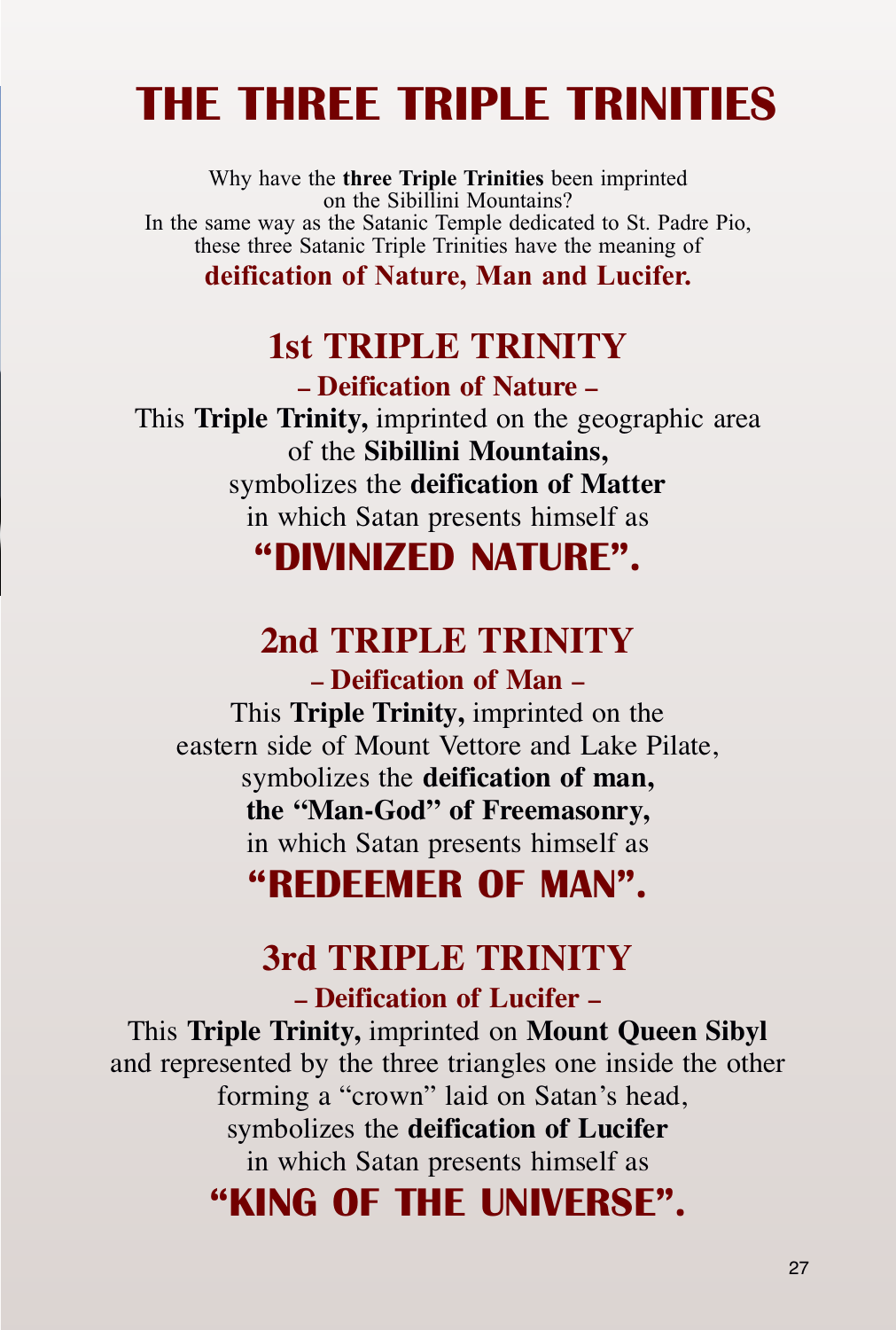# THE THREE TRIPLE TRINITIES

Why have the **three Triple Trinities** been imprinted on the Sibillini Mountains?
In the same way as the Satanic Temple dedicated to St. Padre Pio, these three Satanic Triple Trinities have the meaning of

**deification of Nature, Man and Lucifer.**

## 1st TRIPLE TRINITY

**– Deification of Nature –**

This **Triple Trinity,** imprinted on the geographic area of the **Sibillini Mountains,** symbolizes the **deification of Matter** in which Satan presents himself as

**"DIVINIZED NATURE".**

## 2nd TRIPLE TRINITY

**– Deification of Man –**

This **Triple Trinity,** imprinted on the eastern side of Mount Vettore and Lake Pilate, symbolizes the **deification of man, the "Man-God" of Freemasonry,** in which Satan presents himself as

**"REDEEMER OF MAN".**

## 3rd TRIPLE TRINITY

**– Deification of Lucifer –**

This **Triple Trinity,** imprinted on **Mount Queen Sibyl** and represented by the three triangles one inside the other forming a "crown" laid on Satan's head, symbolizes the **deification of Lucifer** in which Satan presents himself as

**"KING OF THE UNIVERSE".**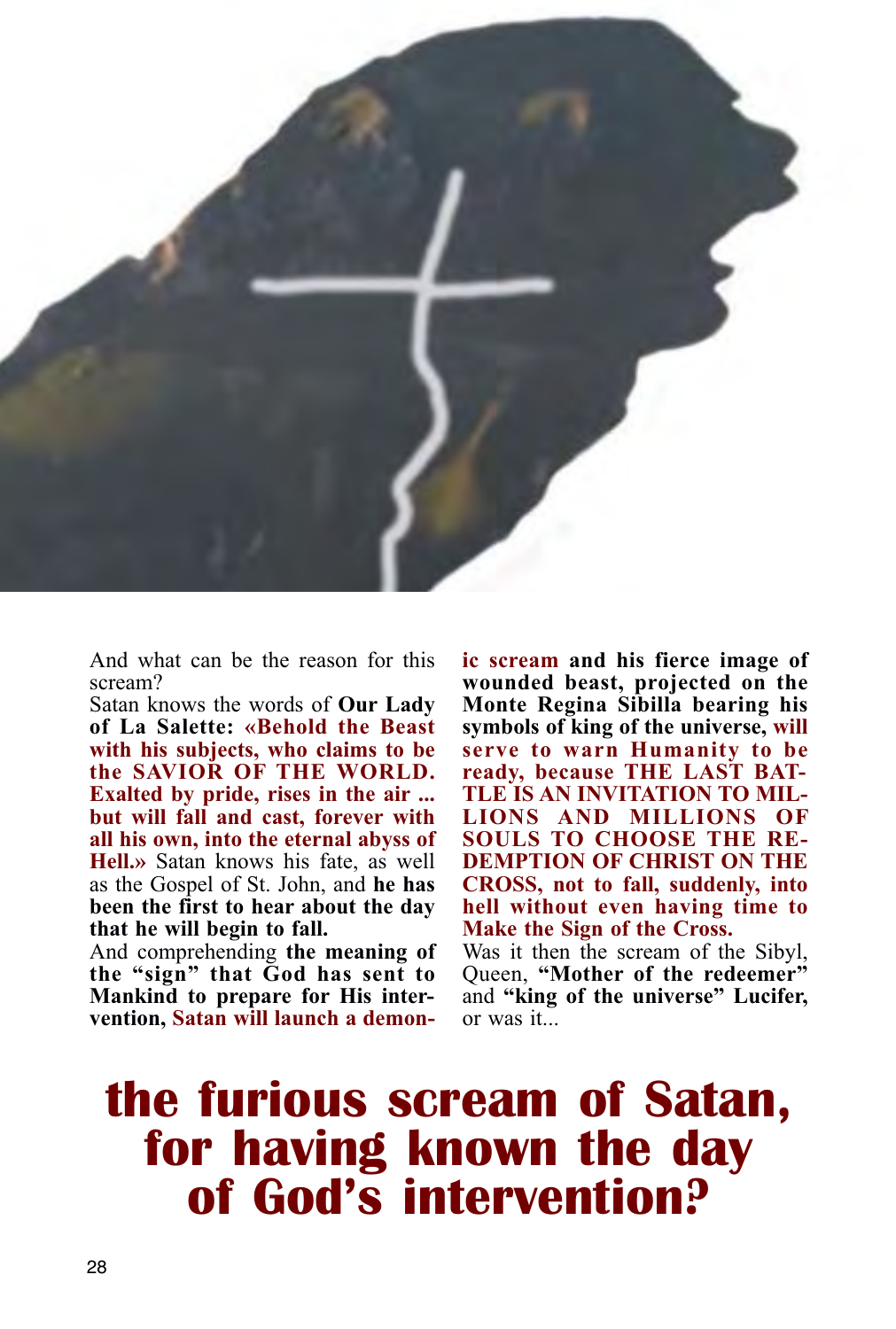And what can be the reason for this scream?

Satan knows the words of **Our Lady of La Salette: «Behold the Beast with his subjects, who claims to be the SAVIOR OF THE WORLD. Exalted by pride, rises in the air ... but will fall and cast, forever with all his own, into the eternal abyss of Hell.»** Satan knows his fate, as well as the Gospel of St. John, and **he has been the first to hear about the day that he will begin to fall.**

And comprehending **the meaning of the "sign" that God has sent to Mankind to prepare for His intervention, Satan will launch a demonic scream and his fierce image of wounded beast, projected on the Monte Regina Sibilla bearing his symbols of king of the universe, will serve to warn Humanity to be ready, because THE LAST BATTLE IS AN INVITATION TO MILLIONS AND MILLIONS OF SOULS TO CHOOSE THE REDEMPTION OF CHRIST ON THE CROSS, not to fall, suddenly, into hell without even having time to Make the Sign of the Cross.**

Was it then the scream of the Sibyl, Queen, **"Mother of the redeemer"** and **"king of the universe" Lucifer,** or was it...

# the furious scream of Satan, for having known the day of God's intervention?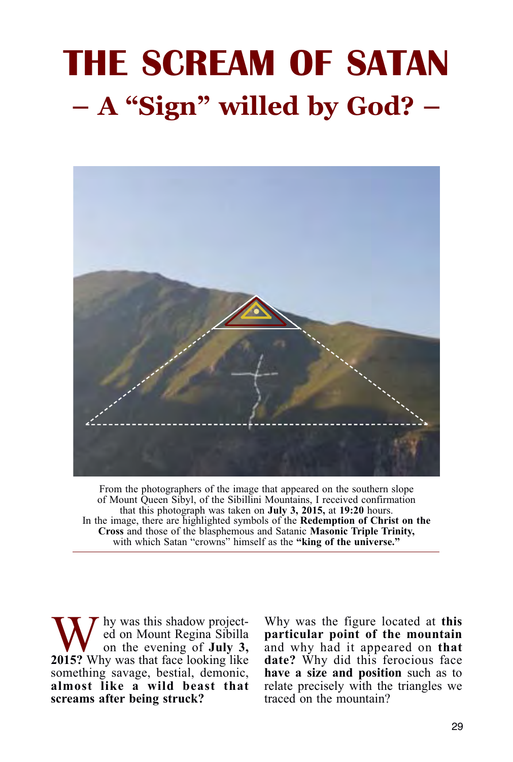# THE SCREAM OF SATAN

## – A “Sign” willed by God? –

From the photographers of the image that appeared on the southern slope of Mount Queen Sibyl, of the Sibillini Mountains, I received confirmation that this photograph was taken on **July 3, 2015,** at **19:20** hours. In the image, there are highlighted symbols of the **Redemption of Christ on the Cross** and those of the blasphemous and Satanic **Masonic Triple Trinity,** with which Satan “crowns” himself as the **“king of the universe.”**

Why was this shadow projected on Mount Regina Sibilla on the evening of **July 3, 2015?** Why was that face looking like something savage, bestial, demonic, **almost like a wild beast that screams after being struck?**

Why was the figure located at **this particular point of the mountain** and why had it appeared on **that date?** Why did this ferocious face **have a size and position** such as to relate precisely with the triangles we traced on the mountain?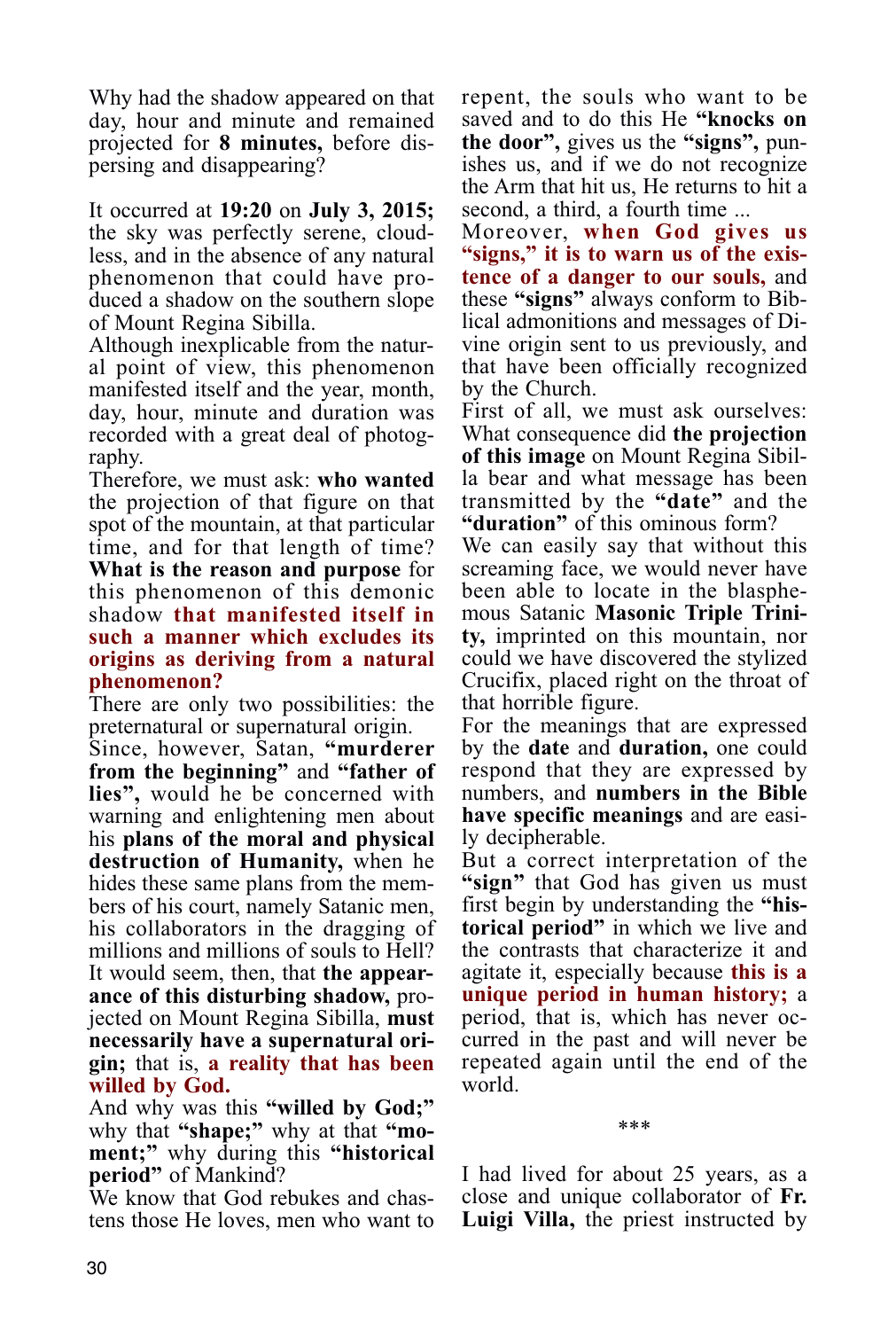Why had the shadow appeared on that day, hour and minute and remained projected for **8 minutes,** before dispersing and disappearing?

It occurred at **19:20** on **July 3, 2015;** the sky was perfectly serene, cloudless, and in the absence of any natural phenomenon that could have produced a shadow on the southern slope of Mount Regina Sibilla.

Although inexplicable from the natural point of view, this phenomenon manifested itself and the year, month, day, hour, minute and duration was recorded with a great deal of photography.

Therefore, we must ask: **who wanted** the projection of that figure on that spot of the mountain, at that particular time, and for that length of time? **What is the reason and purpose** for this phenomenon of this demonic shadow **that manifested itself in such a manner which excludes its origins as deriving from a natural phenomenon?**

There are only two possibilities: the preternatural or supernatural origin.

Since, however, Satan, **"murderer from the beginning"** and **"father of lies",** would he be concerned with warning and enlightening men about his **plans of the moral and physical destruction of Humanity,** when he hides these same plans from the members of his court, namely Satanic men, his collaborators in the dragging of millions and millions of souls to Hell?

It would seem, then, that **the appearance of this disturbing shadow,** projected on Mount Regina Sibilla, **must necessarily have a supernatural origin;** that is, **a reality that has been willed by God.**

And why was this **"willed by God;"** why that **"shape;"** why at that **"moment;"** why during this **"historical period"** of Mankind?

We know that God rebukes and chastens those He loves, men who want to repent, the souls who want to be saved and to do this He **"knocks on the door",** gives us the **"signs",** punishes us, and if we do not recognize the Arm that hit us, He returns to hit a second, a third, a fourth time ...

Moreover, **when God gives us "signs," it is to warn us of the existence of a danger to our souls,** and these **"signs"** always conform to Biblical admonitions and messages of Divine origin sent to us previously, and that have been officially recognized by the Church.

First of all, we must ask ourselves: What consequence did **the projection of this image** on Mount Regina Sibilla bear and what message has been transmitted by the **"date"** and the **"duration"** of this ominous form?

We can easily say that without this screaming face, we would never have been able to locate in the blasphemous Satanic **Masonic Triple Trinity,** imprinted on this mountain, nor could we have discovered the stylized Crucifix, placed right on the throat of that horrible figure.

For the meanings that are expressed by the **date** and **duration,** one could respond that they are expressed by numbers, and **numbers in the Bible have specific meanings** and are easily decipherable.

But a correct interpretation of the **"sign"** that God has given us must first begin by understanding the **"historical period"** in which we live and the contrasts that characterize it and agitate it, especially because **this is a unique period in human history;** a period, that is, which has never occurred in the past and will never be repeated again until the end of the world.

\*\*\*

I had lived for about 25 years, as a close and unique collaborator of **Fr. Luigi Villa,** the priest instructed by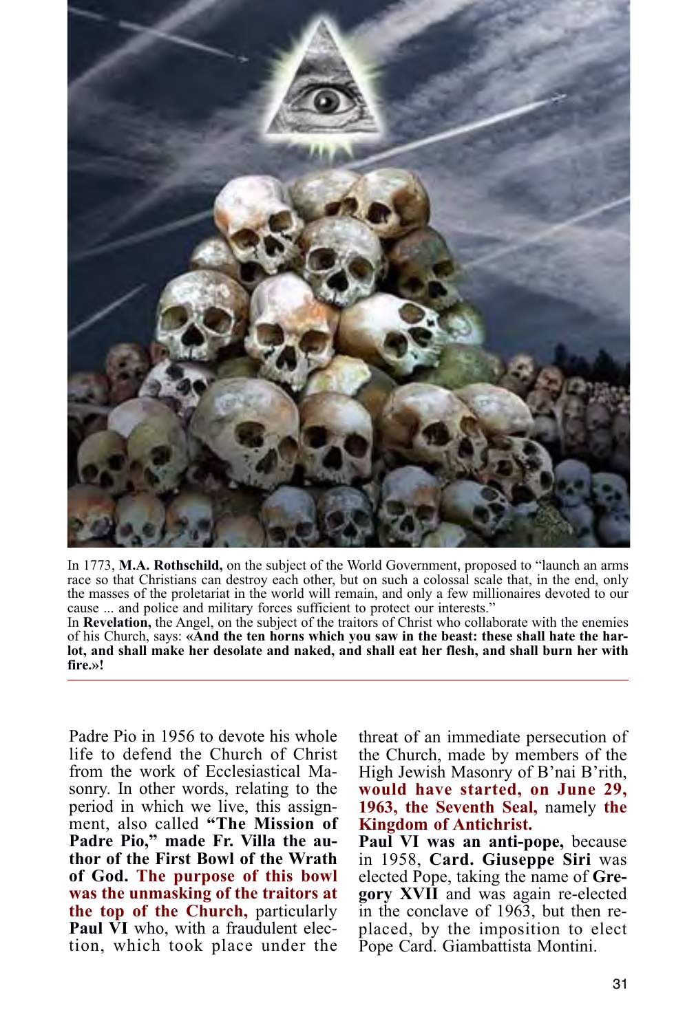In 1773, **M.A. Rothschild,** on the subject of the World Government, proposed to "launch an arms race so that Christians can destroy each other, but on such a colossal scale that, in the end, only the masses of the proletariat in the world will remain, and only a few millionaires devoted to our cause ... and police and military forces sufficient to protect our interests."
In **Revelation,** the Angel, on the subject of the traitors of Christ who collaborate with the enemies of his Church, says: **«And the ten horns which you saw in the beast: these shall hate the harlot, and shall make her desolate and naked, and shall eat her flesh, and shall burn her with fire.»!**

---

Padre Pio in 1956 to devote his whole life to defend the Church of Christ from the work of Ecclesiastical Masonry. In other words, relating to the period in which we live, this assignment, also called **"The Mission of Padre Pio," made Fr. Villa the author of the First Bowl of the Wrath of God. The purpose of this bowl was the unmasking of the traitors at the top of the Church,** particularly **Paul VI** who, with a fraudulent election, which took place under the threat of an immediate persecution of the Church, made by members of the High Jewish Masonry of B'nai B'rith, **would have started, on June 29, 1963, the Seventh Seal,** namely **the Kingdom of Antichrist.**

**Paul VI was an anti-pope,** because in 1958, **Card. Giuseppe Siri** was elected Pope, taking the name of **Gregory XVII** and was again re-elected in the conclave of 1963, but then replaced, by the imposition to elect Pope Card. Giambattista Montini.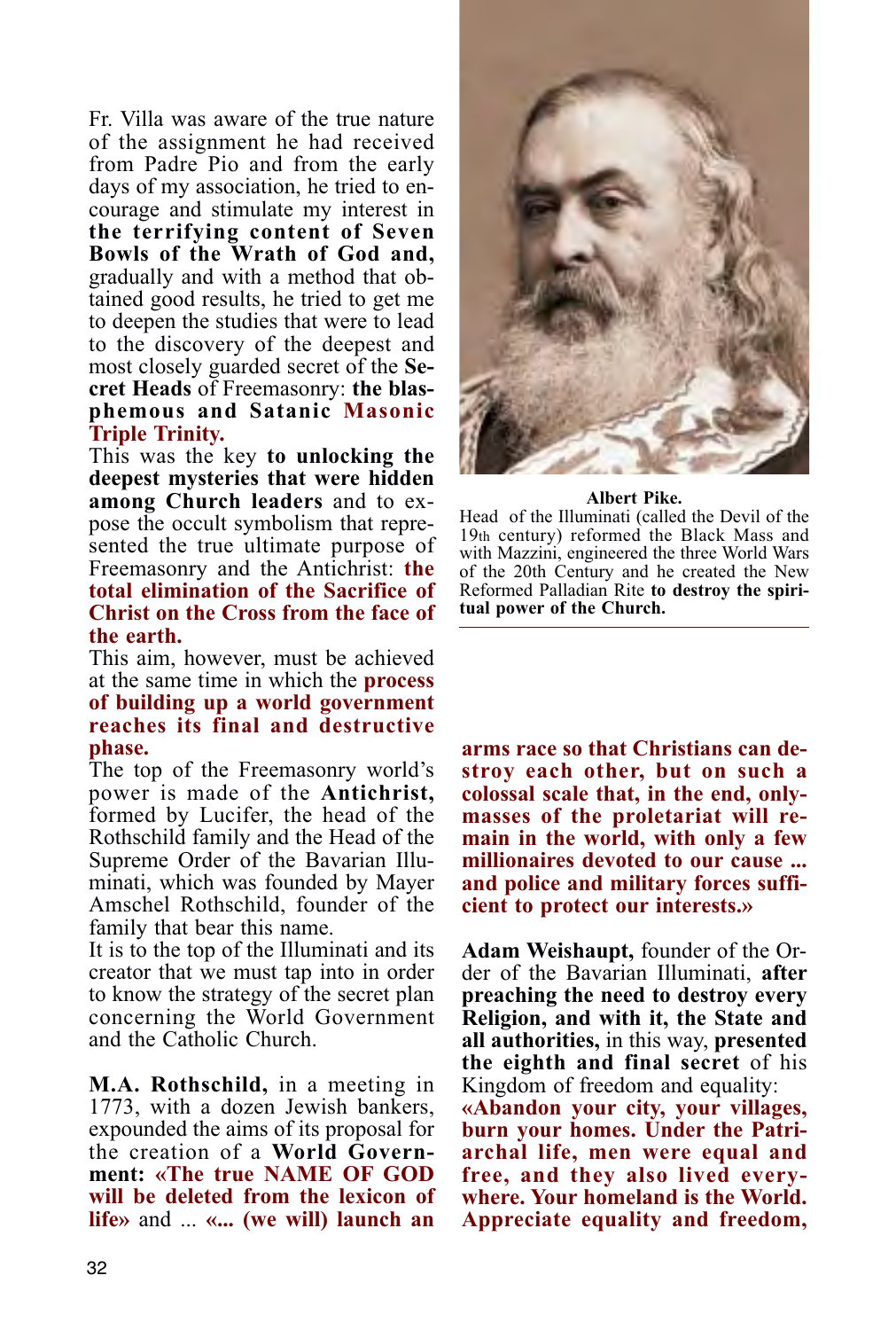Fr. Villa was aware of the true nature of the assignment he had received from Padre Pio and from the early days of my association, he tried to encourage and stimulate my interest in **the terrifying content of Seven Bowls of the Wrath of God and,** gradually and with a method that obtained good results, he tried to get me to deepen the studies that were to lead to the discovery of the deepest and most closely guarded secret of the **Secret Heads** of Freemasonry: **the blasphemous and Satanic Masonic Triple Trinity.**

This was the key **to unlocking the deepest mysteries that were hidden among Church leaders** and to expose the occult symbolism that represented the true ultimate purpose of Freemasonry and the Antichrist: **the total elimination of the Sacrifice of Christ on the Cross from the face of the earth.**

This aim, however, must be achieved at the same time in which the **process of building up a world government reaches its final and destructive phase.**

The top of the Freemasonry world's power is made of the **Antichrist,** formed by Lucifer, the head of the Rothschild family and the Head of the Supreme Order of the Bavarian Illuminati, which was founded by Mayer Amschel Rothschild, founder of the family that bear this name.

It is to the top of the Illuminati and its creator that we must tap into in order to know the strategy of the secret plan concerning the World Government and the Catholic Church.

**M.A. Rothschild,** in a meeting in 1773, with a dozen Jewish bankers, expounded the aims of its proposal for the creation of a **World Government: «The true NAME OF GOD will be deleted from the lexicon of life»** and ... **«... (we will) launch an arms race so that Christians can destroy each other, but on such a colossal scale that, in the end, only masses of the proletariat will remain in the world, with only a few millionaires devoted to our cause ... and police and military forces sufficient to protect our interests.»**

**Albert Pike.**
Head of the Illuminati (called the Devil of the 19th century) reformed the Black Mass and with Mazzini, engineered the three World Wars of the 20th Century and he created the New Reformed Palladian Rite **to destroy the spiritual power of the Church.**

**Adam Weishaupt,** founder of the Order of the Bavarian Illuminati, **after preaching the need to destroy every Religion, and with it, the State and all authorities,** in this way, **presented the eighth and final secret** of his Kingdom of freedom and equality:
**«Abandon your city, your villages, burn your homes. Under the Patriarchal life, men were equal and free, and they also lived everywhere. Your homeland is the World. Appreciate equality and freedom,**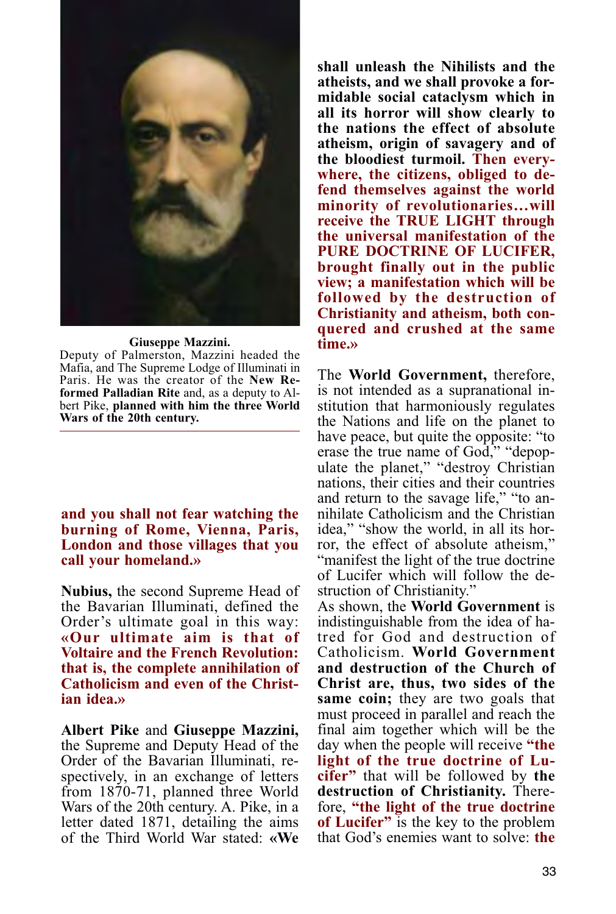**Giuseppe Mazzini.**
Deputy of Palmerston, Mazzini headed the Mafia, and The Supreme Lodge of Illuminati in Paris. He was the creator of the **New Reformed Palladian Rite** and, as a deputy to Albert Pike, **planned with him the three World Wars of the 20th century.**

**and you shall not fear watching the burning of Rome, Vienna, Paris, London and those villages that you call your homeland.»**

**Nubius,** the second Supreme Head of the Bavarian Illuminati, defined the Order's ultimate goal in this way: **«Our ultimate aim is that of Voltaire and the French Revolution: that is, the complete annihilation of Catholicism and even of the Christian idea.»**

**Albert Pike** and **Giuseppe Mazzini,** the Supreme and Deputy Head of the Order of the Bavarian Illuminati, respectively, in an exchange of letters from 1870-71, planned three World Wars of the 20th century. A. Pike, in a letter dated 1871, detailing the aims of the Third World War stated: **«We shall unleash the Nihilists and the atheists, and we shall provoke a formidable social cataclysm which in all its horror will show clearly to the nations the effect of absolute atheism, origin of savagery and of the bloodiest turmoil. Then everywhere, the citizens, obliged to defend themselves against the world minority of revolutionaries…will receive the TRUE LIGHT through the universal manifestation of the PURE DOCTRINE OF LUCIFER, brought finally out in the public view; a manifestation which will be followed by the destruction of Christianity and atheism, both conquered and crushed at the same time.»**

The **World Government,** therefore, is not intended as a supranational institution that harmoniously regulates the Nations and life on the planet to have peace, but quite the opposite: "to erase the true name of God," "depopulate the planet," "destroy Christian nations, their cities and their countries and return to the savage life," "to annihilate Catholicism and the Christian idea," "show the world, in all its horror, the effect of absolute atheism," "manifest the light of the true doctrine of Lucifer which will follow the destruction of Christianity."

As shown, the **World Government** is indistinguishable from the idea of hatred for God and destruction of Catholicism. **World Government and destruction of the Church of Christ are, thus, two sides of the same coin;** they are two goals that must proceed in parallel and reach the final aim together which will be the day when the people will receive **"the light of the true doctrine of Lucifer"** that will be followed by **the destruction of Christianity.** Therefore, **"the light of the true doctrine of Lucifer"** is the key to the problem that God's enemies want to solve: **the**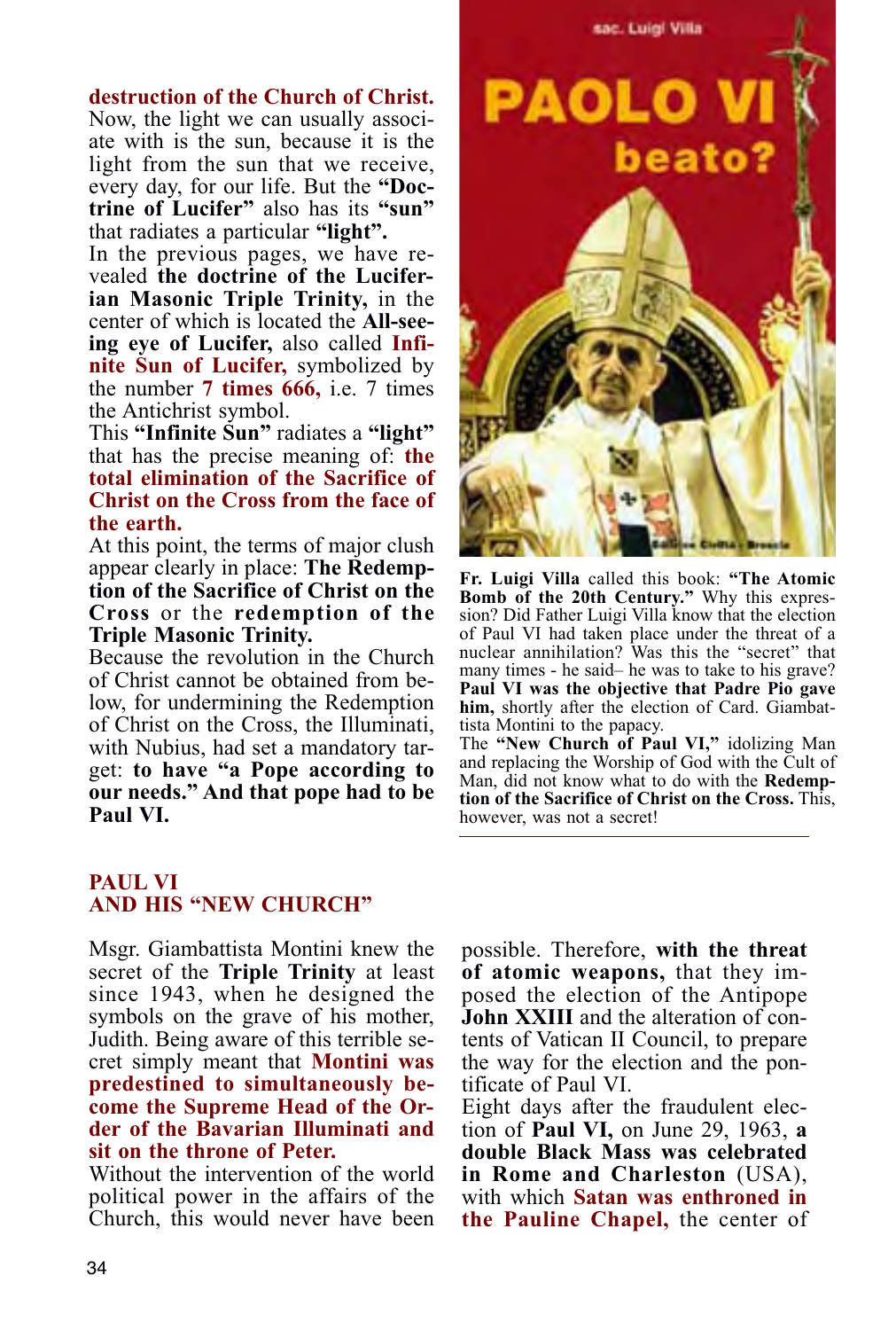**destruction of the Church of Christ.** Now, the light we can usually associate with is the sun, because it is the light from the sun that we receive, every day, for our life. But the **"Doctrine of Lucifer"** also has its **"sun"** that radiates a particular **"light".**

In the previous pages, we have revealed **the doctrine of the Luciferian Masonic Triple Trinity,** in the center of which is located the **All-seeing eye of Lucifer,** also called **Infinite Sun of Lucifer,** symbolized by the number **7 times 666,** i.e. 7 times the Antichrist symbol.

This **"Infinite Sun"** radiates a **"light"** that has the precise meaning of: **the total elimination of the Sacrifice of Christ on the Cross from the face of the earth.**

At this point, the terms of major clush appear clearly in place: **The Redemption of the Sacrifice of Christ on the Cross** or the **redemption of the Triple Masonic Trinity.**

Because the revolution in the Church of Christ cannot be obtained from below, for undermining the Redemption of Christ on the Cross, the Illuminati, with Nubius, had set a mandatory target: **to have "a Pope according to our needs." And that pope had to be Paul VI.**

sac. Luigi Villa

PAOLO VI beato?

Edizione Civiltà - Brescia

**Fr. Luigi Villa** called this book: **"The Atomic Bomb of the 20th Century."** Why this expression? Did Father Luigi Villa know that the election of Paul VI had taken place under the threat of a nuclear annihilation? Was this the "secret" that many times - he said– he was to take to his grave? **Paul VI was the objective that Padre Pio gave him,** shortly after the election of Card. Giambattista Montini to the papacy.

The **"New Church of Paul VI,"** idolizing Man and replacing the Worship of God with the Cult of Man, did not know what to do with the **Redemption of the Sacrifice of Christ on the Cross.** This, however, was not a secret!

## PAUL VI AND HIS "NEW CHURCH"

Msgr. Giambattista Montini knew the secret of the **Triple Trinity** at least since 1943, when he designed the symbols on the grave of his mother, Judith. Being aware of this terrible secret simply meant that **Montini was predestined to simultaneously become the Supreme Head of the Order of the Bavarian Illuminati and sit on the throne of Peter.**

Without the intervention of the world political power in the affairs of the Church, this would never have been possible. Therefore, **with the threat of atomic weapons,** that they imposed the election of the Antipope **John XXIII** and the alteration of contents of Vatican II Council, to prepare the way for the election and the pontificate of Paul VI.

Eight days after the fraudulent election of **Paul VI,** on June 29, 1963, **a double Black Mass was celebrated in Rome and Charleston** (USA), with which **Satan was enthroned in the Pauline Chapel,** the center of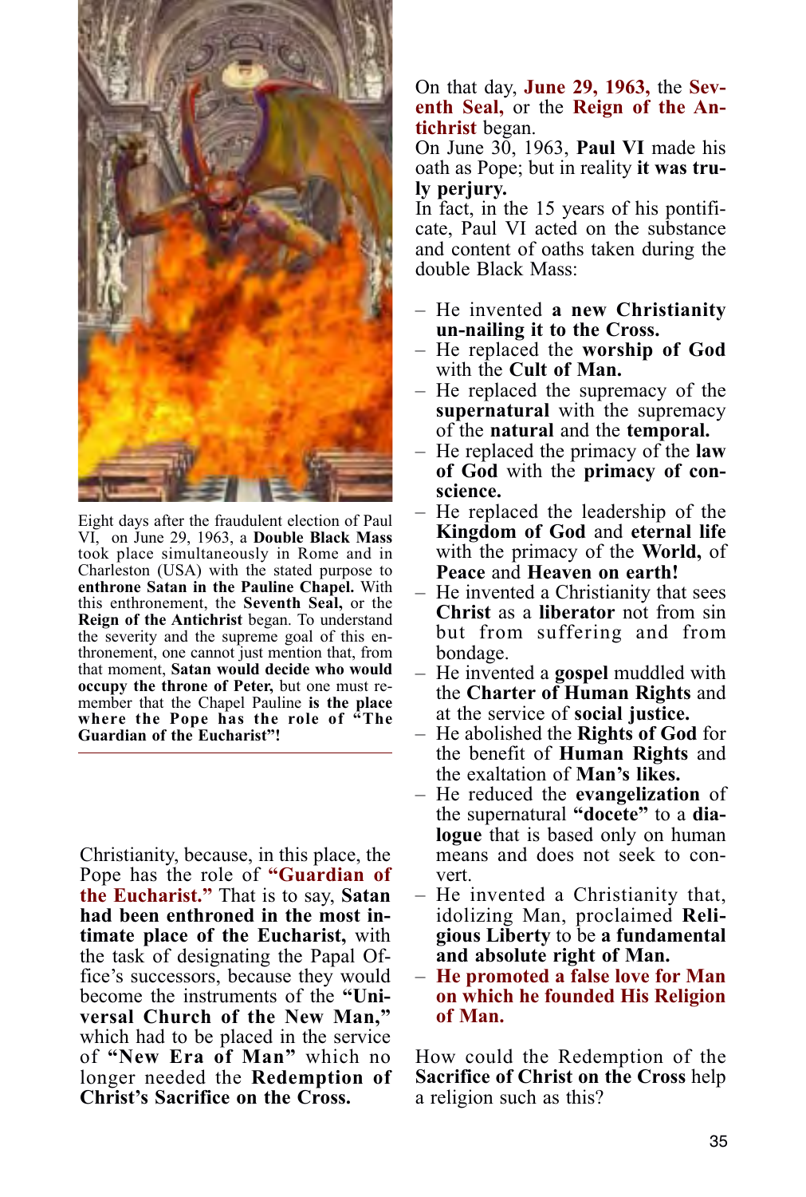Eight days after the fraudulent election of Paul VI, on June 29, 1963, a **Double Black Mass** took place simultaneously in Rome and in Charleston (USA) with the stated purpose to **enthrone Satan in the Pauline Chapel.** With this enthronement, the **Seventh Seal,** or the **Reign of the Antichrist** began. To understand the severity and the supreme goal of this enthronement, one cannot just mention that, from that moment, **Satan would decide who would occupy the throne of Peter,** but one must remember that the Chapel Pauline **is the place where the Pope has the role of "The Guardian of the Eucharist"!**

---

Christianity, because, in this place, the Pope has the role of **"Guardian of the Eucharist."** That is to say, **Satan had been enthroned in the most intimate place of the Eucharist,** with the task of designating the Papal Office's successors, because they would become the instruments of the **"Universal Church of the New Man,"** which had to be placed in the service of **"New Era of Man"** which no longer needed the **Redemption of Christ's Sacrifice on the Cross.**

On that day, **June 29, 1963,** the **Seventh Seal,** or the **Reign of the Antichrist** began.
On June 30, 1963, **Paul VI** made his oath as Pope; but in reality **it was truly perjury.**
In fact, in the 15 years of his pontificate, Paul VI acted on the substance and content of oaths taken during the double Black Mass:

- He invented **a new Christianity un-nailing it to the Cross.**
- He replaced the **worship of God** with the **Cult of Man.**
- He replaced the supremacy of the **supernatural** with the supremacy of the **natural** and the **temporal.**
- He replaced the primacy of the **law of God** with the **primacy of conscience.**
- He replaced the leadership of the **Kingdom of God** and **eternal life** with the primacy of the **World,** of **Peace** and **Heaven on earth!**
- He invented a Christianity that sees **Christ** as a **liberator** not from sin but from suffering and from bondage.
- He invented a **gospel** muddled with the **Charter of Human Rights** and at the service of **social justice.**
- He abolished the **Rights of God** for the benefit of **Human Rights** and the exaltation of **Man's likes.**
- He reduced the **evangelization** of the supernatural **"docete"** to a **dialogue** that is based only on human means and does not seek to convert.
- He invented a Christianity that, idolizing Man, proclaimed **Religious Liberty** to be **a fundamental and absolute right of Man.**
- **He promoted a false love for Man on which he founded His Religion of Man.**

How could the Redemption of the **Sacrifice of Christ on the Cross** help a religion such as this?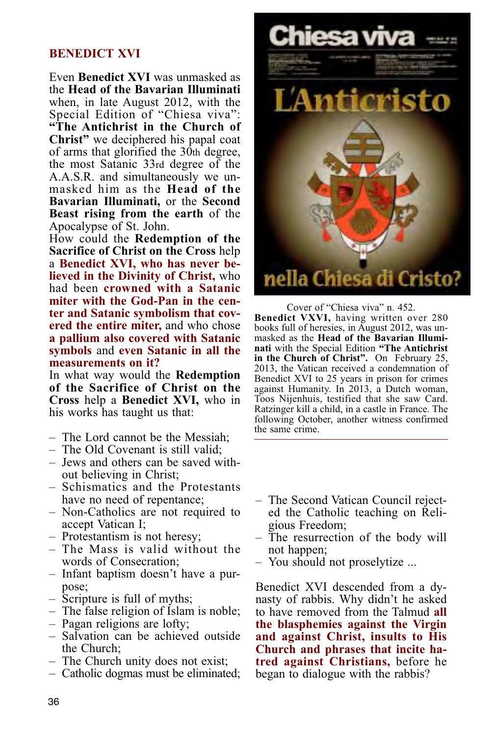## BENEDICT XVI

Even **Benedict XVI** was unmasked as the **Head of the Bavarian Illuminati** when, in late August 2012, with the Special Edition of "Chiesa viva": **"The Antichrist in the Church of Christ"** we deciphered his papal coat of arms that glorified the 30th degree, the most Satanic 33rd degree of the A.A.S.R. and simultaneously we unmasked him as the **Head of the Bavarian Illuminati,** or the **Second Beast rising from the earth** of the Apocalypse of St. John.

How could the **Redemption of the Sacrifice of Christ on the Cross** help a **Benedict XVI, who has never believed in the Divinity of Christ,** who had been **crowned with a Satanic miter with the God-Pan in the center and Satanic symbolism that covered the entire miter,** and who chose **a pallium also covered with Satanic symbols** and **even Satanic in all the measurements on it?**

In what way would the **Redemption of the Sacrifice of Christ on the Cross** help a **Benedict XVI,** who in his works has taught us that:

- The Lord cannot be the Messiah;
- The Old Covenant is still valid;
- Jews and others can be saved without believing in Christ;
- Schismatics and the Protestants have no need of repentance;
- Non-Catholics are not required to accept Vatican I;
- Protestantism is not heresy;
- The Mass is valid without the words of Consecration;
- Infant baptism doesn't have a purpose;
- Scripture is full of myths;
- The false religion of Islam is noble;
- Pagan religions are lofty;
- Salvation can be achieved outside the Church;
- The Church unity does not exist;
- Catholic dogmas must be eliminated;
- The Second Vatican Council rejected the Catholic teaching on Religious Freedom;
- The resurrection of the body will not happen;
- You should not proselytize ...

Cover of "Chiesa viva" n. 452.
**Benedict VXVI,** having written over 280 books full of heresies, in August 2012, was unmasked as the **Head of the Bavarian Illuminati** with the Special Edition **"The Antichrist in the Church of Christ".** On February 25, 2013, the Vatican received a condemnation of Benedict XVI to 25 years in prison for crimes against Humanity. In 2013, a Dutch woman, Toos Nijenhuis, testified that she saw Card. Ratzinger kill a child, in a castle in France. The following October, another witness confirmed the same crime.

Benedict XVI descended from a dynasty of rabbis. Why didn't he asked to have removed from the Talmud **all the blasphemies against the Virgin and against Christ, insults to His Church and phrases that incite hatred against Christians,** before he began to dialogue with the rabbis?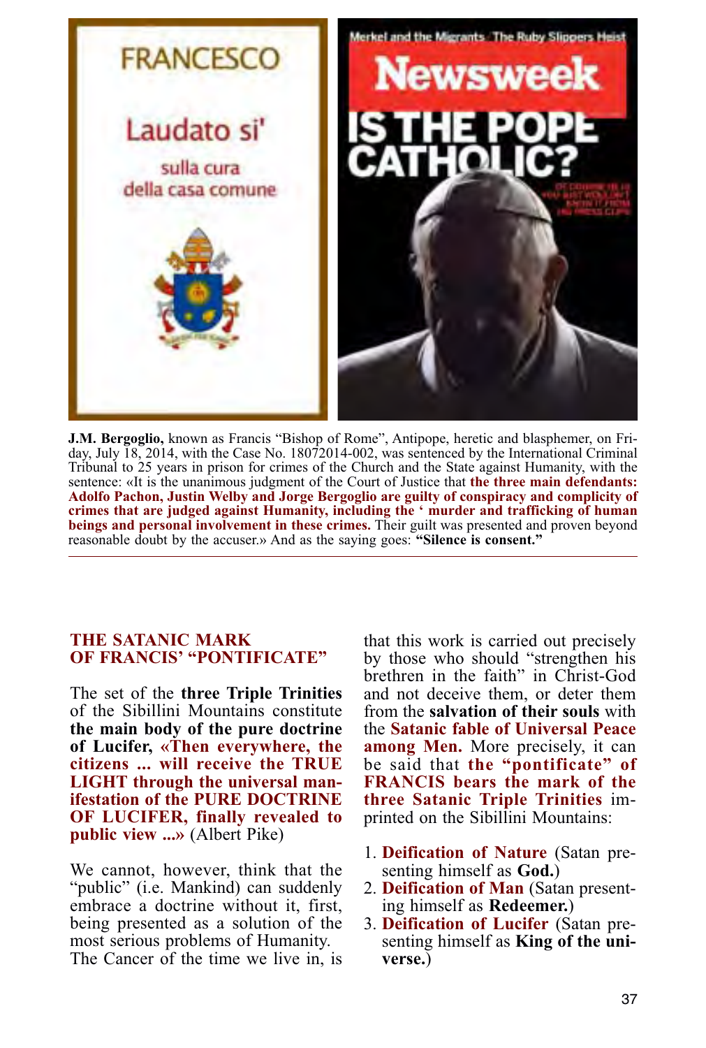**J.M. Bergoglio,** known as Francis "Bishop of Rome", Antipope, heretic and blasphemer, on Friday, July 18, 2014, with the Case No. 18072014-002, was sentenced by the International Criminal Tribunal to 25 years in prison for crimes of the Church and the State against Humanity, with the sentence: «It is the unanimous judgment of the Court of Justice that **the three main defendants: Adolfo Pachon, Justin Welby and Jorge Bergoglio are guilty of conspiracy and complicity of crimes that are judged against Humanity, including the ' murder and trafficking of human beings and personal involvement in these crimes.** Their guilt was presented and proven beyond reasonable doubt by the accuser.» And as the saying goes: **"Silence is consent."**

## THE SATANIC MARK OF FRANCIS' "PONTIFICATE"

The set of the **three Triple Trinities** of the Sibillini Mountains constitute **the main body of the pure doctrine of Lucifer, «Then everywhere, the citizens ... will receive the TRUE LIGHT through the universal manifestation of the PURE DOCTRINE OF LUCIFER, finally revealed to public view ...»** (Albert Pike)

We cannot, however, think that the "public" (i.e. Mankind) can suddenly embrace a doctrine without it, first, being presented as a solution of the most serious problems of Humanity. The Cancer of the time we live in, is that this work is carried out precisely by those who should "strengthen his brethren in the faith" in Christ-God and not deceive them, or deter them from the **salvation of their souls** with the **Satanic fable of Universal Peace among Men.** More precisely, it can be said that **the "pontificate" of FRANCIS bears the mark of the three Satanic Triple Trinities** imprinted on the Sibillini Mountains:

1. **Deification of Nature** (Satan presenting himself as **God.**)
2. **Deification of Man** (Satan presenting himself as **Redeemer.**)
3. **Deification of Lucifer** (Satan presenting himself as **King of the universe.**)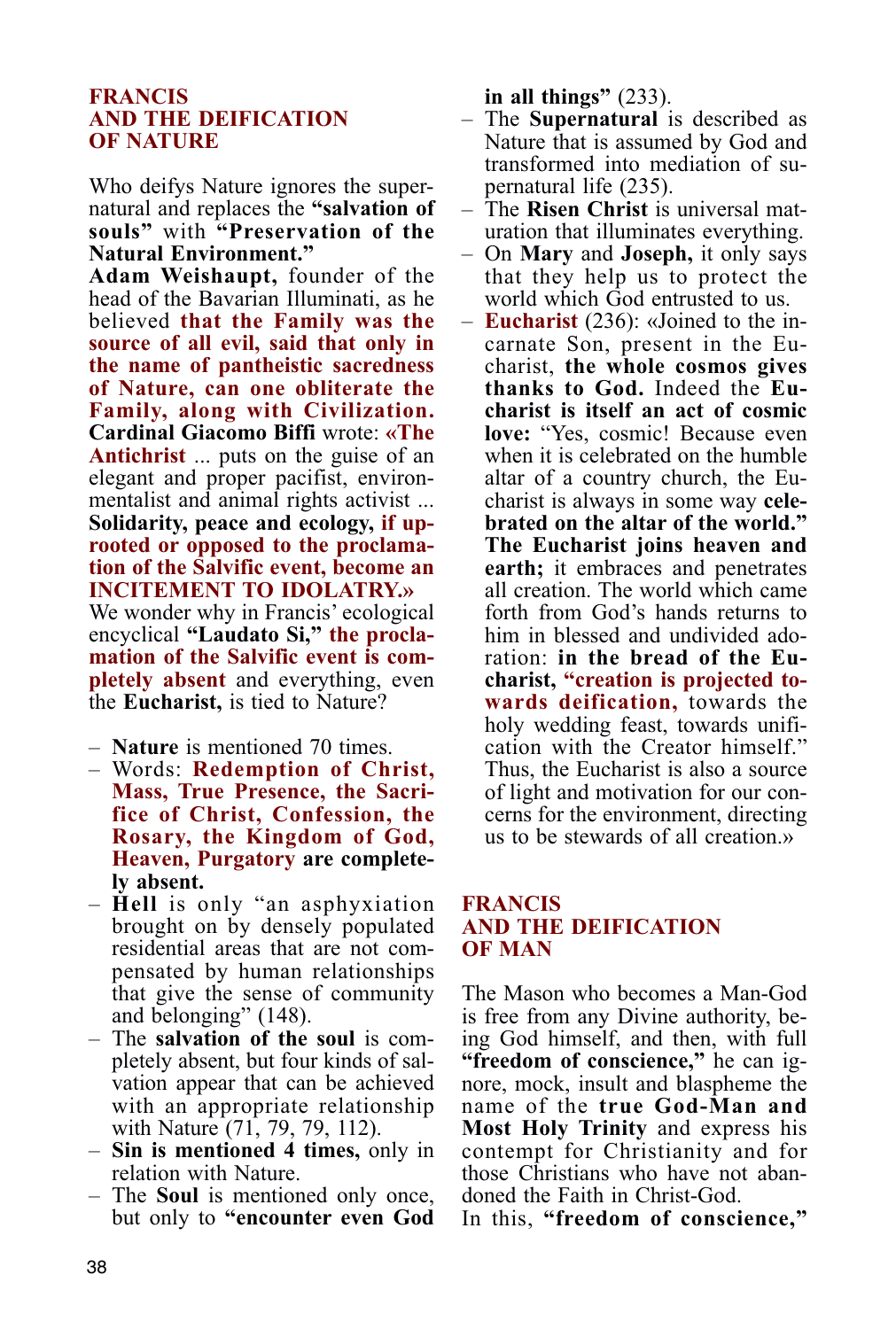## FRANCIS AND THE DEIFICATION OF NATURE

Who deifys Nature ignores the supernatural and replaces the **"salvation of souls"** with **"Preservation of the Natural Environment."**

**Adam Weishaupt,** founder of the head of the Bavarian Illuminati, as he believed **that the Family was the source of all evil, said that only in the name of pantheistic sacredness of Nature, can one obliterate the Family, along with Civilization.**

**Cardinal Giacomo Biffi** wrote: **«The Antichrist** ... puts on the guise of an elegant and proper pacifist, environmentalist and animal rights activist ... **Solidarity, peace and ecology, if uprooted or opposed to the proclamation of the Salvific event, become an INCITEMENT TO IDOLATRY.»**

We wonder why in Francis' ecological encyclical **"Laudato Si," the proclamation of the Salvific event is completely absent** and everything, even the **Eucharist,** is tied to Nature?

- **Nature** is mentioned 70 times.
- Words: **Redemption of Christ, Mass, True Presence, the Sacrifice of Christ, Confession, the Rosary, the Kingdom of God, Heaven, Purgatory are completely absent.**
- **Hell** is only "an asphyxiation brought on by densely populated residential areas that are not compensated by human relationships that give the sense of community and belonging" (148).
- The **salvation of the soul** is completely absent, but four kinds of salvation appear that can be achieved with an appropriate relationship with Nature (71, 79, 79, 112).
- **Sin is mentioned 4 times,** only in relation with Nature.
- The **Soul** is mentioned only once, but only to **"encounter even God in all things"** (233).
- The **Supernatural** is described as Nature that is assumed by God and transformed into mediation of supernatural life (235).
- The **Risen Christ** is universal maturation that illuminates everything.
- On **Mary** and **Joseph,** it only says that they help us to protect the world which God entrusted to us.
- **Eucharist** (236): «Joined to the incarnate Son, present in the Eucharist, **the whole cosmos gives thanks to God.** Indeed the **Eucharist is itself an act of cosmic love:** "Yes, cosmic! Because even when it is celebrated on the humble altar of a country church, the Eucharist is always in some way **celebrated on the altar of the world." The Eucharist joins heaven and earth;** it embraces and penetrates all creation. The world which came forth from God's hands returns to him in blessed and undivided adoration: **in the bread of the Eucharist, "creation is projected towards deification,** towards the holy wedding feast, towards unification with the Creator himself." Thus, the Eucharist is also a source of light and motivation for our concerns for the environment, directing us to be stewards of all creation.»

## FRANCIS AND THE DEIFICATION OF MAN

The Mason who becomes a Man-God is free from any Divine authority, being God himself, and then, with full **"freedom of conscience,"** he can ignore, mock, insult and blaspheme the name of the **true God-Man and Most Holy Trinity** and express his contempt for Christianity and for those Christians who have not abandoned the Faith in Christ-God.

In this, **"freedom of conscience,"**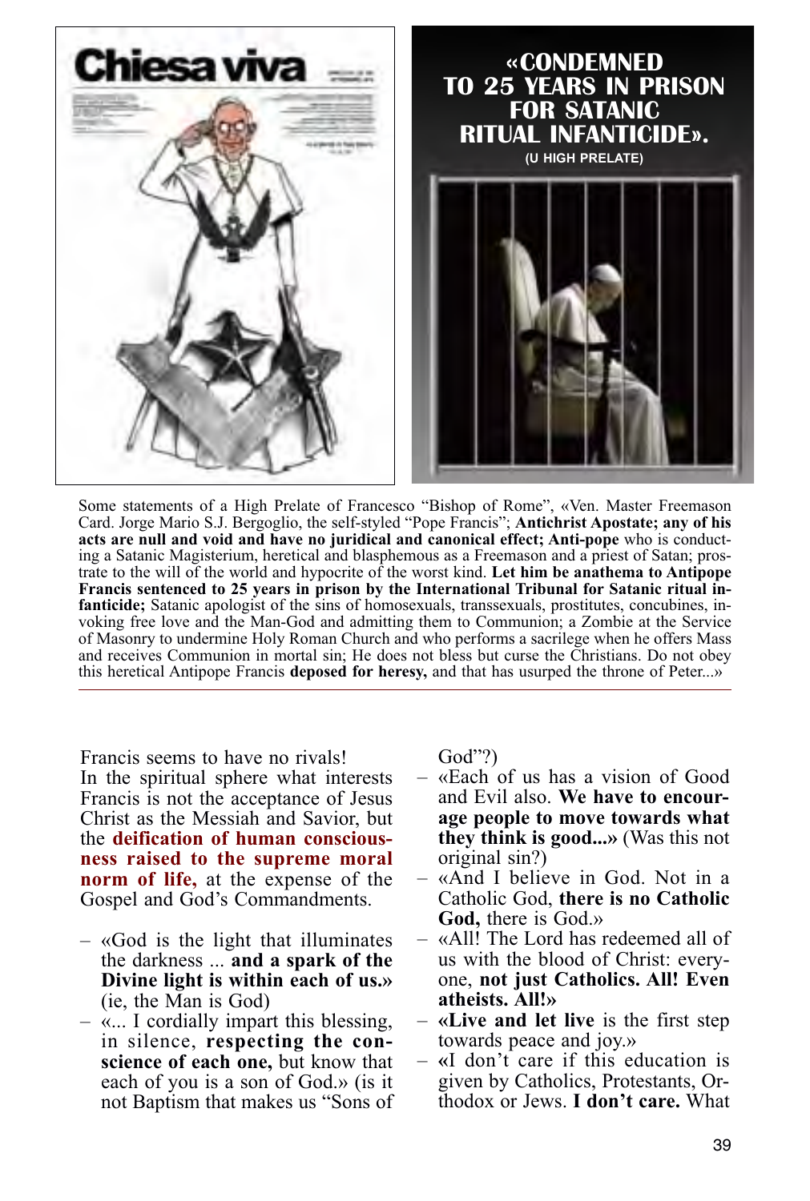**«CONDEMNED TO 25 YEARS IN PRISON FOR SATANIC RITUAL INFANTICIDE».**

**(U HIGH PRELATE)**

Some statements of a High Prelate of Francesco "Bishop of Rome", «Ven. Master Freemason Card. Jorge Mario S.J. Bergoglio, the self-styled "Pope Francis"; **Antichrist Apostate; any of his acts are null and void and have no juridical and canonical effect; Anti-pope** who is conducting a Satanic Magisterium, heretical and blasphemous as a Freemason and a priest of Satan; prostrate to the will of the world and hypocrite of the worst kind. **Let him be anathema to Antipope Francis sentenced to 25 years in prison by the International Tribunal for Satanic ritual infanticide;** Satanic apologist of the sins of homosexuals, transsexuals, prostitutes, concubines, invoking free love and the Man-God and admitting them to Communion; a Zombie at the Service of Masonry to undermine Holy Roman Church and who performs a sacrilege when he offers Mass and receives Communion in mortal sin; He does not bless but curse the Christians. Do not obey this heretical Antipope Francis **deposed for heresy,** and that has usurped the throne of Peter...»

---

Francis seems to have no rivals!
In the spiritual sphere what interests Francis is not the acceptance of Jesus Christ as the Messiah and Savior, but the **deification of human consciousness raised to the supreme moral norm of life,** at the expense of the Gospel and God's Commandments.

- «God is the light that illuminates the darkness ... **and a spark of the Divine light is within each of us.»** (ie, the Man is God)
- «... I cordially impart this blessing, in silence, **respecting the conscience of each one,** but know that each of you is a son of God.» (is it not Baptism that makes us "Sons of God"?)
- «Each of us has a vision of Good and Evil also. **We have to encourage people to move towards what they think is good...»** (Was this not original sin?)
- «And I believe in God. Not in a Catholic God, **there is no Catholic God,** there is God.»
- «All! The Lord has redeemed all of us with the blood of Christ: everyone, **not just Catholics. All! Even atheists. All!»**
- **«Live and let live** is the first step towards peace and joy.»
- «I don't care if this education is given by Catholics, Protestants, Orthodox or Jews. **I don't care.** What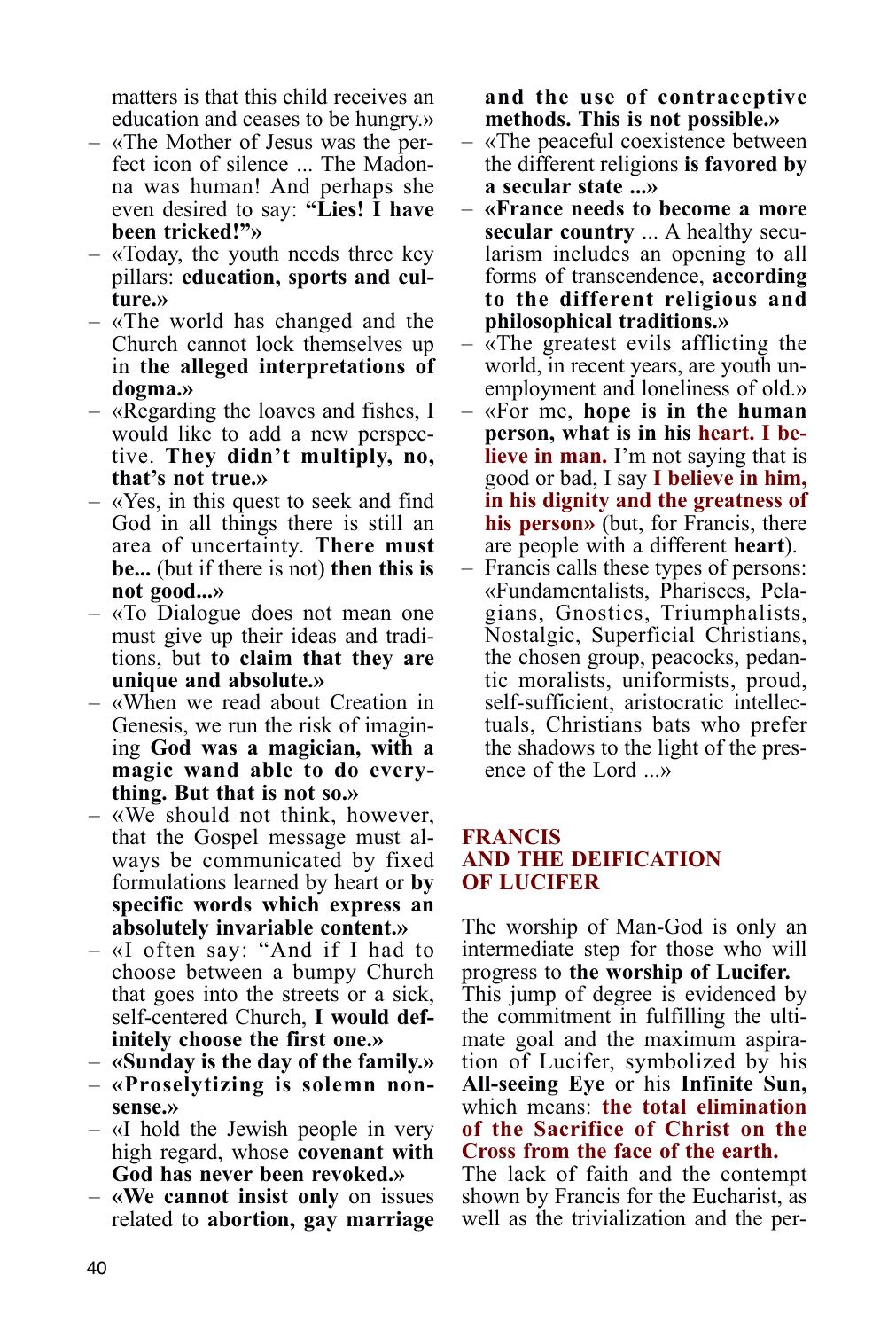matters is that this child receives an education and ceases to be hungry.»

- «The Mother of Jesus was the perfect icon of silence ... The Madonna was human! And perhaps she even desired to say: **"Lies! I have been tricked!"»**
- «Today, the youth needs three key pillars: **education, sports and culture.»**
- «The world has changed and the Church cannot lock themselves up in **the alleged interpretations of dogma.»**
- «Regarding the loaves and fishes, I would like to add a new perspective. **They didn't multiply, no, that's not true.»**
- «Yes, in this quest to seek and find God in all things there is still an area of uncertainty. **There must be...** (but if there is not) **then this is not good...»**
- «To Dialogue does not mean one must give up their ideas and traditions, but **to claim that they are unique and absolute.»**
- «When we read about Creation in Genesis, we run the risk of imagining **God was a magician, with a magic wand able to do everything. But that is not so.»**
- «We should not think, however, that the Gospel message must always be communicated by fixed formulations learned by heart or **by specific words which express an absolutely invariable content.»**
- «I often say: "And if I had to choose between a bumpy Church that goes into the streets or a sick, self-centered Church, **I would definitely choose the first one.»**
- **«Sunday is the day of the family.»**
- **«Proselytizing is solemn nonsense.»**
- «I hold the Jewish people in very high regard, whose **covenant with God has never been revoked.»**
- **«We cannot insist only** on issues related to **abortion, gay marriage and the use of contraceptive methods. This is not possible.»**
- «The peaceful coexistence between the different religions **is favored by a secular state ...»**
- **«France needs to become a more secular country** ... A healthy secularism includes an opening to all forms of transcendence, **according to the different religious and philosophical traditions.»**
- «The greatest evils afflicting the world, in recent years, are youth unemployment and loneliness of old.»
- «For me, **hope is in the human person, what is in his heart. I believe in man.** I'm not saying that is good or bad, I say **I believe in him, in his dignity and the greatness of his person»** (but, for Francis, there are people with a different **heart**).
- Francis calls these types of persons: «Fundamentalists, Pharisees, Pelagians, Gnostics, Triumphalists, Nostalgic, Superficial Christians, the chosen group, peacocks, pedantic moralists, uniformists, proud, self-sufficient, aristocratic intellectuals, Christians bats who prefer the shadows to the light of the presence of the Lord ...»

## FRANCIS AND THE DEIFICATION OF LUCIFER

The worship of Man-God is only an intermediate step for those who will progress to **the worship of Lucifer.** This jump of degree is evidenced by the commitment in fulfilling the ultimate goal and the maximum aspiration of Lucifer, symbolized by his **All-seeing Eye** or his **Infinite Sun,** which means: **the total elimination of the Sacrifice of Christ on the Cross from the face of the earth.**
The lack of faith and the contempt shown by Francis for the Eucharist, as well as the trivialization and the per-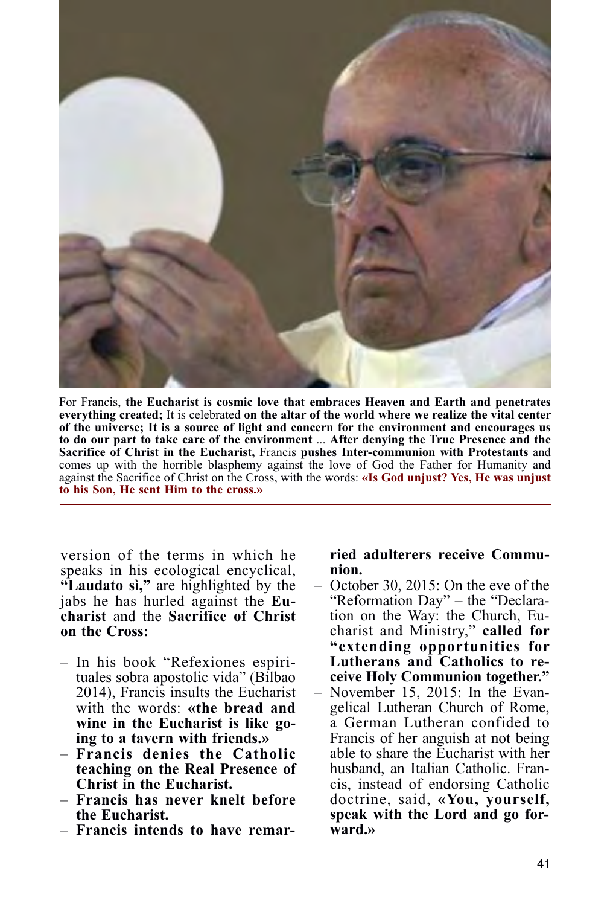For Francis, **the Eucharist is cosmic love that embraces Heaven and Earth and penetrates everything created;** It is celebrated **on the altar of the world where we realize the vital center of the universe; It is a source of light and concern for the environment and encourages us to do our part to take care of the environment** ... **After denying the True Presence and the Sacrifice of Christ in the Eucharist,** Francis **pushes Inter-communion with Protestants** and comes up with the horrible blasphemy against the love of God the Father for Humanity and against the Sacrifice of Christ on the Cross, with the words: **«Is God unjust? Yes, He was unjust to his Son, He sent Him to the cross.»**

---

version of the terms in which he speaks in his ecological encyclical, **"Laudato sì,"** are highlighted by the jabs he has hurled against the **Eucharist** and the **Sacrifice of Christ on the Cross:**

- In his book "Refexiones espirituales sobra apostolic vida" (Bilbao 2014), Francis insults the Eucharist with the words: **«the bread and wine in the Eucharist is like going to a tavern with friends.»**
- **Francis denies the Catholic teaching on the Real Presence of Christ in the Eucharist.**
- **Francis has never knelt before the Eucharist.**
- **Francis intends to have remarried adulterers receive Communion.**
- October 30, 2015: On the eve of the "Reformation Day" – the "Declaration on the Way: the Church, Eucharist and Ministry," **called for "extending opportunities for Lutherans and Catholics to receive Holy Communion together."**
- November 15, 2015: In the Evangelical Lutheran Church of Rome, a German Lutheran confided to Francis of her anguish at not being able to share the Eucharist with her husband, an Italian Catholic. Francis, instead of endorsing Catholic doctrine, said, **«You, yourself, speak with the Lord and go forward.»**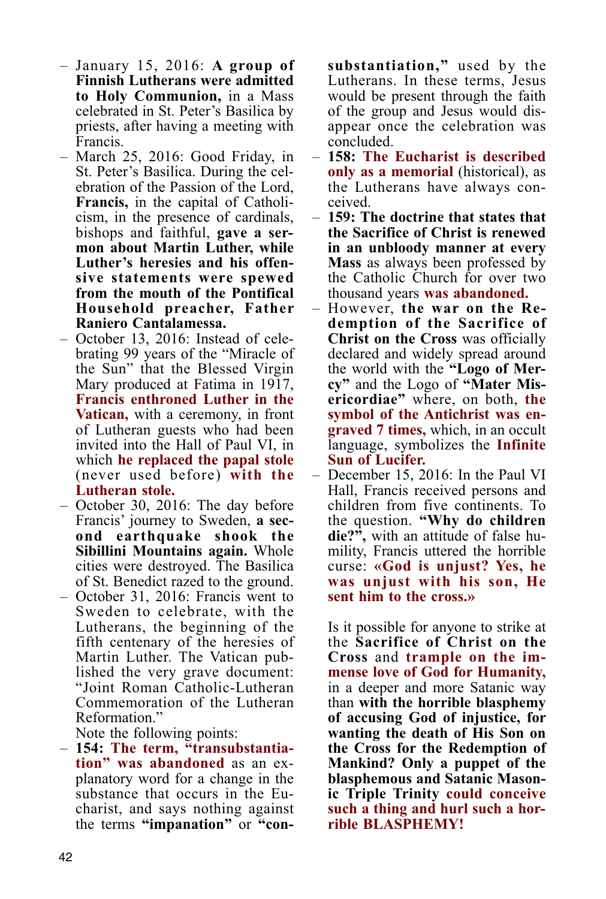- January 15, 2016: **A group of Finnish Lutherans were admitted to Holy Communion,** in a Mass celebrated in St. Peter's Basilica by priests, after having a meeting with Francis.
- March 25, 2016: Good Friday, in St. Peter's Basilica. During the celebration of the Passion of the Lord, **Francis,** in the capital of Catholicism, in the presence of cardinals, bishops and faithful, **gave a sermon about Martin Luther, while Luther's heresies and his offensive statements were spewed from the mouth of the Pontifical Household preacher, Father Raniero Cantalamessa.**
- October 13, 2016: Instead of celebrating 99 years of the "Miracle of the Sun" that the Blessed Virgin Mary produced at Fatima in 1917, **Francis enthroned Luther in the Vatican,** with a ceremony, in front of Lutheran guests who had been invited into the Hall of Paul VI, in which **he replaced the papal stole** (never used before) **with the Lutheran stole.**
- October 30, 2016: The day before Francis' journey to Sweden, **a second earthquake shook the Sibillini Mountains again.** Whole cities were destroyed. The Basilica of St. Benedict razed to the ground.
- October 31, 2016: Francis went to Sweden to celebrate, with the Lutherans, the beginning of the fifth centenary of the heresies of Martin Luther. The Vatican published the very grave document: "Joint Roman Catholic-Lutheran Commemoration of the Lutheran Reformation."

  Note the following points:
- **154: The term, "transubstantiation" was abandoned** as an explanatory word for a change in the substance that occurs in the Eucharist, and says nothing against the terms **"impanation"** or **"consubstantiation,"** used by the Lutherans. In these terms, Jesus would be present through the faith of the group and Jesus would disappear once the celebration was concluded.
- **158: The Eucharist is described only as a memorial** (historical), as the Lutherans have always conceived.
- **159: The doctrine that states that the Sacrifice of Christ is renewed in an unbloody manner at every Mass** as always been professed by the Catholic Church for over two thousand years **was abandoned.**
- However, **the war on the Redemption of the Sacrifice of Christ on the Cross** was officially declared and widely spread around the world with the **"Logo of Mercy"** and the Logo of **"Mater Misericordiae"** where, on both, **the symbol of the Antichrist was engraved 7 times,** which, in an occult language, symbolizes the **Infinite Sun of Lucifer.**
- December 15, 2016: In the Paul VI Hall, Francis received persons and children from five continents. To the question. **"Why do children die?",** with an attitude of false humility, Francis uttered the horrible curse: **«God is unjust? Yes, he was unjust with his son, He sent him to the cross.»**

Is it possible for anyone to strike at the **Sacrifice of Christ on the Cross** and **trample on the immense love of God for Humanity,** in a deeper and more Satanic way than **with the horrible blasphemy of accusing God of injustice, for wanting the death of His Son on the Cross for the Redemption of Mankind? Only a puppet of the blasphemous and Satanic Masonic Triple Trinity could conceive such a thing and hurl such a horrible BLASPHEMY!**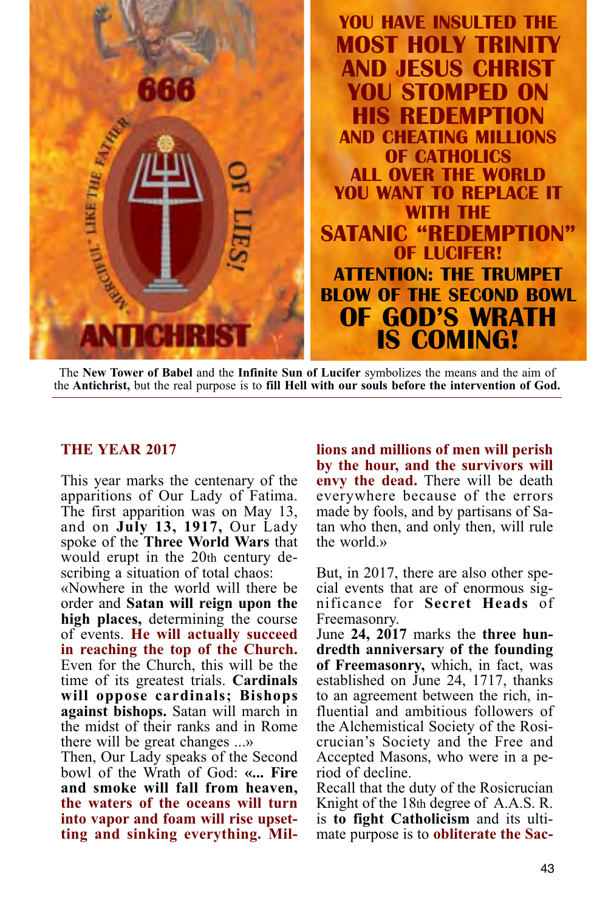YOU HAVE INSULTED THE **MOST HOLY TRINITY AND JESUS CHRIST YOU STOMPED ON HIS REDEMPTION** AND CHEATING MILLIONS OF CATHOLICS ALL OVER THE WORLD YOU WANT TO REPLACE IT WITH THE **SATANIC "REDEMPTION"** OF LUCIFER!

**ATTENTION: THE TRUMPET BLOW OF THE SECOND BOWL OF GOD'S WRATH IS COMING!**

The **New Tower of Babel** and the **Infinite Sun of Lucifer** symbolizes the means and the aim of the **Antichrist,** but the real purpose is to **fill Hell with our souls before the intervention of God.**

## THE YEAR 2017

This year marks the centenary of the apparitions of Our Lady of Fatima. The first apparition was on May 13, and on **July 13, 1917,** Our Lady spoke of the **Three World Wars** that would erupt in the 20th century describing a situation of total chaos:

«Nowhere in the world will there be order and **Satan will reign upon the high places,** determining the course of events. **He will actually succeed in reaching the top of the Church.** Even for the Church, this will be the time of its greatest trials. **Cardinals will oppose cardinals; Bishops against bishops.** Satan will march in the midst of their ranks and in Rome there will be great changes ...»

Then, Our Lady speaks of the Second bowl of the Wrath of God: **«... Fire and smoke will fall from heaven, the waters of the oceans will turn into vapor and foam will rise upsetting and sinking everything. Millions and millions of men will perish by the hour, and the survivors will envy the dead.** There will be death everywhere because of the errors made by fools, and by partisans of Satan who then, and only then, will rule the world.»

But, in 2017, there are also other special events that are of enormous significance for **Secret Heads** of Freemasonry.

June **24, 2017** marks the **three hundredth anniversary of the founding of Freemasonry,** which, in fact, was established on June 24, 1717, thanks to an agreement between the rich, influential and ambitious followers of the Alchemistical Society of the Rosicrucian's Society and the Free and Accepted Masons, who were in a period of decline.

Recall that the duty of the Rosicrucian Knight of the 18th degree of A.A.S. R. is **to fight Catholicism** and its ultimate purpose is to **obliterate the Sac-**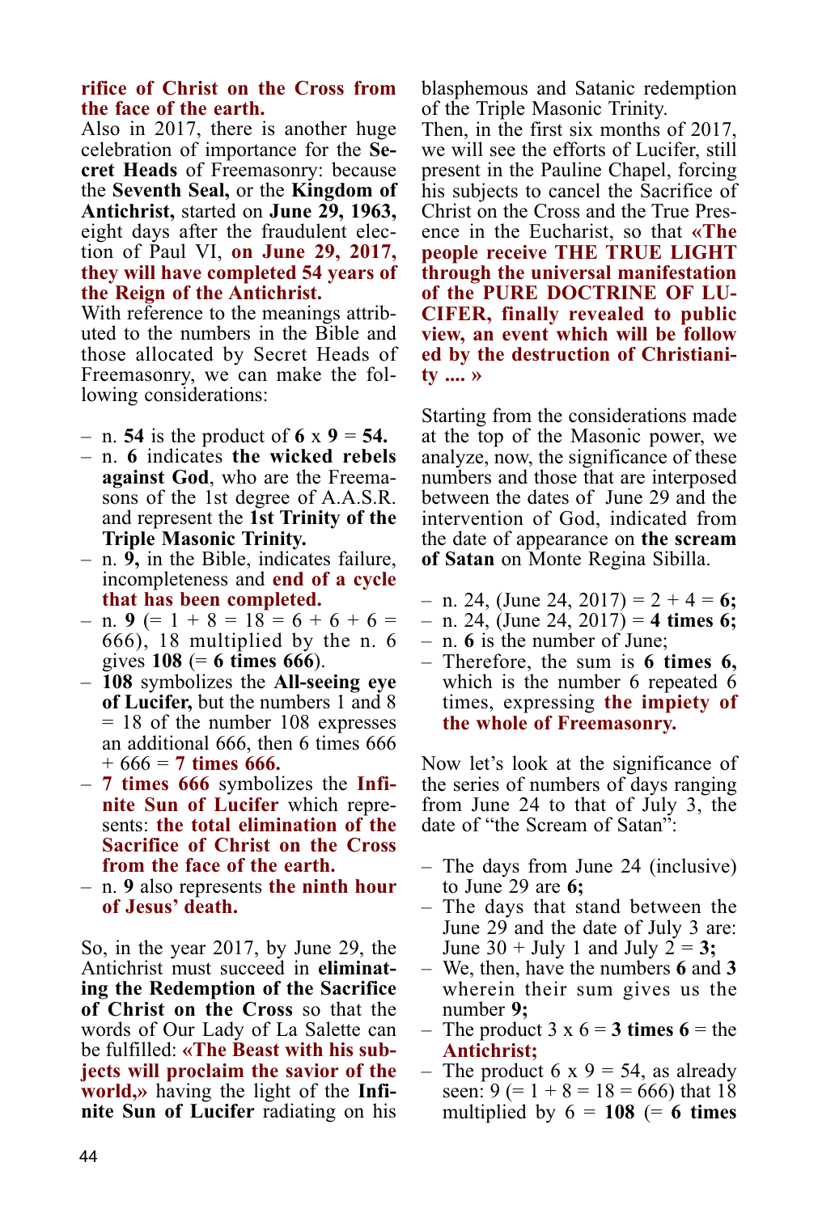**rifice of Christ on the Cross from the face of the earth.**

Also in 2017, there is another huge celebration of importance for the **Secret Heads** of Freemasonry: because the **Seventh Seal,** or the **Kingdom of Antichrist,** started on **June 29, 1963,** eight days after the fraudulent election of Paul VI, **on June 29, 2017, they will have completed 54 years of the Reign of the Antichrist.**

With reference to the meanings attributed to the numbers in the Bible and those allocated by Secret Heads of Freemasonry, we can make the following considerations:

- n. **54** is the product of **6** x **9** = **54.**
- n. **6** indicates **the wicked rebels against God**, who are the Freemasons of the 1st degree of A.A.S.R. and represent the **1st Trinity of the Triple Masonic Trinity.**
- n. **9,** in the Bible, indicates failure, incompleteness and **end of a cycle that has been completed.**
- n. **9** (= 1 + 8 = 18 = 6 + 6 + 6 = 666), 18 multiplied by the n. 6 gives **108** (= **6 times 666**).
- **108** symbolizes the **All-seeing eye of Lucifer,** but the numbers 1 and 8 = 18 of the number 108 expresses an additional 666, then 6 times 666 + 666 = **7 times 666.**
- **7 times 666** symbolizes the **Infinite Sun of Lucifer** which represents: **the total elimination of the Sacrifice of Christ on the Cross from the face of the earth.**
- n. **9** also represents **the ninth hour of Jesus' death.**

So, in the year 2017, by June 29, the Antichrist must succeed in **eliminating the Redemption of the Sacrifice of Christ on the Cross** so that the words of Our Lady of La Salette can be fulfilled: **«The Beast with his subjects will proclaim the savior of the world,»** having the light of the **Infinite Sun of Lucifer** radiating on his blasphemous and Satanic redemption of the Triple Masonic Trinity.

Then, in the first six months of 2017, we will see the efforts of Lucifer, still present in the Pauline Chapel, forcing his subjects to cancel the Sacrifice of Christ on the Cross and the True Presence in the Eucharist, so that **«The people receive THE TRUE LIGHT through the universal manifestation of the PURE DOCTRINE OF LUCIFER, finally revealed to public view, an event which will be follow ed by the destruction of Christianity .... »**

Starting from the considerations made at the top of the Masonic power, we analyze, now, the significance of these numbers and those that are interposed between the dates of June 29 and the intervention of God, indicated from the date of appearance on **the scream of Satan** on Monte Regina Sibilla.

- n. 24, (June 24, 2017) = 2 + 4 = **6;**
- n. 24, (June 24, 2017) = **4 times 6;**
- n. **6** is the number of June;
- Therefore, the sum is **6 times 6,** which is the number 6 repeated 6 times, expressing **the impiety of the whole of Freemasonry.**

Now let's look at the significance of the series of numbers of days ranging from June 24 to that of July 3, the date of "the Scream of Satan":

- The days from June 24 (inclusive) to June 29 are **6;**
- The days that stand between the June 29 and the date of July 3 are: June 30 + July 1 and July 2 = **3;**
- We, then, have the numbers **6** and **3** wherein their sum gives us the number **9;**
- The product 3 x 6 = **3 times 6** = the **Antichrist;**
- The product 6 x 9 = 54, as already seen: 9 (= 1 + 8 = 18 = 666) that 18 multiplied by 6 = **108** (= **6 times**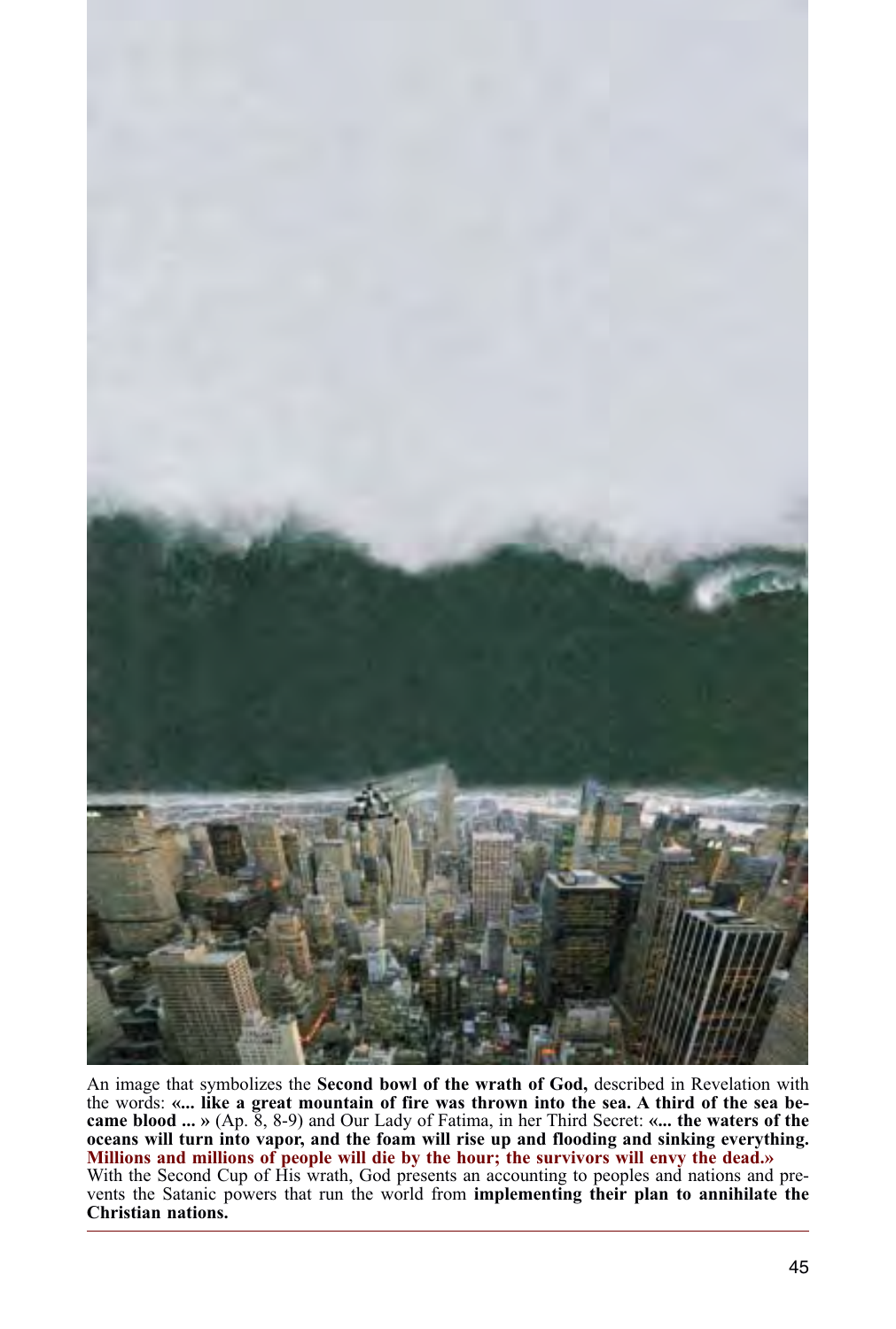An image that symbolizes the **Second bowl of the wrath of God,** described in Revelation with the words: **«... like a great mountain of fire was thrown into the sea. A third of the sea became blood ... »** (Ap. 8, 8-9) and Our Lady of Fatima, in her Third Secret: **«... the waters of the oceans will turn into vapor, and the foam will rise up and flooding and sinking everything. Millions and millions of people will die by the hour; the survivors will envy the dead.»**

With the Second Cup of His wrath, God presents an accounting to peoples and nations and prevents the Satanic powers that run the world from **implementing their plan to annihilate the Christian nations.**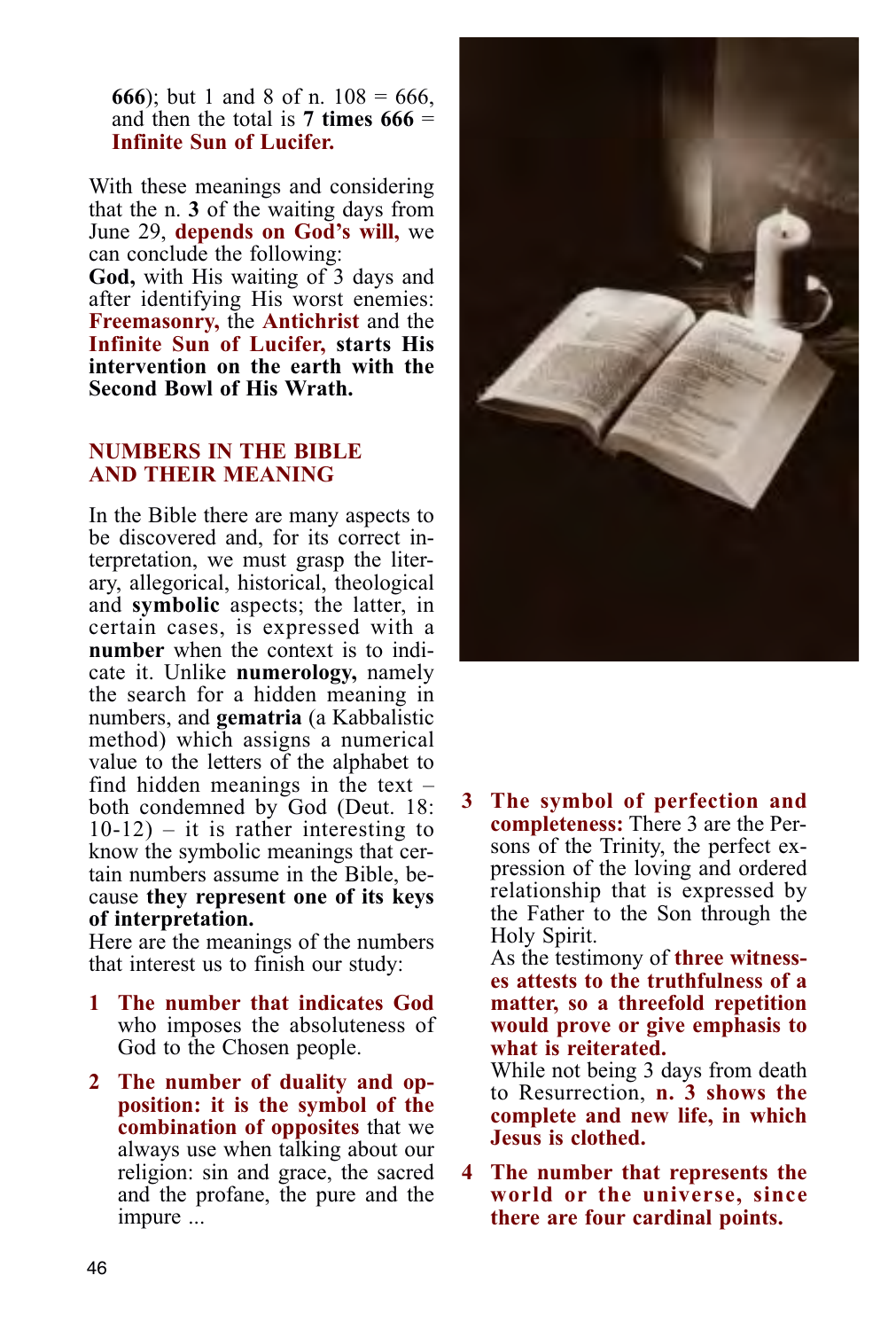**666**); but 1 and 8 of n. 108 = 666, and then the total is **7 times 666** = **Infinite Sun of Lucifer.**

With these meanings and considering that the n. **3** of the waiting days from June 29, **depends on God's will,** we can conclude the following:
**God,** with His waiting of 3 days and after identifying His worst enemies: **Freemasonry,** the **Antichrist** and the **Infinite Sun of Lucifer, starts His intervention on the earth with the Second Bowl of His Wrath.**

## NUMBERS IN THE BIBLE AND THEIR MEANING

In the Bible there are many aspects to be discovered and, for its correct interpretation, we must grasp the literary, allegorical, historical, theological and **symbolic** aspects; the latter, in certain cases, is expressed with a **number** when the context is to indicate it. Unlike **numerology,** namely the search for a hidden meaning in numbers, and **gematria** (a Kabbalistic method) which assigns a numerical value to the letters of the alphabet to find hidden meanings in the text – both condemned by God (Deut. 18: 10-12) – it is rather interesting to know the symbolic meanings that certain numbers assume in the Bible, because **they represent one of its keys of interpretation.**
Here are the meanings of the numbers that interest us to finish our study:

1. **The number that indicates God** who imposes the absoluteness of God to the Chosen people.
2. **The number of duality and opposition: it is the symbol of the combination of opposites** that we always use when talking about our religion: sin and grace, the sacred and the profane, the pure and the impure ...
3. **The symbol of perfection and completeness:** There 3 are the Persons of the Trinity, the perfect expression of the loving and ordered relationship that is expressed by the Father to the Son through the Holy Spirit.
   As the testimony of **three witnesses attests to the truthfulness of a matter, so a threefold repetition would prove or give emphasis to what is reiterated.**
   While not being 3 days from death to Resurrection, **n. 3 shows the complete and new life, in which Jesus is clothed.**
4. **The number that represents the world or the universe, since there are four cardinal points.**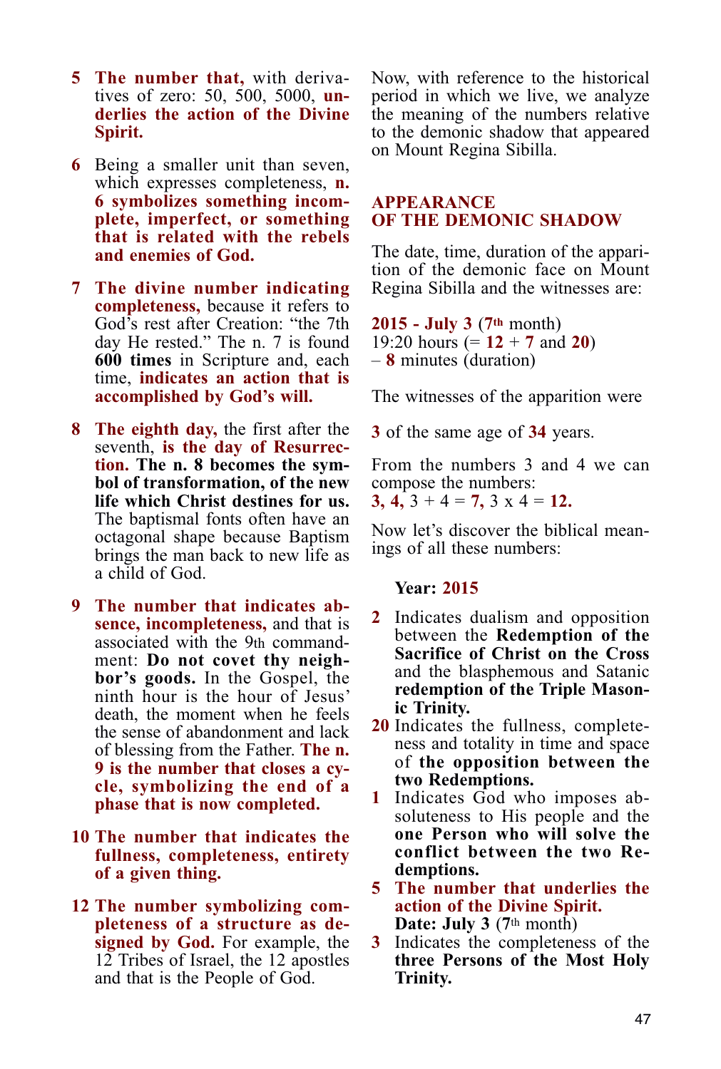**5** **The number that,** with derivatives of zero: 50, 500, 5000, **underlies the action of the Divine Spirit.**

**6** Being a smaller unit than seven, which expresses completeness, **n. 6 symbolizes something incomplete, imperfect, or something that is related with the rebels and enemies of God.**

**7** **The divine number indicating completeness,** because it refers to God's rest after Creation: "the 7th day He rested." The n. 7 is found **600 times** in Scripture and, each time, **indicates an action that is accomplished by God's will.**

**8** **The eighth day,** the first after the seventh, **is the day of Resurrection. The n. 8 becomes the symbol of transformation, of the new life which Christ destines for us.** The baptismal fonts often have an octagonal shape because Baptism brings the man back to new life as a child of God.

**9** **The number that indicates absence, incompleteness,** and that is associated with the 9th commandment: **Do not covet thy neighbor's goods.** In the Gospel, the ninth hour is the hour of Jesus' death, the moment when he feels the sense of abandonment and lack of blessing from the Father. **The n. 9 is the number that closes a cycle, symbolizing the end of a phase that is now completed.**

**10** **The number that indicates the fullness, completeness, entirety of a given thing.**

**12** **The number symbolizing completeness of a structure as designed by God.** For example, the 12 Tribes of Israel, the 12 apostles and that is the People of God.

Now, with reference to the historical period in which we live, we analyze the meaning of the numbers relative to the demonic shadow that appeared on Mount Regina Sibilla.

## APPEARANCE OF THE DEMONIC SHADOW

The date, time, duration of the apparition of the demonic face on Mount Regina Sibilla and the witnesses are:

**2015 - July 3** (**7th** month)
19:20 hours (= **12** + **7** and **20**)
– **8** minutes (duration)

The witnesses of the apparition were

**3** of the same age of **34** years.

From the numbers 3 and 4 we can compose the numbers:
**3, 4,** 3 + 4 = **7,** 3 x 4 = **12.**

Now let's discover the biblical meanings of all these numbers:

**Year: 2015**

**2** Indicates dualism and opposition between the **Redemption of the Sacrifice of Christ on the Cross** and the blasphemous and Satanic **redemption of the Triple Masonic Trinity.**

**20** Indicates the fullness, completeness and totality in time and space of **the opposition between the two Redemptions.**

**1** Indicates God who imposes absoluteness to His people and the **one Person who will solve the conflict between the two Redemptions.**

**5** **The number that underlies the action of the Divine Spirit.**

**Date: July 3** (**7th** month)

**3** Indicates the completeness of the **three Persons of the Most Holy Trinity.**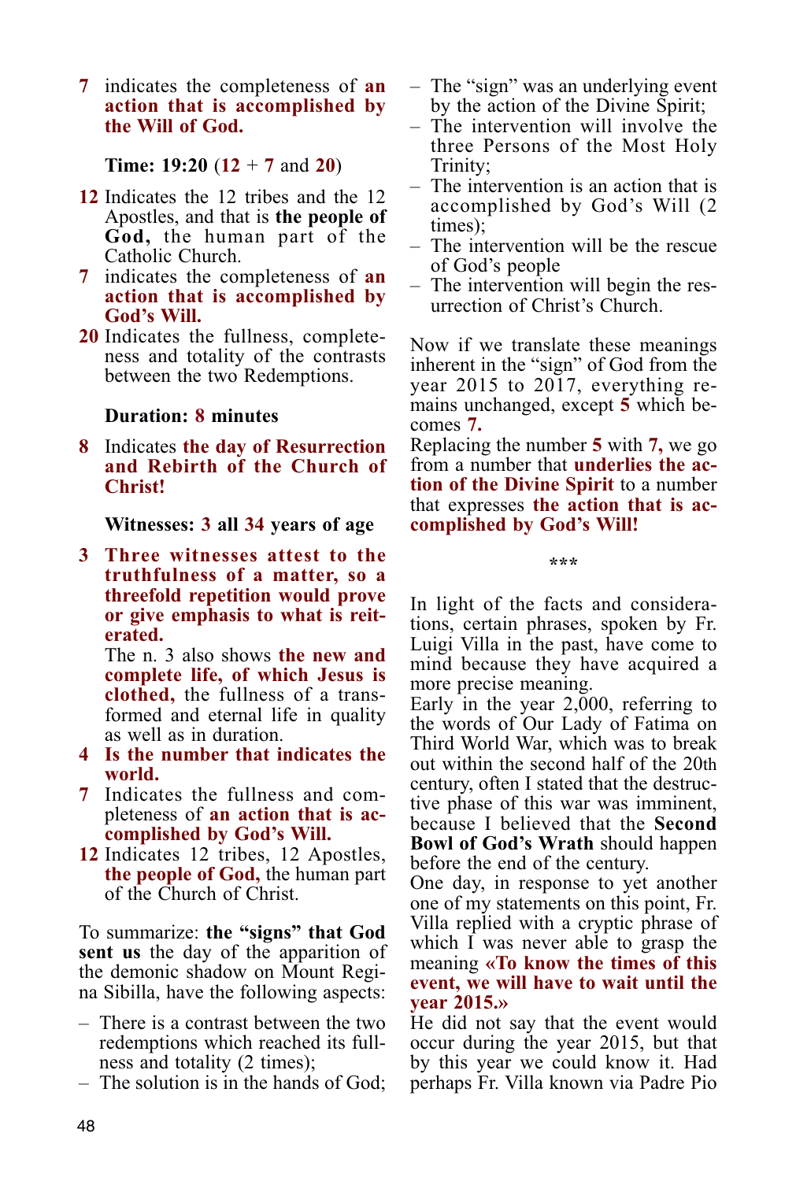**7** indicates the completeness of **an action that is accomplished by the Will of God.**

**Time: 19:20** (**12** + **7** and **20**)

**12** Indicates the 12 tribes and the 12 Apostles, and that is **the people of God,** the human part of the Catholic Church.

**7** indicates the completeness of **an action that is accomplished by God's Will.**

**20** Indicates the fullness, completeness and totality of the contrasts between the two Redemptions.

**Duration: 8 minutes**

**8** Indicates **the day of Resurrection and Rebirth of the Church of Christ!**

**Witnesses: 3 all 34 years of age**

**3** **Three witnesses attest to the truthfulness of a matter, so a threefold repetition would prove or give emphasis to what is reiterated.**
The n. 3 also shows **the new and complete life, of which Jesus is clothed,** the fullness of a transformed and eternal life in quality as well as in duration.

**4** **Is the number that indicates the world.**

**7** Indicates the fullness and completeness of **an action that is accomplished by God's Will.**

**12** Indicates 12 tribes, 12 Apostles, **the people of God,** the human part of the Church of Christ.

To summarize: **the "signs" that God sent us** the day of the apparition of the demonic shadow on Mount Regina Sibilla, have the following aspects:

– There is a contrast between the two redemptions which reached its fullness and totality (2 times);
– The solution is in the hands of God;
– The "sign" was an underlying event by the action of the Divine Spirit;
– The intervention will involve the three Persons of the Most Holy Trinity;
– The intervention is an action that is accomplished by God's Will (2 times);
– The intervention will be the rescue of God's people
– The intervention will begin the resurrection of Christ's Church.

Now if we translate these meanings inherent in the "sign" of God from the year 2015 to 2017, everything remains unchanged, except **5** which becomes **7.**
Replacing the number **5** with **7,** we go from a number that **underlies the action of the Divine Spirit** to a number that expresses **the action that is accomplished by God's Will!**

\*\*\*

In light of the facts and considerations, certain phrases, spoken by Fr. Luigi Villa in the past, have come to mind because they have acquired a more precise meaning.
Early in the year 2,000, referring to the words of Our Lady of Fatima on Third World War, which was to break out within the second half of the 20th century, often I stated that the destructive phase of this war was imminent, because I believed that the **Second Bowl of God's Wrath** should happen before the end of the century.
One day, in response to yet another one of my statements on this point, Fr. Villa replied with a cryptic phrase of which I was never able to grasp the meaning **«To know the times of this event, we will have to wait until the year 2015.»**
He did not say that the event would occur during the year 2015, but that by this year we could know it. Had perhaps Fr. Villa known via Padre Pio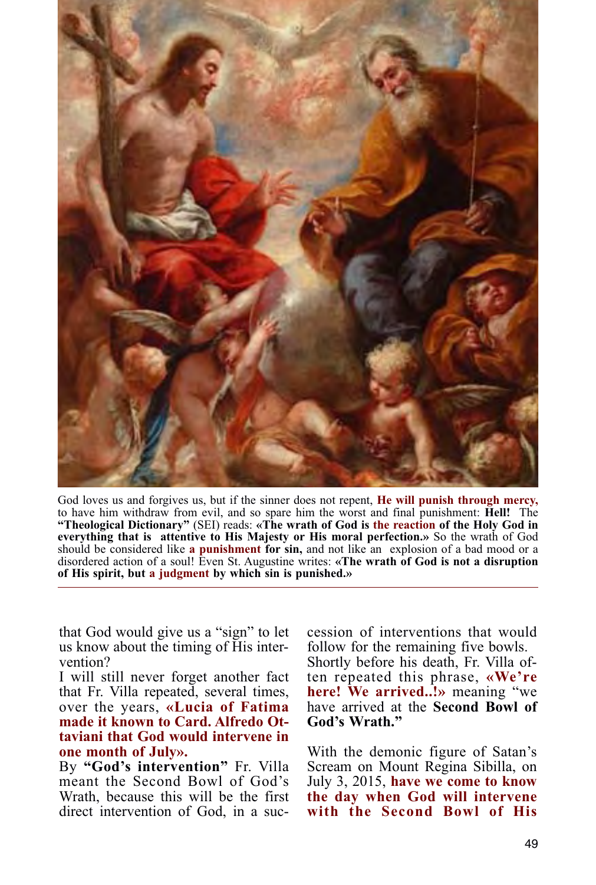God loves us and forgives us, but if the sinner does not repent, **He will punish through mercy,** to have him withdraw from evil, and so spare him the worst and final punishment: **Hell!** The **"Theological Dictionary"** (SEI) reads: **«The wrath of God is the reaction of the Holy God in everything that is attentive to His Majesty or His moral perfection.»** So the wrath of God should be considered like **a punishment for sin,** and not like an explosion of a bad mood or a disordered action of a soul! Even St. Augustine writes: **«The wrath of God is not a disruption of His spirit, but a judgment by which sin is punished.»**

---

that God would give us a "sign" to let us know about the timing of His intervention?

I will still never forget another fact that Fr. Villa repeated, several times, over the years, **«Lucia of Fatima made it known to Card. Alfredo Ottaviani that God would intervene in one month of July».**

By **"God's intervention"** Fr. Villa meant the Second Bowl of God's Wrath, because this will be the first direct intervention of God, in a succession of interventions that would follow for the remaining five bowls.

Shortly before his death, Fr. Villa often repeated this phrase, **«We're here! We arrived..!»** meaning "we have arrived at the **Second Bowl of God's Wrath."**

With the demonic figure of Satan's Scream on Mount Regina Sibilla, on July 3, 2015, **have we come to know the day when God will intervene with the Second Bowl of His**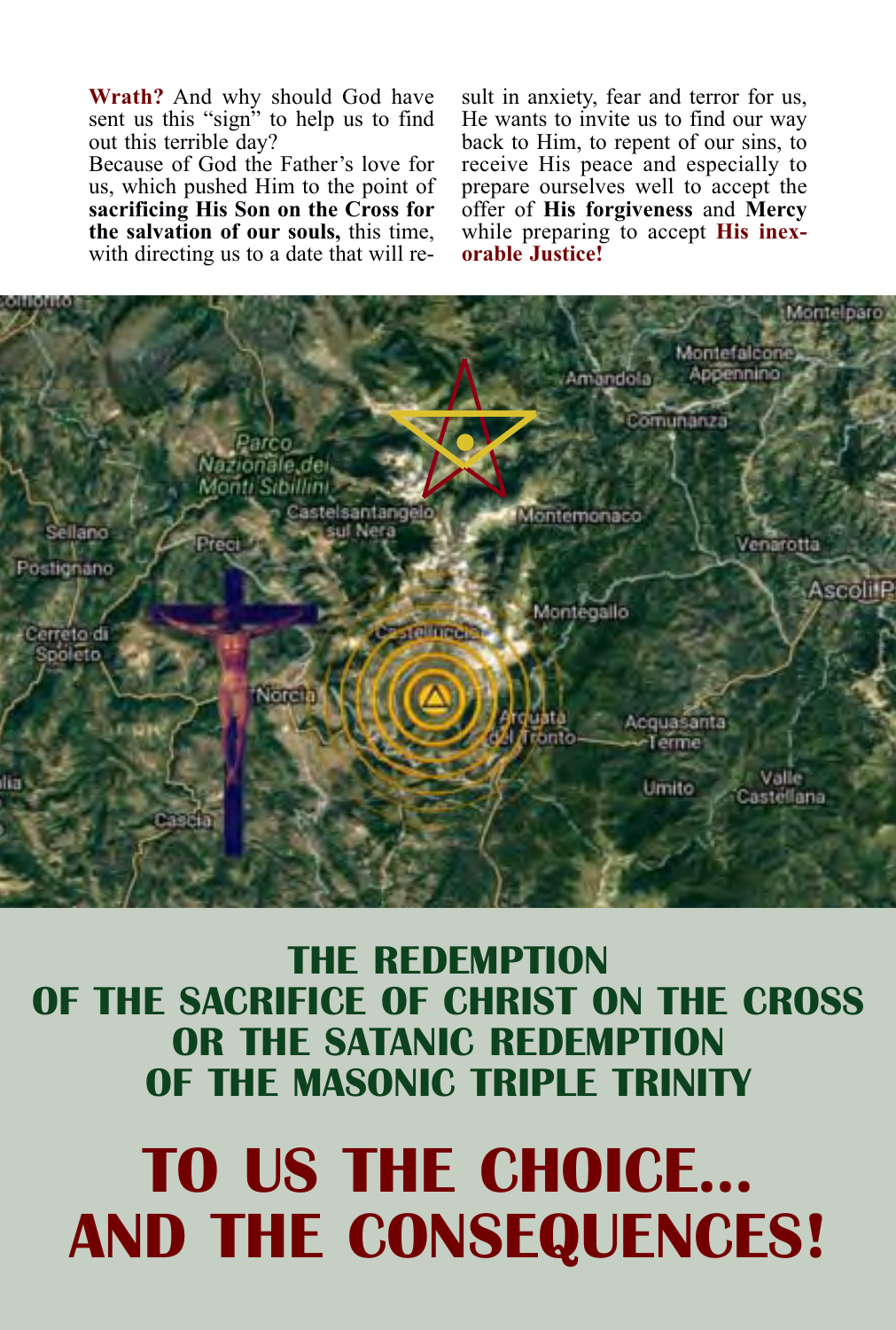**Wrath?** And why should God have sent us this "sign" to help us to find out this terrible day?
Because of God the Father's love for us, which pushed Him to the point of **sacrificing His Son on the Cross for the salvation of our souls,** this time, with directing us to a date that will result in anxiety, fear and terror for us, He wants to invite us to find our way back to Him, to repent of our sins, to receive His peace and especially to prepare ourselves well to accept the offer of **His forgiveness** and **Mercy** while preparing to accept **His inexorable Justice!**

**THE REDEMPTION
OF THE SACRIFICE OF CHRIST ON THE CROSS
OR THE SATANIC REDEMPTION
OF THE MASONIC TRIPLE TRINITY**

# TO US THE CHOICE... AND THE CONSEQUENCES!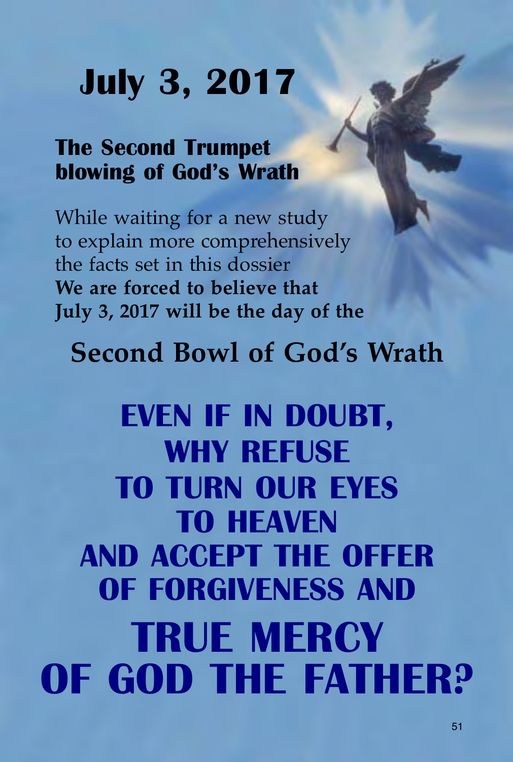# July 3, 2017

## The Second Trumpet blowing of God's Wrath

While waiting for a new study
to explain more comprehensively
the facts set in this dossier
**We are forced to believe that
July 3, 2017 will be the day of the**

## Second Bowl of God's Wrath

**EVEN IF IN DOUBT,
WHY REFUSE
TO TURN OUR EYES
TO HEAVEN
AND ACCEPT THE OFFER
OF FORGIVENESS AND**

# TRUE MERCY OF GOD THE FATHER?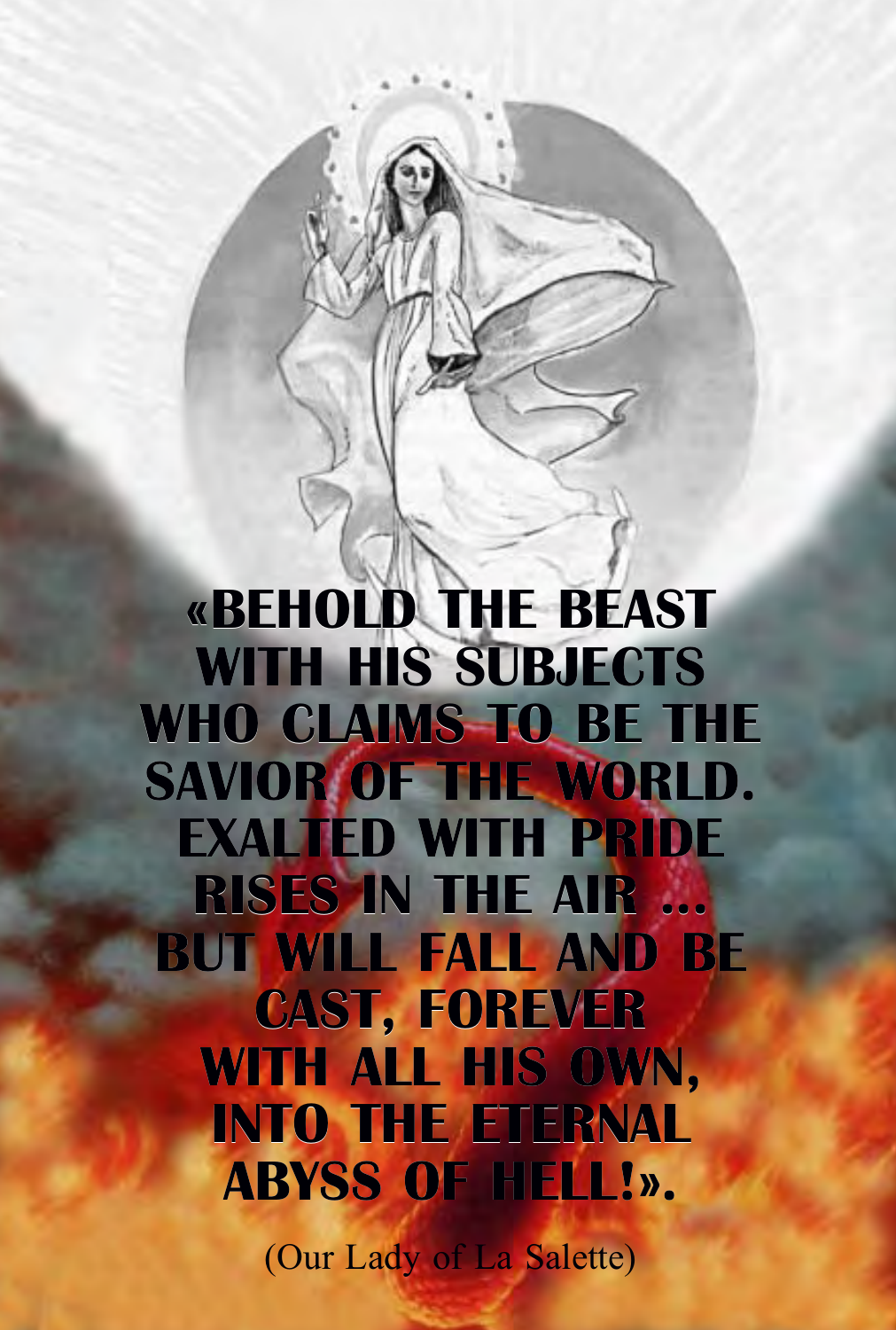**«BEHOLD THE BEAST WITH HIS SUBJECTS WHO CLAIMS TO BE THE SAVIOR OF THE WORLD. EXALTED WITH PRIDE RISES IN THE AIR ... BUT WILL FALL AND BE CAST, FOREVER WITH ALL HIS OWN, INTO THE ETERNAL ABYSS OF HELL!».**

(Our Lady of La Salette)